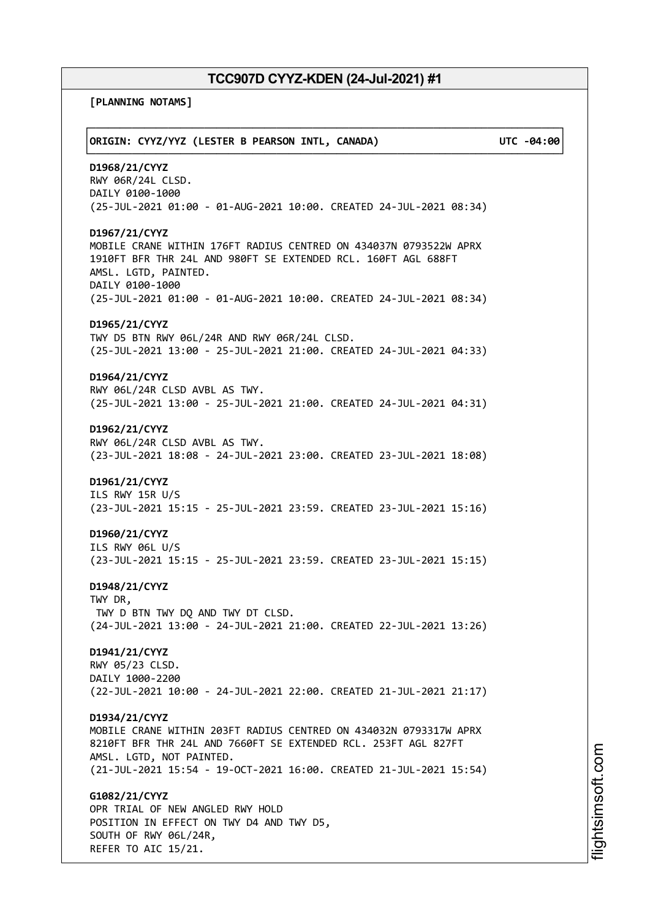# TCC907D CYYZ-KDEN (24-Jul-2021) #1

**[PLANNING NOTAMS]**

**ORIGIN: CYYZ/YYZ (LESTER B PEARSON INTL, CANADA) UTC -04:00**

**D1968/21/CYYZ**
RWY 06R/24L CLSD.
DAILY 0100-1000
(25-JUL-2021 01:00 - 01-AUG-2021 10:00. CREATED 24-JUL-2021 08:34)

**D1967/21/CYYZ**
MOBILE CRANE WITHIN 176FT RADIUS CENTRED ON 434037N 0793522W APRX 1910FT BFR THR 24L AND 980FT SE EXTENDED RCL. 160FT AGL 688FT AMSL. LGTD, PAINTED.
DAILY 0100-1000
(25-JUL-2021 01:00 - 01-AUG-2021 10:00. CREATED 24-JUL-2021 08:34)

**D1965/21/CYYZ**
TWY D5 BTN RWY 06L/24R AND RWY 06R/24L CLSD.
(25-JUL-2021 13:00 - 25-JUL-2021 21:00. CREATED 24-JUL-2021 04:33)

**D1964/21/CYYZ**
RWY 06L/24R CLSD AVBL AS TWY.
(25-JUL-2021 13:00 - 25-JUL-2021 21:00. CREATED 24-JUL-2021 04:31)

**D1962/21/CYYZ**
RWY 06L/24R CLSD AVBL AS TWY.
(23-JUL-2021 18:08 - 24-JUL-2021 23:00. CREATED 23-JUL-2021 18:08)

**D1961/21/CYYZ**
ILS RWY 15R U/S
(23-JUL-2021 15:15 - 25-JUL-2021 23:59. CREATED 23-JUL-2021 15:16)

**D1960/21/CYYZ**
ILS RWY 06L U/S
(23-JUL-2021 15:15 - 25-JUL-2021 23:59. CREATED 23-JUL-2021 15:15)

**D1948/21/CYYZ**
TWY DR,
TWY D BTN TWY DQ AND TWY DT CLSD.
(24-JUL-2021 13:00 - 24-JUL-2021 21:00. CREATED 22-JUL-2021 13:26)

**D1941/21/CYYZ**
RWY 05/23 CLSD.
DAILY 1000-2200
(22-JUL-2021 10:00 - 24-JUL-2021 22:00. CREATED 21-JUL-2021 21:17)

**D1934/21/CYYZ**
MOBILE CRANE WITHIN 203FT RADIUS CENTRED ON 434032N 0793317W APRX 8210FT BFR THR 24L AND 7660FT SE EXTENDED RCL. 253FT AGL 827FT AMSL. LGTD, NOT PAINTED.
(21-JUL-2021 15:54 - 19-OCT-2021 16:00. CREATED 21-JUL-2021 15:54)

**G1082/21/CYYZ**
OPR TRIAL OF NEW ANGLED RWY HOLD
POSITION IN EFFECT ON TWY D4 AND TWY D5,
SOUTH OF RWY 06L/24R,
REFER TO AIC 15/21.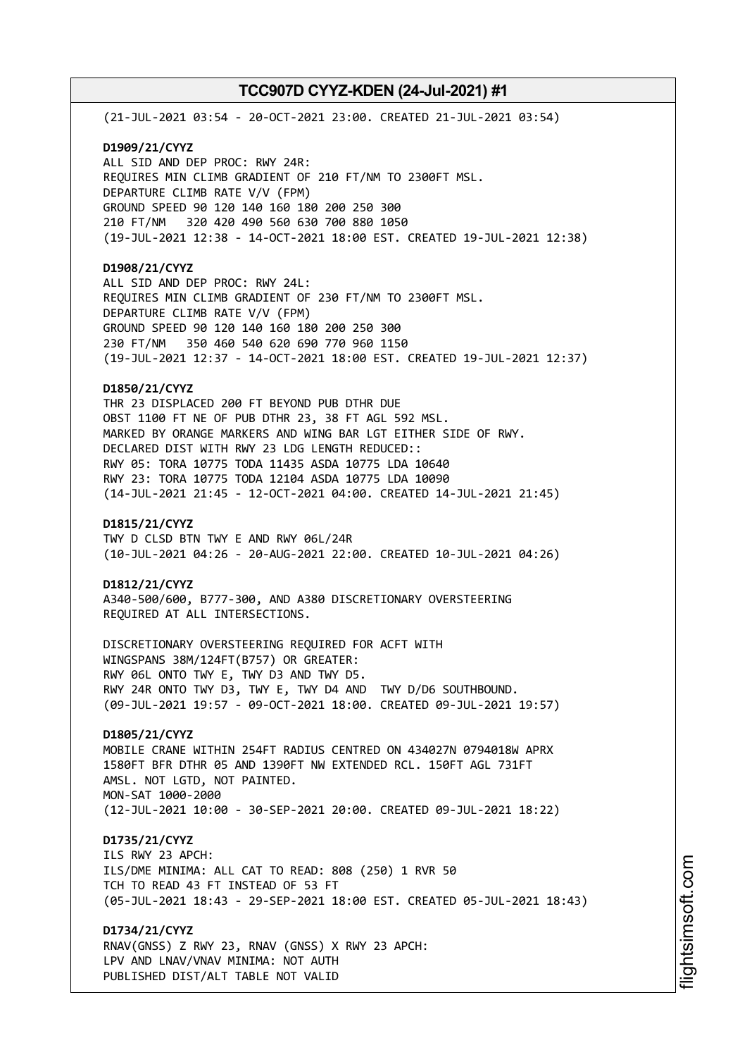(21-JUL-2021 03:54 - 20-OCT-2021 23:00. CREATED 21-JUL-2021 03:54)

**D1909/21/CYYZ**
ALL SID AND DEP PROC: RWY 24R:
REQUIRES MIN CLIMB GRADIENT OF 210 FT/NM TO 2300FT MSL.
DEPARTURE CLIMB RATE V/V (FPM)
GROUND SPEED 90 120 140 160 180 200 250 300
210 FT/NM 320 420 490 560 630 700 880 1050
(19-JUL-2021 12:38 - 14-OCT-2021 18:00 EST. CREATED 19-JUL-2021 12:38)

**D1908/21/CYYZ**
ALL SID AND DEP PROC: RWY 24L:
REQUIRES MIN CLIMB GRADIENT OF 230 FT/NM TO 2300FT MSL.
DEPARTURE CLIMB RATE V/V (FPM)
GROUND SPEED 90 120 140 160 180 200 250 300
230 FT/NM 350 460 540 620 690 770 960 1150
(19-JUL-2021 12:37 - 14-OCT-2021 18:00 EST. CREATED 19-JUL-2021 12:37)

**D1850/21/CYYZ**
THR 23 DISPLACED 200 FT BEYOND PUB DTHR DUE
OBST 1100 FT NE OF PUB DTHR 23, 38 FT AGL 592 MSL.
MARKED BY ORANGE MARKERS AND WING BAR LGT EITHER SIDE OF RWY.
DECLARED DIST WITH RWY 23 LDG LENGTH REDUCED::
RWY 05: TORA 10775 TODA 11435 ASDA 10775 LDA 10640
RWY 23: TORA 10775 TODA 12104 ASDA 10775 LDA 10090
(14-JUL-2021 21:45 - 12-OCT-2021 04:00. CREATED 14-JUL-2021 21:45)

**D1815/21/CYYZ**
TWY D CLSD BTN TWY E AND RWY 06L/24R
(10-JUL-2021 04:26 - 20-AUG-2021 22:00. CREATED 10-JUL-2021 04:26)

**D1812/21/CYYZ**
A340-500/600, B777-300, AND A380 DISCRETIONARY OVERSTEERING
REQUIRED AT ALL INTERSECTIONS.

DISCRETIONARY OVERSTEERING REQUIRED FOR ACFT WITH
WINGSPANS 38M/124FT(B757) OR GREATER:
RWY 06L ONTO TWY E, TWY D3 AND TWY D5.
RWY 24R ONTO TWY D3, TWY E, TWY D4 AND TWY D/D6 SOUTHBOUND.
(09-JUL-2021 19:57 - 09-OCT-2021 18:00. CREATED 09-JUL-2021 19:57)

**D1805/21/CYYZ**
MOBILE CRANE WITHIN 254FT RADIUS CENTRED ON 434027N 0794018W APRX
1580FT BFR DTHR 05 AND 1390FT NW EXTENDED RCL. 150FT AGL 731FT
AMSL. NOT LGTD, NOT PAINTED.
MON-SAT 1000-2000
(12-JUL-2021 10:00 - 30-SEP-2021 20:00. CREATED 09-JUL-2021 18:22)

**D1735/21/CYYZ**
ILS RWY 23 APCH:
ILS/DME MINIMA: ALL CAT TO READ: 808 (250) 1 RVR 50
TCH TO READ 43 FT INSTEAD OF 53 FT
(05-JUL-2021 18:43 - 29-SEP-2021 18:00 EST. CREATED 05-JUL-2021 18:43)

**D1734/21/CYYZ**
RNAV(GNSS) Z RWY 23, RNAV (GNSS) X RWY 23 APCH:
LPV AND LNAV/VNAV MINIMA: NOT AUTH
PUBLISHED DIST/ALT TABLE NOT VALID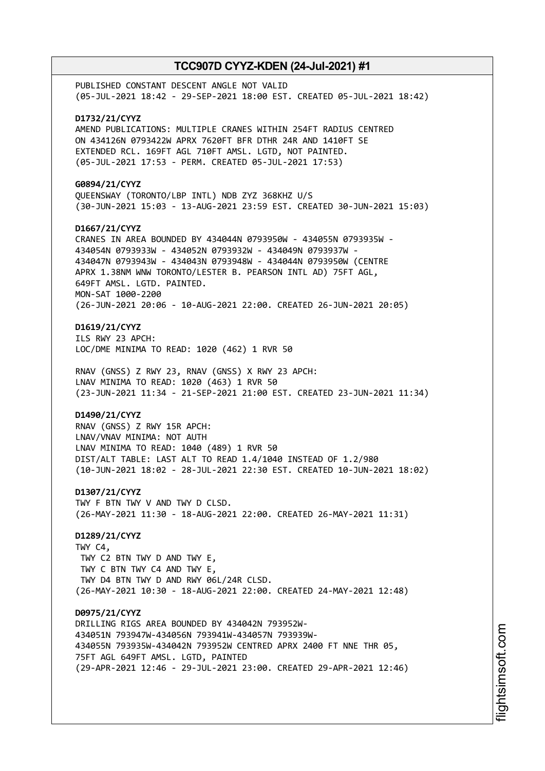PUBLISHED CONSTANT DESCENT ANGLE NOT VALID
(05-JUL-2021 18:42 - 29-SEP-2021 18:00 EST. CREATED 05-JUL-2021 18:42)

**D1732/21/CYYZ**
AMEND PUBLICATIONS: MULTIPLE CRANES WITHIN 254FT RADIUS CENTRED ON 434126N 0793422W APRX 7620FT BFR DTHR 24R AND 1410FT SE EXTENDED RCL. 169FT AGL 710FT AMSL. LGTD, NOT PAINTED.
(05-JUL-2021 17:53 - PERM. CREATED 05-JUL-2021 17:53)

**G0894/21/CYYZ**
QUEENSWAY (TORONTO/LBP INTL) NDB ZYZ 368KHZ U/S
(30-JUN-2021 15:03 - 13-AUG-2021 23:59 EST. CREATED 30-JUN-2021 15:03)

**D1667/21/CYYZ**
CRANES IN AREA BOUNDED BY 434044N 0793950W - 434055N 0793935W - 434054N 0793933W - 434052N 0793932W - 434049N 0793937W - 434047N 0793943W - 434043N 0793948W - 434044N 0793950W (CENTRE APRX 1.38NM WNW TORONTO/LESTER B. PEARSON INTL AD) 75FT AGL, 649FT AMSL. LGTD. PAINTED.
MON-SAT 1000-2200
(26-JUN-2021 20:06 - 10-AUG-2021 22:00. CREATED 26-JUN-2021 20:05)

**D1619/21/CYYZ**
ILS RWY 23 APCH:
LOC/DME MINIMA TO READ: 1020 (462) 1 RVR 50

RNAV (GNSS) Z RWY 23, RNAV (GNSS) X RWY 23 APCH:
LNAV MINIMA TO READ: 1020 (463) 1 RVR 50
(23-JUN-2021 11:34 - 21-SEP-2021 21:00 EST. CREATED 23-JUN-2021 11:34)

**D1490/21/CYYZ**
RNAV (GNSS) Z RWY 15R APCH:
LNAV/VNAV MINIMA: NOT AUTH
LNAV MINIMA TO READ: 1040 (489) 1 RVR 50
DIST/ALT TABLE: LAST ALT TO READ 1.4/1040 INSTEAD OF 1.2/980
(10-JUN-2021 18:02 - 28-JUL-2021 22:30 EST. CREATED 10-JUN-2021 18:02)

**D1307/21/CYYZ**
TWY F BTN TWY V AND TWY D CLSD.
(26-MAY-2021 11:30 - 18-AUG-2021 22:00. CREATED 26-MAY-2021 11:31)

**D1289/21/CYYZ**
TWY C4,
TWY C2 BTN TWY D AND TWY E,
TWY C BTN TWY C4 AND TWY E,
TWY D4 BTN TWY D AND RWY 06L/24R CLSD.
(26-MAY-2021 10:30 - 18-AUG-2021 22:00. CREATED 24-MAY-2021 12:48)

**D0975/21/CYYZ**
DRILLING RIGS AREA BOUNDED BY 434042N 793952W-434051N 793947W-434056N 793941W-434057N 793939W-434055N 793935W-434042N 793952W CENTRED APRX 2400 FT NNE THR 05, 75FT AGL 649FT AMSL. LGTD, PAINTED
(29-APR-2021 12:46 - 29-JUL-2021 23:00. CREATED 29-APR-2021 12:46)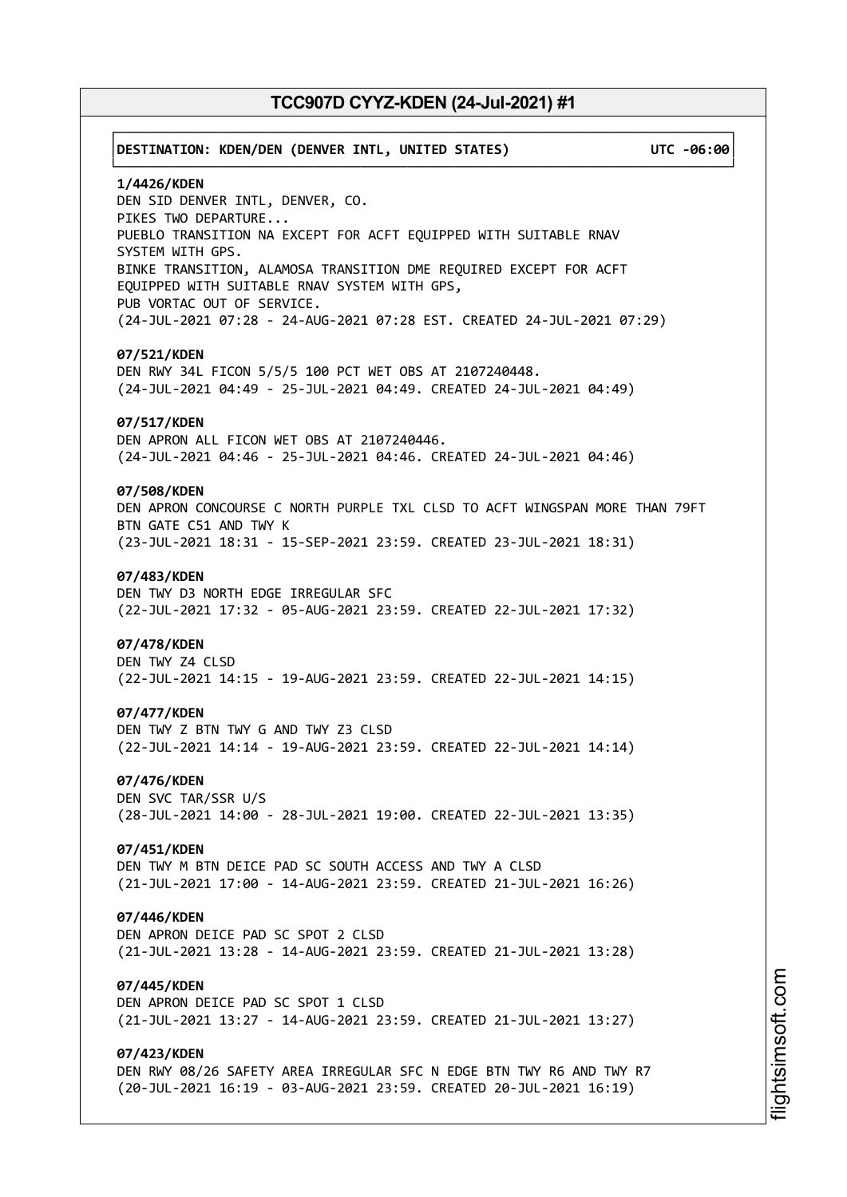**DESTINATION: KDEN/DEN (DENVER INTL, UNITED STATES) UTC -06:00**

**1/4426/KDEN**
DEN SID DENVER INTL, DENVER, CO.
PIKES TWO DEPARTURE...
PUEBLO TRANSITION NA EXCEPT FOR ACFT EQUIPPED WITH SUITABLE RNAV SYSTEM WITH GPS.
BINKE TRANSITION, ALAMOSA TRANSITION DME REQUIRED EXCEPT FOR ACFT EQUIPPED WITH SUITABLE RNAV SYSTEM WITH GPS,
PUB VORTAC OUT OF SERVICE.
(24-JUL-2021 07:28 - 24-AUG-2021 07:28 EST. CREATED 24-JUL-2021 07:29)

**07/521/KDEN**
DEN RWY 34L FICON 5/5/5 100 PCT WET OBS AT 2107240448.
(24-JUL-2021 04:49 - 25-JUL-2021 04:49. CREATED 24-JUL-2021 04:49)

**07/517/KDEN**
DEN APRON ALL FICON WET OBS AT 2107240446.
(24-JUL-2021 04:46 - 25-JUL-2021 04:46. CREATED 24-JUL-2021 04:46)

**07/508/KDEN**
DEN APRON CONCOURSE C NORTH PURPLE TXL CLSD TO ACFT WINGSPAN MORE THAN 79FT BTN GATE C51 AND TWY K
(23-JUL-2021 18:31 - 15-SEP-2021 23:59. CREATED 23-JUL-2021 18:31)

**07/483/KDEN**
DEN TWY D3 NORTH EDGE IRREGULAR SFC
(22-JUL-2021 17:32 - 05-AUG-2021 23:59. CREATED 22-JUL-2021 17:32)

**07/478/KDEN**
DEN TWY Z4 CLSD
(22-JUL-2021 14:15 - 19-AUG-2021 23:59. CREATED 22-JUL-2021 14:15)

**07/477/KDEN**
DEN TWY Z BTN TWY G AND TWY Z3 CLSD
(22-JUL-2021 14:14 - 19-AUG-2021 23:59. CREATED 22-JUL-2021 14:14)

**07/476/KDEN**
DEN SVC TAR/SSR U/S
(28-JUL-2021 14:00 - 28-JUL-2021 19:00. CREATED 22-JUL-2021 13:35)

**07/451/KDEN**
DEN TWY M BTN DEICE PAD SC SOUTH ACCESS AND TWY A CLSD
(21-JUL-2021 17:00 - 14-AUG-2021 23:59. CREATED 21-JUL-2021 16:26)

**07/446/KDEN**
DEN APRON DEICE PAD SC SPOT 2 CLSD
(21-JUL-2021 13:28 - 14-AUG-2021 23:59. CREATED 21-JUL-2021 13:28)

**07/445/KDEN**
DEN APRON DEICE PAD SC SPOT 1 CLSD
(21-JUL-2021 13:27 - 14-AUG-2021 23:59. CREATED 21-JUL-2021 13:27)

**07/423/KDEN**
DEN RWY 08/26 SAFETY AREA IRREGULAR SFC N EDGE BTN TWY R6 AND TWY R7
(20-JUL-2021 16:19 - 03-AUG-2021 23:59. CREATED 20-JUL-2021 16:19)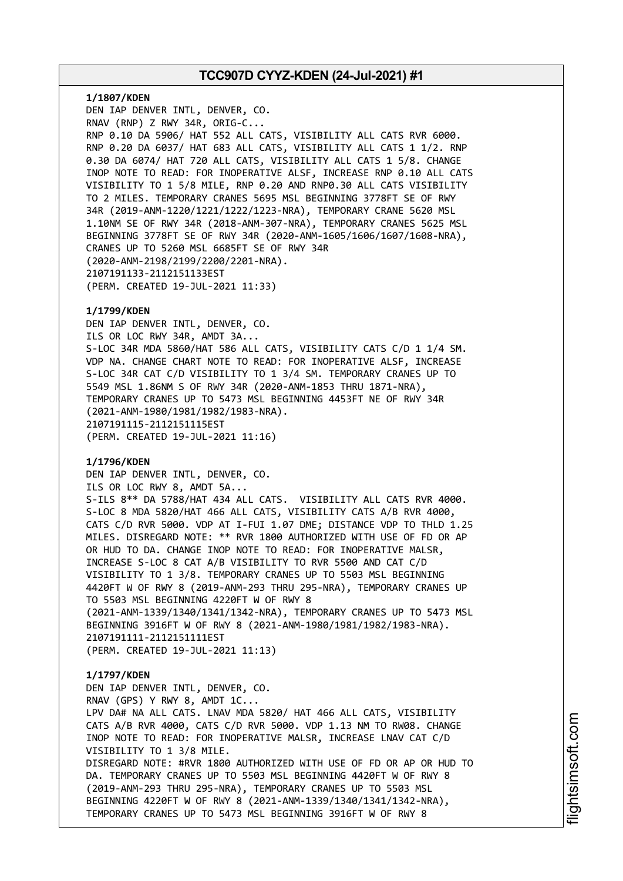**1/1807/KDEN**
DEN IAP DENVER INTL, DENVER, CO.
RNAV (RNP) Z RWY 34R, ORIG-C...
RNP 0.10 DA 5906/ HAT 552 ALL CATS, VISIBILITY ALL CATS RVR 6000.
RNP 0.20 DA 6037/ HAT 683 ALL CATS, VISIBILITY ALL CATS 1 1/2. RNP
0.30 DA 6074/ HAT 720 ALL CATS, VISIBILITY ALL CATS 1 5/8. CHANGE
INOP NOTE TO READ: FOR INOPERATIVE ALSF, INCREASE RNP 0.10 ALL CATS
VISIBILITY TO 1 5/8 MILE, RNP 0.20 AND RNP0.30 ALL CATS VISIBILITY
TO 2 MILES. TEMPORARY CRANES 5695 MSL BEGINNING 3778FT SE OF RWY
34R (2019-ANM-1220/1221/1222/1223-NRA), TEMPORARY CRANE 5620 MSL
1.10NM SE OF RWY 34R (2018-ANM-307-NRA), TEMPORARY CRANES 5625 MSL
BEGINNING 3778FT SE OF RWY 34R (2020-ANM-1605/1606/1607/1608-NRA),
CRANES UP TO 5260 MSL 6685FT SE OF RWY 34R
(2020-ANM-2198/2199/2200/2201-NRA).
2107191133-2112151133EST
(PERM. CREATED 19-JUL-2021 11:33)

**1/1799/KDEN**
DEN IAP DENVER INTL, DENVER, CO.
ILS OR LOC RWY 34R, AMDT 3A...
S-LOC 34R MDA 5860/HAT 586 ALL CATS, VISIBILITY CATS C/D 1 1/4 SM.
VDP NA. CHANGE CHART NOTE TO READ: FOR INOPERATIVE ALSF, INCREASE
S-LOC 34R CAT C/D VISIBILITY TO 1 3/4 SM. TEMPORARY CRANES UP TO
5549 MSL 1.86NM S OF RWY 34R (2020-ANM-1853 THRU 1871-NRA),
TEMPORARY CRANES UP TO 5473 MSL BEGINNING 4453FT NE OF RWY 34R
(2021-ANM-1980/1981/1982/1983-NRA).
2107191115-2112151115EST
(PERM. CREATED 19-JUL-2021 11:16)

**1/1796/KDEN**
DEN IAP DENVER INTL, DENVER, CO.
ILS OR LOC RWY 8, AMDT 5A...
S-ILS 8** DA 5788/HAT 434 ALL CATS. VISIBILITY ALL CATS RVR 4000.
S-LOC 8 MDA 5820/HAT 466 ALL CATS, VISIBILITY CATS A/B RVR 4000,
CATS C/D RVR 5000. VDP AT I-FUI 1.07 DME; DISTANCE VDP TO THLD 1.25
MILES. DISREGARD NOTE: ** RVR 1800 AUTHORIZED WITH USE OF FD OR AP
OR HUD TO DA. CHANGE INOP NOTE TO READ: FOR INOPERATIVE MALSR,
INCREASE S-LOC 8 CAT A/B VISIBILITY TO RVR 5500 AND CAT C/D
VISIBILITY TO 1 3/8. TEMPORARY CRANES UP TO 5503 MSL BEGINNING
4420FT W OF RWY 8 (2019-ANM-293 THRU 295-NRA), TEMPORARY CRANES UP
TO 5503 MSL BEGINNING 4220FT W OF RWY 8
(2021-ANM-1339/1340/1341/1342-NRA), TEMPORARY CRANES UP TO 5473 MSL
BEGINNING 3916FT W OF RWY 8 (2021-ANM-1980/1981/1982/1983-NRA).
2107191111-2112151111EST
(PERM. CREATED 19-JUL-2021 11:13)

**1/1797/KDEN**
DEN IAP DENVER INTL, DENVER, CO.
RNAV (GPS) Y RWY 8, AMDT 1C...
LPV DA# NA ALL CATS. LNAV MDA 5820/ HAT 466 ALL CATS, VISIBILITY
CATS A/B RVR 4000, CATS C/D RVR 5000. VDP 1.13 NM TO RW08. CHANGE
INOP NOTE TO READ: FOR INOPERATIVE MALSR, INCREASE LNAV CAT C/D
VISIBILITY TO 1 3/8 MILE.
DISREGARD NOTE: #RVR 1800 AUTHORIZED WITH USE OF FD OR AP OR HUD TO
DA. TEMPORARY CRANES UP TO 5503 MSL BEGINNING 4420FT W OF RWY 8
(2019-ANM-293 THRU 295-NRA), TEMPORARY CRANES UP TO 5503 MSL
BEGINNING 4220FT W OF RWY 8 (2021-ANM-1339/1340/1341/1342-NRA),
TEMPORARY CRANES UP TO 5473 MSL BEGINNING 3916FT W OF RWY 8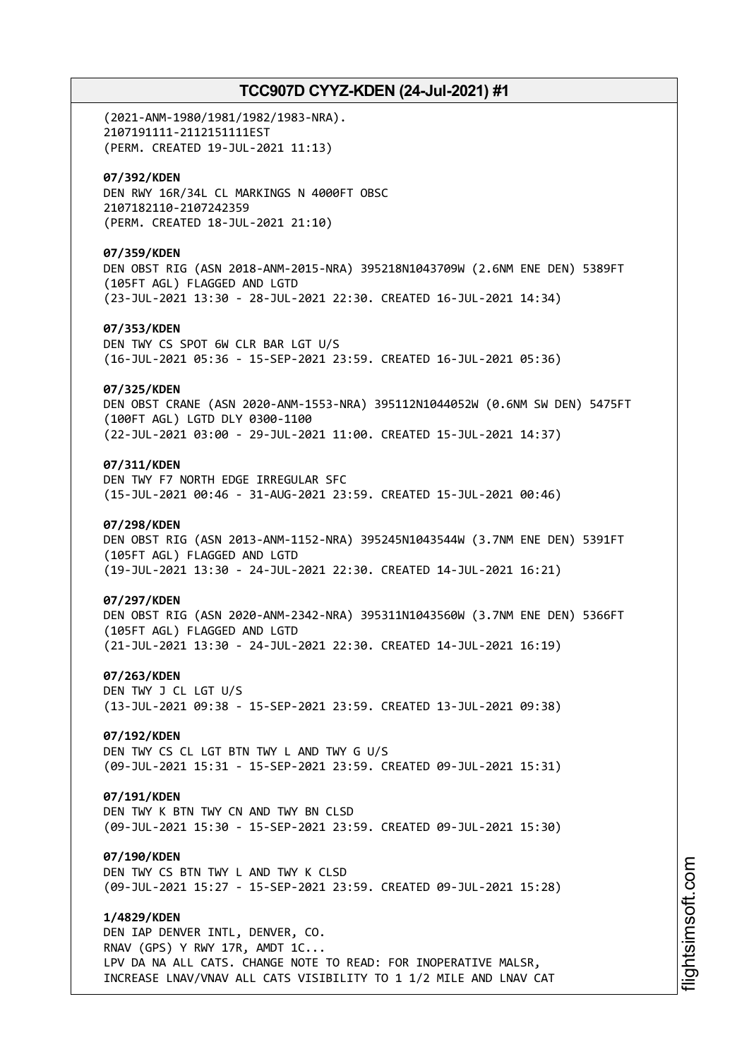(2021-ANM-1980/1981/1982/1983-NRA).
2107191111-2112151111EST
(PERM. CREATED 19-JUL-2021 11:13)

**07/392/KDEN**
DEN RWY 16R/34L CL MARKINGS N 4000FT OBSC
2107182110-2107242359
(PERM. CREATED 18-JUL-2021 21:10)

**07/359/KDEN**
DEN OBST RIG (ASN 2018-ANM-2015-NRA) 395218N1043709W (2.6NM ENE DEN) 5389FT
(105FT AGL) FLAGGED AND LGTD
(23-JUL-2021 13:30 - 28-JUL-2021 22:30. CREATED 16-JUL-2021 14:34)

**07/353/KDEN**
DEN TWY CS SPOT 6W CLR BAR LGT U/S
(16-JUL-2021 05:36 - 15-SEP-2021 23:59. CREATED 16-JUL-2021 05:36)

**07/325/KDEN**
DEN OBST CRANE (ASN 2020-ANM-1553-NRA) 395112N1044052W (0.6NM SW DEN) 5475FT
(100FT AGL) LGTD DLY 0300-1100
(22-JUL-2021 03:00 - 29-JUL-2021 11:00. CREATED 15-JUL-2021 14:37)

**07/311/KDEN**
DEN TWY F7 NORTH EDGE IRREGULAR SFC
(15-JUL-2021 00:46 - 31-AUG-2021 23:59. CREATED 15-JUL-2021 00:46)

**07/298/KDEN**
DEN OBST RIG (ASN 2013-ANM-1152-NRA) 395245N1043544W (3.7NM ENE DEN) 5391FT
(105FT AGL) FLAGGED AND LGTD
(19-JUL-2021 13:30 - 24-JUL-2021 22:30. CREATED 14-JUL-2021 16:21)

**07/297/KDEN**
DEN OBST RIG (ASN 2020-ANM-2342-NRA) 395311N1043560W (3.7NM ENE DEN) 5366FT
(105FT AGL) FLAGGED AND LGTD
(21-JUL-2021 13:30 - 24-JUL-2021 22:30. CREATED 14-JUL-2021 16:19)

**07/263/KDEN**
DEN TWY J CL LGT U/S
(13-JUL-2021 09:38 - 15-SEP-2021 23:59. CREATED 13-JUL-2021 09:38)

**07/192/KDEN**
DEN TWY CS CL LGT BTN TWY L AND TWY G U/S
(09-JUL-2021 15:31 - 15-SEP-2021 23:59. CREATED 09-JUL-2021 15:31)

**07/191/KDEN**
DEN TWY K BTN TWY CN AND TWY BN CLSD
(09-JUL-2021 15:30 - 15-SEP-2021 23:59. CREATED 09-JUL-2021 15:30)

**07/190/KDEN**
DEN TWY CS BTN TWY L AND TWY K CLSD
(09-JUL-2021 15:27 - 15-SEP-2021 23:59. CREATED 09-JUL-2021 15:28)

**1/4829/KDEN**
DEN IAP DENVER INTL, DENVER, CO.
RNAV (GPS) Y RWY 17R, AMDT 1C...
LPV DA NA ALL CATS. CHANGE NOTE TO READ: FOR INOPERATIVE MALSR,
INCREASE LNAV/VNAV ALL CATS VISIBILITY TO 1 1/2 MILE AND LNAV CAT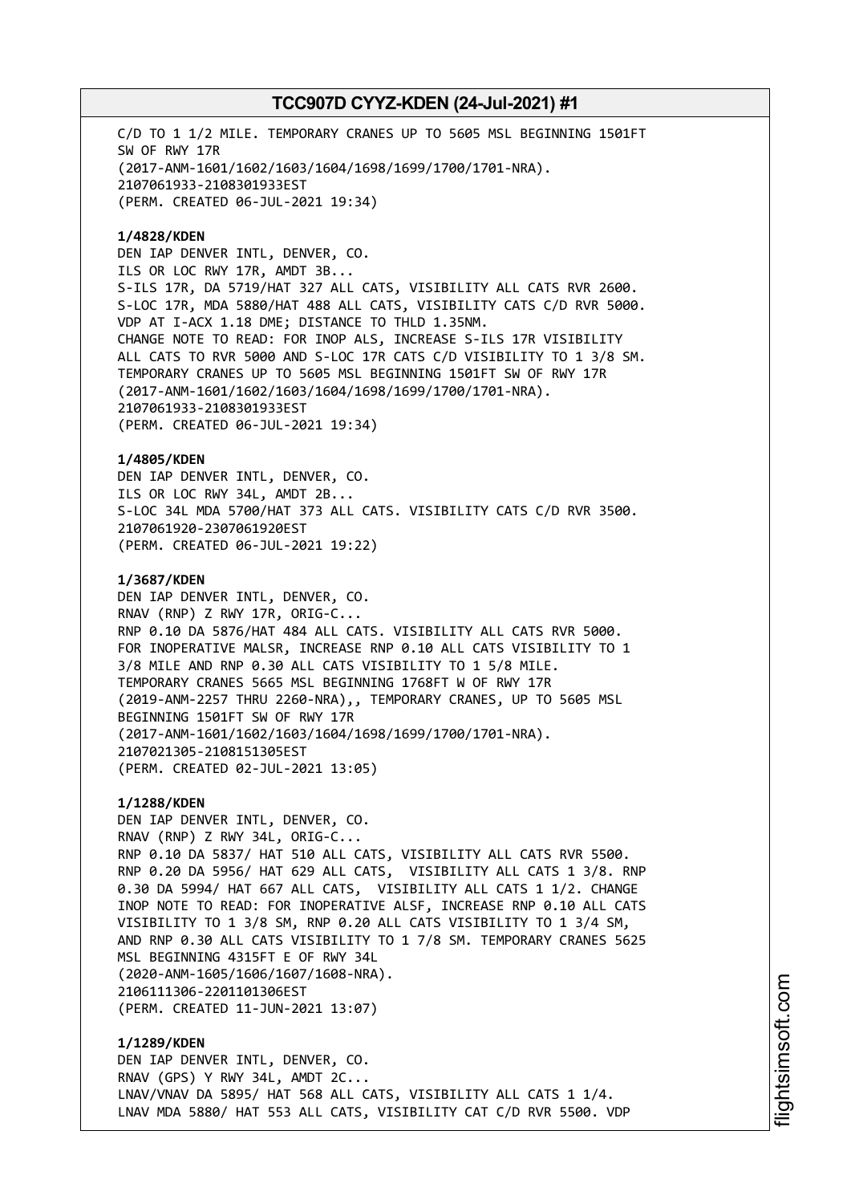C/D TO 1 1/2 MILE. TEMPORARY CRANES UP TO 5605 MSL BEGINNING 1501FT SW OF RWY 17R
(2017-ANM-1601/1602/1603/1604/1698/1699/1700/1701-NRA).
2107061933-2108301933EST
(PERM. CREATED 06-JUL-2021 19:34)

**1/4828/KDEN**
DEN IAP DENVER INTL, DENVER, CO.
ILS OR LOC RWY 17R, AMDT 3B...
S-ILS 17R, DA 5719/HAT 327 ALL CATS, VISIBILITY ALL CATS RVR 2600.
S-LOC 17R, MDA 5880/HAT 488 ALL CATS, VISIBILITY CATS C/D RVR 5000.
VDP AT I-ACX 1.18 DME; DISTANCE TO THLD 1.35NM.
CHANGE NOTE TO READ: FOR INOP ALS, INCREASE S-ILS 17R VISIBILITY ALL CATS TO RVR 5000 AND S-LOC 17R CATS C/D VISIBILITY TO 1 3/8 SM.
TEMPORARY CRANES UP TO 5605 MSL BEGINNING 1501FT SW OF RWY 17R
(2017-ANM-1601/1602/1603/1604/1698/1699/1700/1701-NRA).
2107061933-2108301933EST
(PERM. CREATED 06-JUL-2021 19:34)

**1/4805/KDEN**
DEN IAP DENVER INTL, DENVER, CO.
ILS OR LOC RWY 34L, AMDT 2B...
S-LOC 34L MDA 5700/HAT 373 ALL CATS. VISIBILITY CATS C/D RVR 3500.
2107061920-2307061920EST
(PERM. CREATED 06-JUL-2021 19:22)

**1/3687/KDEN**
DEN IAP DENVER INTL, DENVER, CO.
RNAV (RNP) Z RWY 17R, ORIG-C...
RNP 0.10 DA 5876/HAT 484 ALL CATS. VISIBILITY ALL CATS RVR 5000.
FOR INOPERATIVE MALSR, INCREASE RNP 0.10 ALL CATS VISIBILITY TO 1 3/8 MILE AND RNP 0.30 ALL CATS VISIBILITY TO 1 5/8 MILE.
TEMPORARY CRANES 5665 MSL BEGINNING 1768FT W OF RWY 17R
(2019-ANM-2257 THRU 2260-NRA),, TEMPORARY CRANES, UP TO 5605 MSL BEGINNING 1501FT SW OF RWY 17R
(2017-ANM-1601/1602/1603/1604/1698/1699/1700/1701-NRA).
2107021305-2108151305EST
(PERM. CREATED 02-JUL-2021 13:05)

**1/1288/KDEN**
DEN IAP DENVER INTL, DENVER, CO.
RNAV (RNP) Z RWY 34L, ORIG-C...
RNP 0.10 DA 5837/ HAT 510 ALL CATS, VISIBILITY ALL CATS RVR 5500.
RNP 0.20 DA 5956/ HAT 629 ALL CATS, VISIBILITY ALL CATS 1 3/8. RNP 0.30 DA 5994/ HAT 667 ALL CATS, VISIBILITY ALL CATS 1 1/2. CHANGE INOP NOTE TO READ: FOR INOPERATIVE ALSF, INCREASE RNP 0.10 ALL CATS VISIBILITY TO 1 3/8 SM, RNP 0.20 ALL CATS VISIBILITY TO 1 3/4 SM, AND RNP 0.30 ALL CATS VISIBILITY TO 1 7/8 SM. TEMPORARY CRANES 5625 MSL BEGINNING 4315FT E OF RWY 34L
(2020-ANM-1605/1606/1607/1608-NRA).
2106111306-2201101306EST
(PERM. CREATED 11-JUN-2021 13:07)

**1/1289/KDEN**
DEN IAP DENVER INTL, DENVER, CO.
RNAV (GPS) Y RWY 34L, AMDT 2C...
LNAV/VNAV DA 5895/ HAT 568 ALL CATS, VISIBILITY ALL CATS 1 1/4.
LNAV MDA 5880/ HAT 553 ALL CATS, VISIBILITY CAT C/D RVR 5500. VDP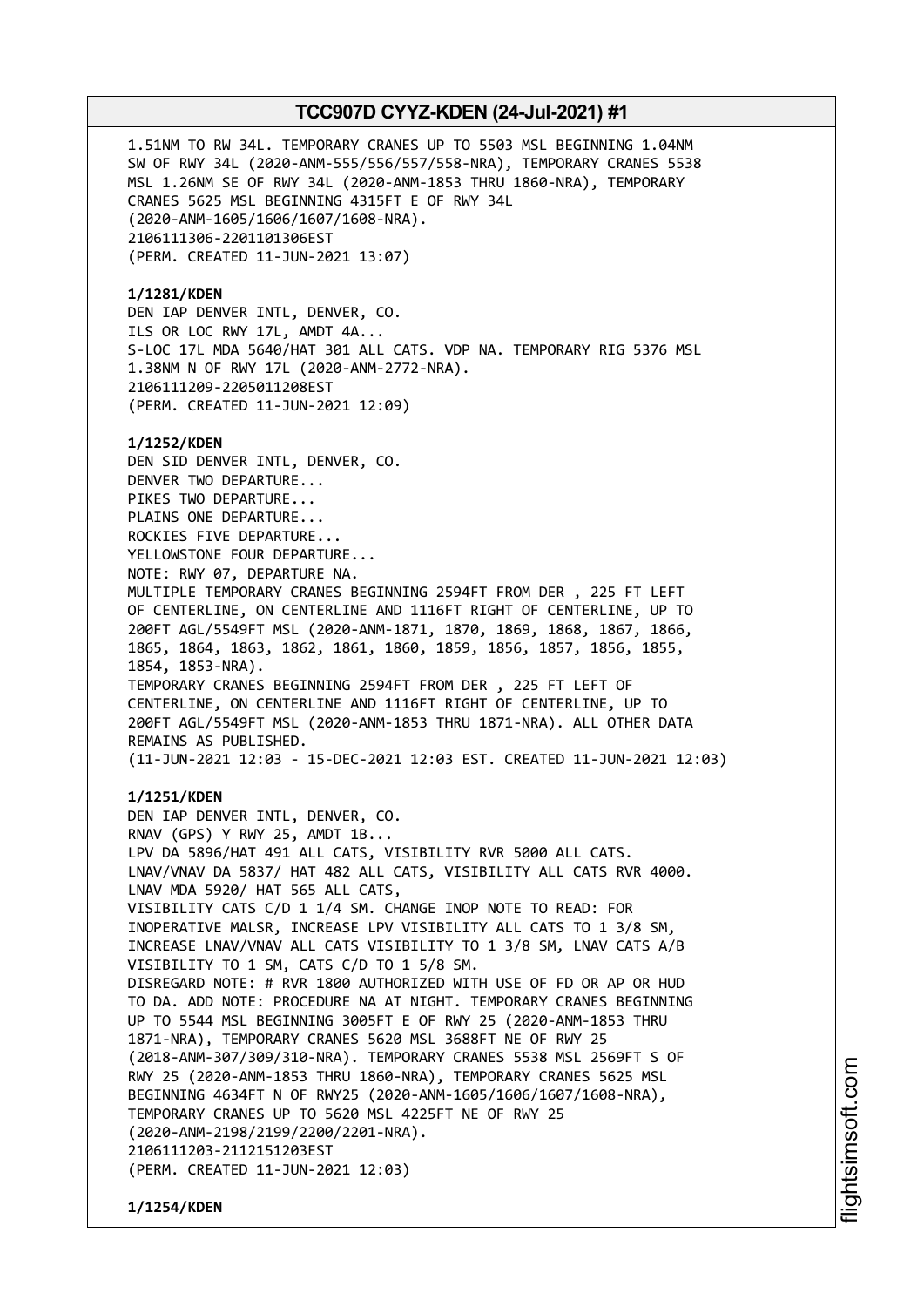1.51NM TO RW 34L. TEMPORARY CRANES UP TO 5503 MSL BEGINNING 1.04NM SW OF RWY 34L (2020-ANM-555/556/557/558-NRA), TEMPORARY CRANES 5538 MSL 1.26NM SE OF RWY 34L (2020-ANM-1853 THRU 1860-NRA), TEMPORARY CRANES 5625 MSL BEGINNING 4315FT E OF RWY 34L (2020-ANM-1605/1606/1607/1608-NRA).
2106111306-2201101306EST
(PERM. CREATED 11-JUN-2021 13:07)

**1/1281/KDEN**
DEN IAP DENVER INTL, DENVER, CO.
ILS OR LOC RWY 17L, AMDT 4A...
S-LOC 17L MDA 5640/HAT 301 ALL CATS. VDP NA. TEMPORARY RIG 5376 MSL 1.38NM N OF RWY 17L (2020-ANM-2772-NRA).
2106111209-2205011208EST
(PERM. CREATED 11-JUN-2021 12:09)

**1/1252/KDEN**
DEN SID DENVER INTL, DENVER, CO.
DENVER TWO DEPARTURE...
PIKES TWO DEPARTURE...
PLAINS ONE DEPARTURE...
ROCKIES FIVE DEPARTURE...
YELLOWSTONE FOUR DEPARTURE...
NOTE: RWY 07, DEPARTURE NA.
MULTIPLE TEMPORARY CRANES BEGINNING 2594FT FROM DER , 225 FT LEFT OF CENTERLINE, ON CENTERLINE AND 1116FT RIGHT OF CENTERLINE, UP TO 200FT AGL/5549FT MSL (2020-ANM-1871, 1870, 1869, 1868, 1867, 1866, 1865, 1864, 1863, 1862, 1861, 1860, 1859, 1856, 1857, 1856, 1855, 1854, 1853-NRA).
TEMPORARY CRANES BEGINNING 2594FT FROM DER , 225 FT LEFT OF CENTERLINE, ON CENTERLINE AND 1116FT RIGHT OF CENTERLINE, UP TO 200FT AGL/5549FT MSL (2020-ANM-1853 THRU 1871-NRA). ALL OTHER DATA REMAINS AS PUBLISHED.
(11-JUN-2021 12:03 - 15-DEC-2021 12:03 EST. CREATED 11-JUN-2021 12:03)

**1/1251/KDEN**
DEN IAP DENVER INTL, DENVER, CO.
RNAV (GPS) Y RWY 25, AMDT 1B...
LPV DA 5896/HAT 491 ALL CATS, VISIBILITY RVR 5000 ALL CATS.
LNAV/VNAV DA 5837/ HAT 482 ALL CATS, VISIBILITY ALL CATS RVR 4000.
LNAV MDA 5920/ HAT 565 ALL CATS,
VISIBILITY CATS C/D 1 1/4 SM. CHANGE INOP NOTE TO READ: FOR INOPERATIVE MALSR, INCREASE LPV VISIBILITY ALL CATS TO 1 3/8 SM, INCREASE LNAV/VNAV ALL CATS VISIBILITY TO 1 3/8 SM, LNAV CATS A/B VISIBILITY TO 1 SM, CATS C/D TO 1 5/8 SM.
DISREGARD NOTE: # RVR 1800 AUTHORIZED WITH USE OF FD OR AP OR HUD TO DA. ADD NOTE: PROCEDURE NA AT NIGHT. TEMPORARY CRANES BEGINNING UP TO 5544 MSL BEGINNING 3005FT E OF RWY 25 (2020-ANM-1853 THRU 1871-NRA), TEMPORARY CRANES 5620 MSL 3688FT NE OF RWY 25 (2018-ANM-307/309/310-NRA). TEMPORARY CRANES 5538 MSL 2569FT S OF RWY 25 (2020-ANM-1853 THRU 1860-NRA), TEMPORARY CRANES 5625 MSL BEGINNING 4634FT N OF RWY25 (2020-ANM-1605/1606/1607/1608-NRA), TEMPORARY CRANES UP TO 5620 MSL 4225FT NE OF RWY 25 (2020-ANM-2198/2199/2200/2201-NRA).
2106111203-2112151203EST
(PERM. CREATED 11-JUN-2021 12:03)

**1/1254/KDEN**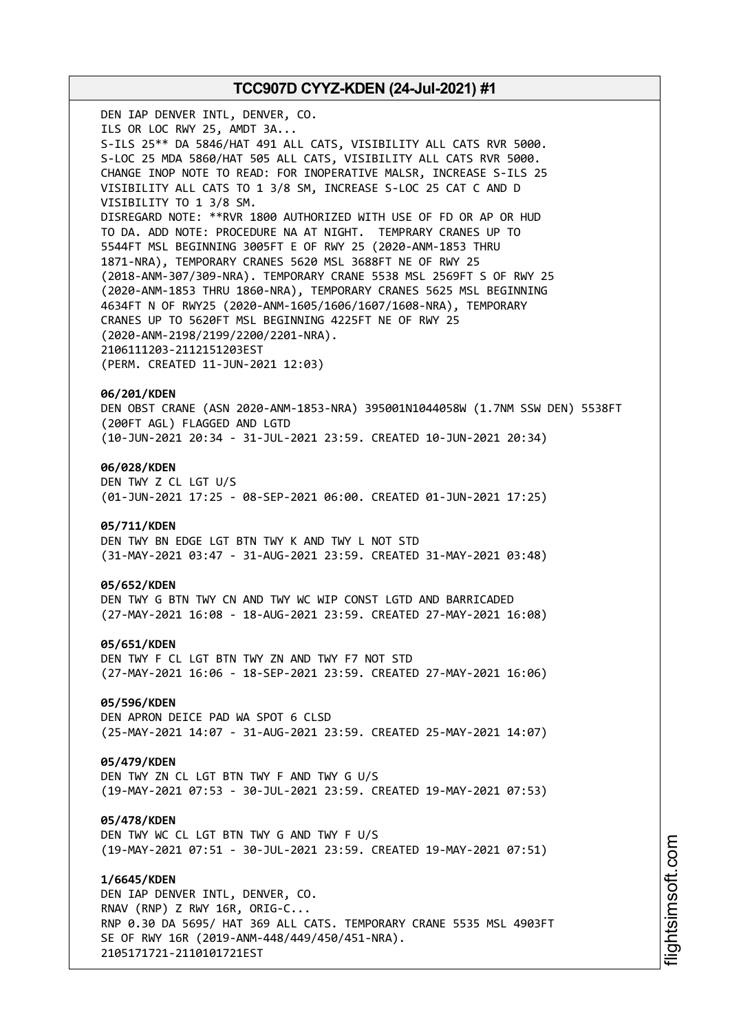DEN IAP DENVER INTL, DENVER, CO.
ILS OR LOC RWY 25, AMDT 3A...
S-ILS 25** DA 5846/HAT 491 ALL CATS, VISIBILITY ALL CATS RVR 5000.
S-LOC 25 MDA 5860/HAT 505 ALL CATS, VISIBILITY ALL CATS RVR 5000.
CHANGE INOP NOTE TO READ: FOR INOPERATIVE MALSR, INCREASE S-ILS 25 VISIBILITY ALL CATS TO 1 3/8 SM, INCREASE S-LOC 25 CAT C AND D VISIBILITY TO 1 3/8 SM.
DISREGARD NOTE: **RVR 1800 AUTHORIZED WITH USE OF FD OR AP OR HUD TO DA. ADD NOTE: PROCEDURE NA AT NIGHT. TEMPRARY CRANES UP TO 5544FT MSL BEGINNING 3005FT E OF RWY 25 (2020-ANM-1853 THRU 1871-NRA), TEMPORARY CRANES 5620 MSL 3688FT NE OF RWY 25 (2018-ANM-307/309-NRA). TEMPORARY CRANE 5538 MSL 2569FT S OF RWY 25 (2020-ANM-1853 THRU 1860-NRA), TEMPORARY CRANES 5625 MSL BEGINNING 4634FT N OF RWY25 (2020-ANM-1605/1606/1607/1608-NRA), TEMPORARY CRANES UP TO 5620FT MSL BEGINNING 4225FT NE OF RWY 25 (2020-ANM-2198/2199/2200/2201-NRA).
2106111203-2112151203EST
(PERM. CREATED 11-JUN-2021 12:03)

**06/201/KDEN**
DEN OBST CRANE (ASN 2020-ANM-1853-NRA) 395001N1044058W (1.7NM SSW DEN) 5538FT (200FT AGL) FLAGGED AND LGTD
(10-JUN-2021 20:34 - 31-JUL-2021 23:59. CREATED 10-JUN-2021 20:34)

**06/028/KDEN**
DEN TWY Z CL LGT U/S
(01-JUN-2021 17:25 - 08-SEP-2021 06:00. CREATED 01-JUN-2021 17:25)

**05/711/KDEN**
DEN TWY BN EDGE LGT BTN TWY K AND TWY L NOT STD
(31-MAY-2021 03:47 - 31-AUG-2021 23:59. CREATED 31-MAY-2021 03:48)

**05/652/KDEN**
DEN TWY G BTN TWY CN AND TWY WC WIP CONST LGTD AND BARRICADED
(27-MAY-2021 16:08 - 18-AUG-2021 23:59. CREATED 27-MAY-2021 16:08)

**05/651/KDEN**
DEN TWY F CL LGT BTN TWY ZN AND TWY F7 NOT STD
(27-MAY-2021 16:06 - 18-SEP-2021 23:59. CREATED 27-MAY-2021 16:06)

**05/596/KDEN**
DEN APRON DEICE PAD WA SPOT 6 CLSD
(25-MAY-2021 14:07 - 31-AUG-2021 23:59. CREATED 25-MAY-2021 14:07)

**05/479/KDEN**
DEN TWY ZN CL LGT BTN TWY F AND TWY G U/S
(19-MAY-2021 07:53 - 30-JUL-2021 23:59. CREATED 19-MAY-2021 07:53)

**05/478/KDEN**
DEN TWY WC CL LGT BTN TWY G AND TWY F U/S
(19-MAY-2021 07:51 - 30-JUL-2021 23:59. CREATED 19-MAY-2021 07:51)

**1/6645/KDEN**
DEN IAP DENVER INTL, DENVER, CO.
RNAV (RNP) Z RWY 16R, ORIG-C...
RNP 0.30 DA 5695/ HAT 369 ALL CATS. TEMPORARY CRANE 5535 MSL 4903FT SE OF RWY 16R (2019-ANM-448/449/450/451-NRA).
2105171721-2110101721EST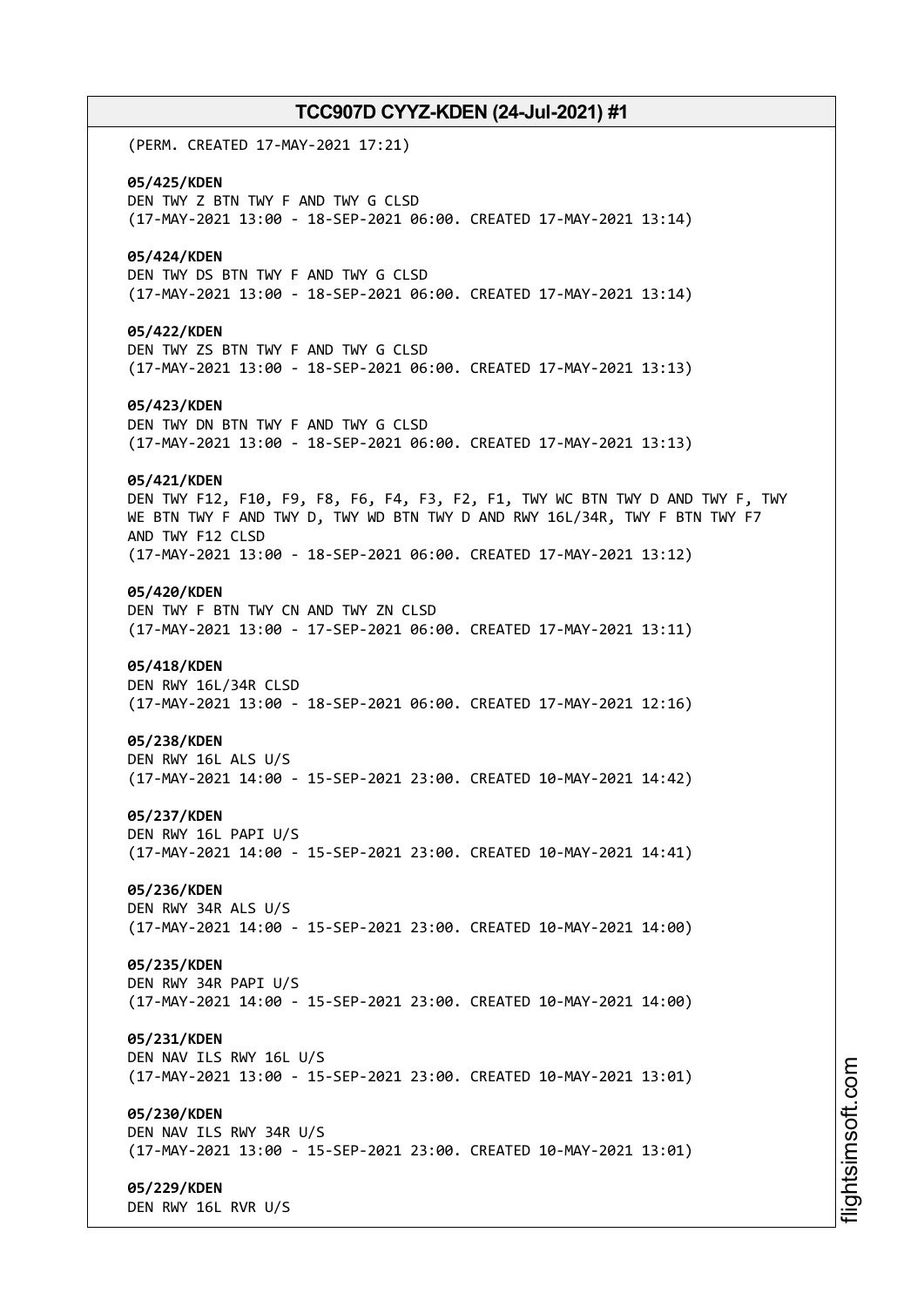(PERM. CREATED 17-MAY-2021 17:21)

**05/425/KDEN**
DEN TWY Z BTN TWY F AND TWY G CLSD
(17-MAY-2021 13:00 - 18-SEP-2021 06:00. CREATED 17-MAY-2021 13:14)

**05/424/KDEN**
DEN TWY DS BTN TWY F AND TWY G CLSD
(17-MAY-2021 13:00 - 18-SEP-2021 06:00. CREATED 17-MAY-2021 13:14)

**05/422/KDEN**
DEN TWY ZS BTN TWY F AND TWY G CLSD
(17-MAY-2021 13:00 - 18-SEP-2021 06:00. CREATED 17-MAY-2021 13:13)

**05/423/KDEN**
DEN TWY DN BTN TWY F AND TWY G CLSD
(17-MAY-2021 13:00 - 18-SEP-2021 06:00. CREATED 17-MAY-2021 13:13)

**05/421/KDEN**
DEN TWY F12, F10, F9, F8, F6, F4, F3, F2, F1, TWY WC BTN TWY D AND TWY F, TWY WE BTN TWY F AND TWY D, TWY WD BTN TWY D AND RWY 16L/34R, TWY F BTN TWY F7 AND TWY F12 CLSD
(17-MAY-2021 13:00 - 18-SEP-2021 06:00. CREATED 17-MAY-2021 13:12)

**05/420/KDEN**
DEN TWY F BTN TWY CN AND TWY ZN CLSD
(17-MAY-2021 13:00 - 17-SEP-2021 06:00. CREATED 17-MAY-2021 13:11)

**05/418/KDEN**
DEN RWY 16L/34R CLSD
(17-MAY-2021 13:00 - 18-SEP-2021 06:00. CREATED 17-MAY-2021 12:16)

**05/238/KDEN**
DEN RWY 16L ALS U/S
(17-MAY-2021 14:00 - 15-SEP-2021 23:00. CREATED 10-MAY-2021 14:42)

**05/237/KDEN**
DEN RWY 16L PAPI U/S
(17-MAY-2021 14:00 - 15-SEP-2021 23:00. CREATED 10-MAY-2021 14:41)

**05/236/KDEN**
DEN RWY 34R ALS U/S
(17-MAY-2021 14:00 - 15-SEP-2021 23:00. CREATED 10-MAY-2021 14:00)

**05/235/KDEN**
DEN RWY 34R PAPI U/S
(17-MAY-2021 14:00 - 15-SEP-2021 23:00. CREATED 10-MAY-2021 14:00)

**05/231/KDEN**
DEN NAV ILS RWY 16L U/S
(17-MAY-2021 13:00 - 15-SEP-2021 23:00. CREATED 10-MAY-2021 13:01)

**05/230/KDEN**
DEN NAV ILS RWY 34R U/S
(17-MAY-2021 13:00 - 15-SEP-2021 23:00. CREATED 10-MAY-2021 13:01)

**05/229/KDEN**
DEN RWY 16L RVR U/S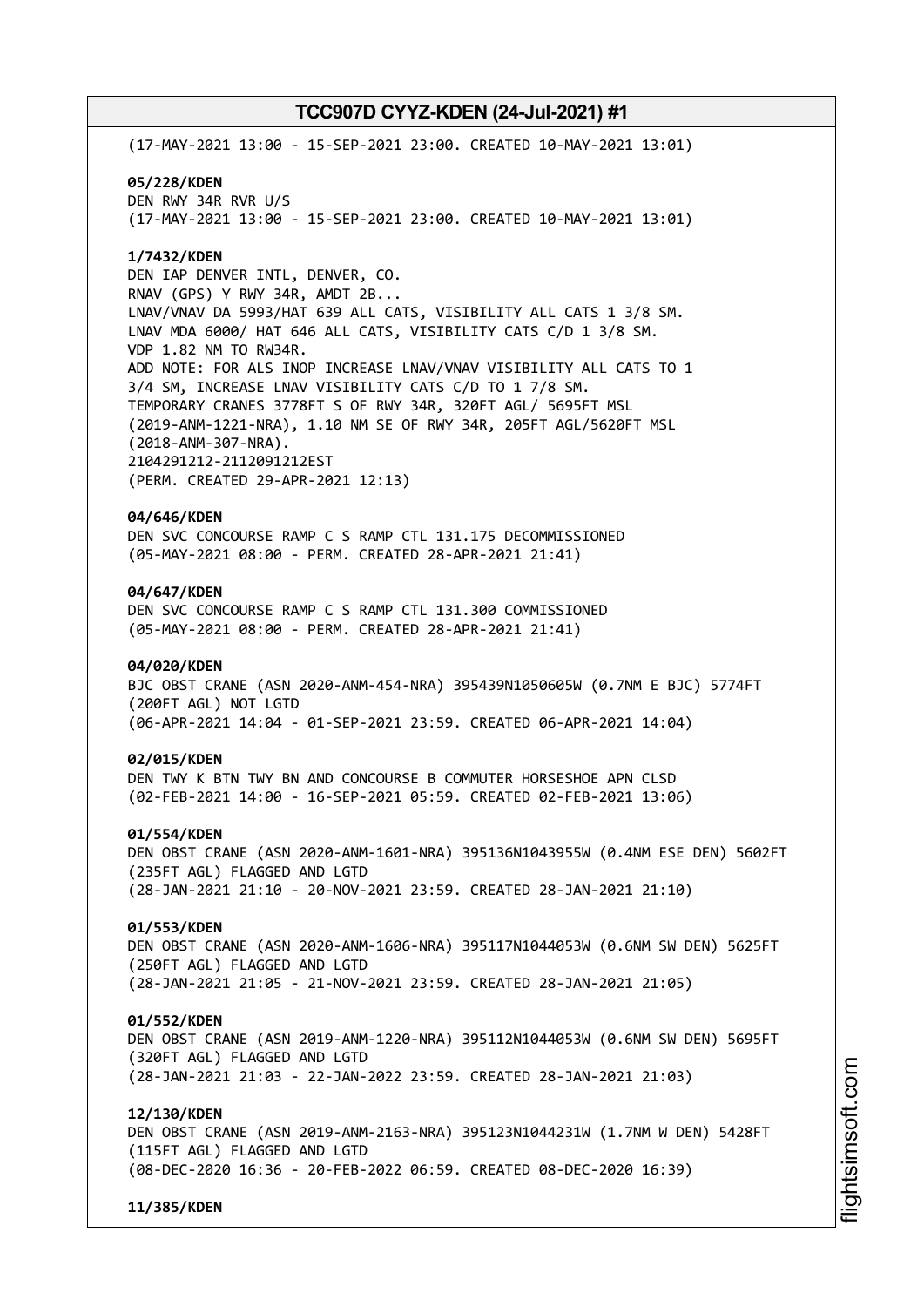(17-MAY-2021 13:00 - 15-SEP-2021 23:00. CREATED 10-MAY-2021 13:01)

**05/228/KDEN**
DEN RWY 34R RVR U/S
(17-MAY-2021 13:00 - 15-SEP-2021 23:00. CREATED 10-MAY-2021 13:01)

**1/7432/KDEN**
DEN IAP DENVER INTL, DENVER, CO.
RNAV (GPS) Y RWY 34R, AMDT 2B...
LNAV/VNAV DA 5993/HAT 639 ALL CATS, VISIBILITY ALL CATS 1 3/8 SM.
LNAV MDA 6000/ HAT 646 ALL CATS, VISIBILITY CATS C/D 1 3/8 SM.
VDP 1.82 NM TO RW34R.
ADD NOTE: FOR ALS INOP INCREASE LNAV/VNAV VISIBILITY ALL CATS TO 1 3/4 SM, INCREASE LNAV VISIBILITY CATS C/D TO 1 7/8 SM.
TEMPORARY CRANES 3778FT S OF RWY 34R, 320FT AGL/ 5695FT MSL (2019-ANM-1221-NRA), 1.10 NM SE OF RWY 34R, 205FT AGL/5620FT MSL (2018-ANM-307-NRA).
2104291212-2112091212EST
(PERM. CREATED 29-APR-2021 12:13)

**04/646/KDEN**
DEN SVC CONCOURSE RAMP C S RAMP CTL 131.175 DECOMMISSIONED
(05-MAY-2021 08:00 - PERM. CREATED 28-APR-2021 21:41)

**04/647/KDEN**
DEN SVC CONCOURSE RAMP C S RAMP CTL 131.300 COMMISSIONED
(05-MAY-2021 08:00 - PERM. CREATED 28-APR-2021 21:41)

**04/020/KDEN**
BJC OBST CRANE (ASN 2020-ANM-454-NRA) 395439N1050605W (0.7NM E BJC) 5774FT (200FT AGL) NOT LGTD
(06-APR-2021 14:04 - 01-SEP-2021 23:59. CREATED 06-APR-2021 14:04)

**02/015/KDEN**
DEN TWY K BTN TWY BN AND CONCOURSE B COMMUTER HORSESHOE APN CLSD
(02-FEB-2021 14:00 - 16-SEP-2021 05:59. CREATED 02-FEB-2021 13:06)

**01/554/KDEN**
DEN OBST CRANE (ASN 2020-ANM-1601-NRA) 395136N1043955W (0.4NM ESE DEN) 5602FT (235FT AGL) FLAGGED AND LGTD
(28-JAN-2021 21:10 - 20-NOV-2021 23:59. CREATED 28-JAN-2021 21:10)

**01/553/KDEN**
DEN OBST CRANE (ASN 2020-ANM-1606-NRA) 395117N1044053W (0.6NM SW DEN) 5625FT (250FT AGL) FLAGGED AND LGTD
(28-JAN-2021 21:05 - 21-NOV-2021 23:59. CREATED 28-JAN-2021 21:05)

**01/552/KDEN**
DEN OBST CRANE (ASN 2019-ANM-1220-NRA) 395112N1044053W (0.6NM SW DEN) 5695FT (320FT AGL) FLAGGED AND LGTD
(28-JAN-2021 21:03 - 22-JAN-2022 23:59. CREATED 28-JAN-2021 21:03)

**12/130/KDEN**
DEN OBST CRANE (ASN 2019-ANM-2163-NRA) 395123N1044231W (1.7NM W DEN) 5428FT (115FT AGL) FLAGGED AND LGTD
(08-DEC-2020 16:36 - 20-FEB-2022 06:59. CREATED 08-DEC-2020 16:39)

**11/385/KDEN**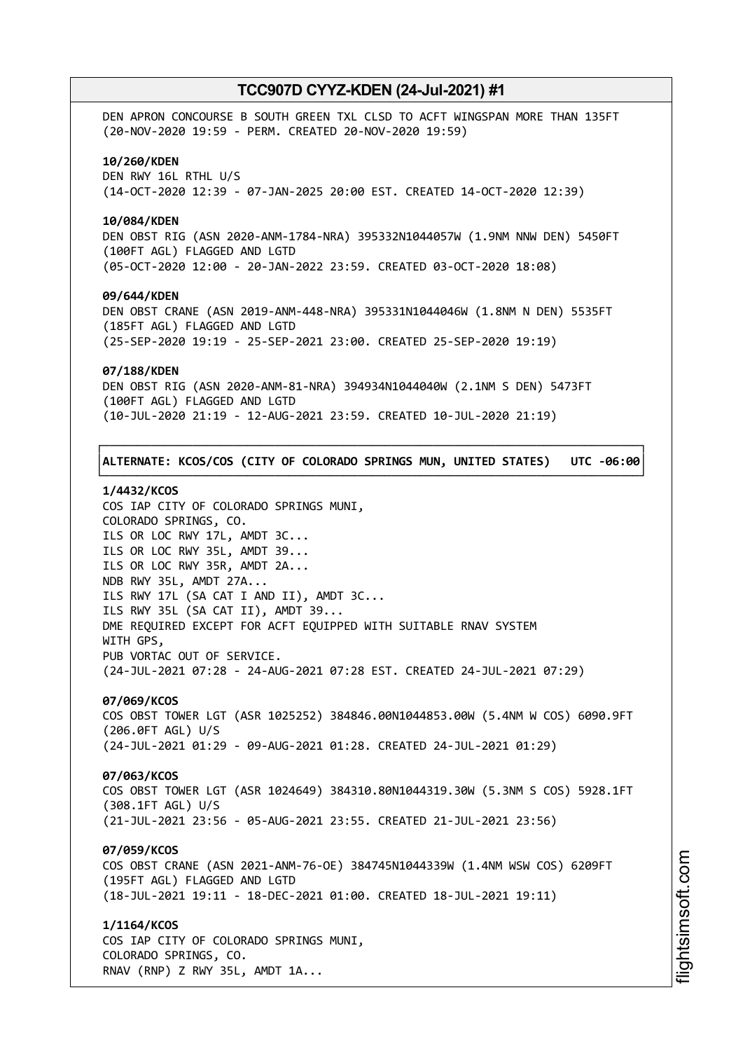DEN APRON CONCOURSE B SOUTH GREEN TXL CLSD TO ACFT WINGSPAN MORE THAN 135FT
(20-NOV-2020 19:59 - PERM. CREATED 20-NOV-2020 19:59)

**10/260/KDEN**
DEN RWY 16L RTHL U/S
(14-OCT-2020 12:39 - 07-JAN-2025 20:00 EST. CREATED 14-OCT-2020 12:39)

**10/084/KDEN**
DEN OBST RIG (ASN 2020-ANM-1784-NRA) 395332N1044057W (1.9NM NNW DEN) 5450FT
(100FT AGL) FLAGGED AND LGTD
(05-OCT-2020 12:00 - 20-JAN-2022 23:59. CREATED 03-OCT-2020 18:08)

**09/644/KDEN**
DEN OBST CRANE (ASN 2019-ANM-448-NRA) 395331N1044046W (1.8NM N DEN) 5535FT
(185FT AGL) FLAGGED AND LGTD
(25-SEP-2020 19:19 - 25-SEP-2021 23:00. CREATED 25-SEP-2020 19:19)

**07/188/KDEN**
DEN OBST RIG (ASN 2020-ANM-81-NRA) 394934N1044040W (2.1NM S DEN) 5473FT
(100FT AGL) FLAGGED AND LGTD
(10-JUL-2020 21:19 - 12-AUG-2021 23:59. CREATED 10-JUL-2020 21:19)

**ALTERNATE: KCOS/COS (CITY OF COLORADO SPRINGS MUN, UNITED STATES) UTC -06:00**

**1/4432/KCOS**
COS IAP CITY OF COLORADO SPRINGS MUNI,
COLORADO SPRINGS, CO.
ILS OR LOC RWY 17L, AMDT 3C...
ILS OR LOC RWY 35L, AMDT 39...
ILS OR LOC RWY 35R, AMDT 2A...
NDB RWY 35L, AMDT 27A...
ILS RWY 17L (SA CAT I AND II), AMDT 3C...
ILS RWY 35L (SA CAT II), AMDT 39...
DME REQUIRED EXCEPT FOR ACFT EQUIPPED WITH SUITABLE RNAV SYSTEM
WITH GPS,
PUB VORTAC OUT OF SERVICE.
(24-JUL-2021 07:28 - 24-AUG-2021 07:28 EST. CREATED 24-JUL-2021 07:29)

**07/069/KCOS**
COS OBST TOWER LGT (ASR 1025252) 384846.00N1044853.00W (5.4NM W COS) 6090.9FT
(206.0FT AGL) U/S
(24-JUL-2021 01:29 - 09-AUG-2021 01:28. CREATED 24-JUL-2021 01:29)

**07/063/KCOS**
COS OBST TOWER LGT (ASR 1024649) 384310.80N1044319.30W (5.3NM S COS) 5928.1FT
(308.1FT AGL) U/S
(21-JUL-2021 23:56 - 05-AUG-2021 23:55. CREATED 21-JUL-2021 23:56)

**07/059/KCOS**
COS OBST CRANE (ASN 2021-ANM-76-OE) 384745N1044339W (1.4NM WSW COS) 6209FT
(195FT AGL) FLAGGED AND LGTD
(18-JUL-2021 19:11 - 18-DEC-2021 01:00. CREATED 18-JUL-2021 19:11)

**1/1164/KCOS**
COS IAP CITY OF COLORADO SPRINGS MUNI,
COLORADO SPRINGS, CO.
RNAV (RNP) Z RWY 35L, AMDT 1A...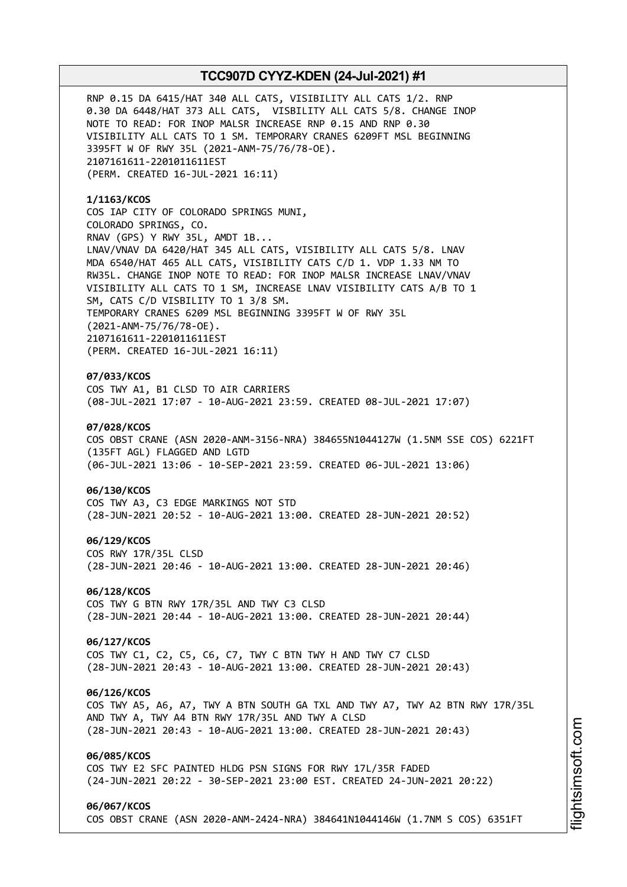RNP 0.15 DA 6415/HAT 340 ALL CATS, VISIBILITY ALL CATS 1/2. RNP 0.30 DA 6448/HAT 373 ALL CATS, VISBILITY ALL CATS 5/8. CHANGE INOP NOTE TO READ: FOR INOP MALSR INCREASE RNP 0.15 AND RNP 0.30 VISIBILITY ALL CATS TO 1 SM. TEMPORARY CRANES 6209FT MSL BEGINNING 3395FT W OF RWY 35L (2021-ANM-75/76/78-OE).
2107161611-2201011611EST
(PERM. CREATED 16-JUL-2021 16:11)

**1/1163/KCOS**
COS IAP CITY OF COLORADO SPRINGS MUNI,
COLORADO SPRINGS, CO.
RNAV (GPS) Y RWY 35L, AMDT 1B...
LNAV/VNAV DA 6420/HAT 345 ALL CATS, VISIBILITY ALL CATS 5/8. LNAV MDA 6540/HAT 465 ALL CATS, VISIBILITY CATS C/D 1. VDP 1.33 NM TO RW35L. CHANGE INOP NOTE TO READ: FOR INOP MALSR INCREASE LNAV/VNAV VISIBILITY ALL CATS TO 1 SM, INCREASE LNAV VISIBILITY CATS A/B TO 1 SM, CATS C/D VISIBILITY TO 1 3/8 SM.
TEMPORARY CRANES 6209 MSL BEGINNING 3395FT W OF RWY 35L (2021-ANM-75/76/78-OE).
2107161611-2201011611EST
(PERM. CREATED 16-JUL-2021 16:11)

**07/033/KCOS**
COS TWY A1, B1 CLSD TO AIR CARRIERS
(08-JUL-2021 17:07 - 10-AUG-2021 23:59. CREATED 08-JUL-2021 17:07)

**07/028/KCOS**
COS OBST CRANE (ASN 2020-ANM-3156-NRA) 384655N1044127W (1.5NM SSE COS) 6221FT (135FT AGL) FLAGGED AND LGTD
(06-JUL-2021 13:06 - 10-SEP-2021 23:59. CREATED 06-JUL-2021 13:06)

**06/130/KCOS**
COS TWY A3, C3 EDGE MARKINGS NOT STD
(28-JUN-2021 20:52 - 10-AUG-2021 13:00. CREATED 28-JUN-2021 20:52)

**06/129/KCOS**
COS RWY 17R/35L CLSD
(28-JUN-2021 20:46 - 10-AUG-2021 13:00. CREATED 28-JUN-2021 20:46)

**06/128/KCOS**
COS TWY G BTN RWY 17R/35L AND TWY C3 CLSD
(28-JUN-2021 20:44 - 10-AUG-2021 13:00. CREATED 28-JUN-2021 20:44)

**06/127/KCOS**
COS TWY C1, C2, C5, C6, C7, TWY C BTN TWY H AND TWY C7 CLSD
(28-JUN-2021 20:43 - 10-AUG-2021 13:00. CREATED 28-JUN-2021 20:43)

**06/126/KCOS**
COS TWY A5, A6, A7, TWY A BTN SOUTH GA TXL AND TWY A7, TWY A2 BTN RWY 17R/35L AND TWY A, TWY A4 BTN RWY 17R/35L AND TWY A CLSD
(28-JUN-2021 20:43 - 10-AUG-2021 13:00. CREATED 28-JUN-2021 20:43)

**06/085/KCOS**
COS TWY E2 SFC PAINTED HLDG PSN SIGNS FOR RWY 17L/35R FADED
(24-JUN-2021 20:22 - 30-SEP-2021 23:00 EST. CREATED 24-JUN-2021 20:22)

**06/067/KCOS**
COS OBST CRANE (ASN 2020-ANM-2424-NRA) 384641N1044146W (1.7NM S COS) 6351FT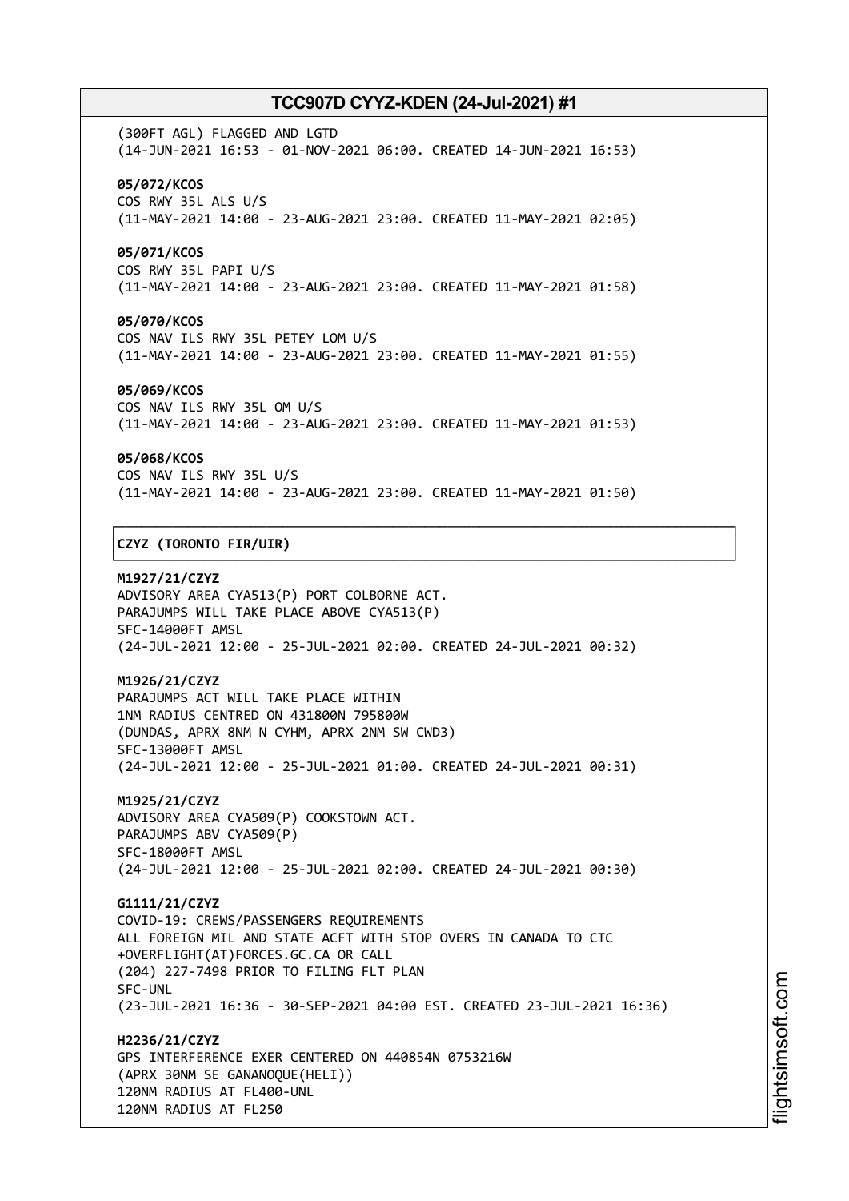(300FT AGL) FLAGGED AND LGTD
(14-JUN-2021 16:53 - 01-NOV-2021 06:00. CREATED 14-JUN-2021 16:53)

**05/072/KCOS**
COS RWY 35L ALS U/S
(11-MAY-2021 14:00 - 23-AUG-2021 23:00. CREATED 11-MAY-2021 02:05)

**05/071/KCOS**
COS RWY 35L PAPI U/S
(11-MAY-2021 14:00 - 23-AUG-2021 23:00. CREATED 11-MAY-2021 01:58)

**05/070/KCOS**
COS NAV ILS RWY 35L PETEY LOM U/S
(11-MAY-2021 14:00 - 23-AUG-2021 23:00. CREATED 11-MAY-2021 01:55)

**05/069/KCOS**
COS NAV ILS RWY 35L OM U/S
(11-MAY-2021 14:00 - 23-AUG-2021 23:00. CREATED 11-MAY-2021 01:53)

**05/068/KCOS**
COS NAV ILS RWY 35L U/S
(11-MAY-2021 14:00 - 23-AUG-2021 23:00. CREATED 11-MAY-2021 01:50)

## CZYZ (TORONTO FIR/UIR)

**M1927/21/CZYZ**
ADVISORY AREA CYA513(P) PORT COLBORNE ACT.
PARAJUMPS WILL TAKE PLACE ABOVE CYA513(P)
SFC-14000FT AMSL
(24-JUL-2021 12:00 - 25-JUL-2021 02:00. CREATED 24-JUL-2021 00:32)

**M1926/21/CZYZ**
PARAJUMPS ACT WILL TAKE PLACE WITHIN
1NM RADIUS CENTRED ON 431800N 795800W
(DUNDAS, APRX 8NM N CYHM, APRX 2NM SW CWD3)
SFC-13000FT AMSL
(24-JUL-2021 12:00 - 25-JUL-2021 01:00. CREATED 24-JUL-2021 00:31)

**M1925/21/CZYZ**
ADVISORY AREA CYA509(P) COOKSTOWN ACT.
PARAJUMPS ABV CYA509(P)
SFC-18000FT AMSL
(24-JUL-2021 12:00 - 25-JUL-2021 02:00. CREATED 24-JUL-2021 00:30)

**G1111/21/CZYZ**
COVID-19: CREWS/PASSENGERS REQUIREMENTS
ALL FOREIGN MIL AND STATE ACFT WITH STOP OVERS IN CANADA TO CTC
+OVERFLIGHT(AT)FORCES.GC.CA OR CALL
(204) 227-7498 PRIOR TO FILING FLT PLAN
SFC-UNL
(23-JUL-2021 16:36 - 30-SEP-2021 04:00 EST. CREATED 23-JUL-2021 16:36)

**H2236/21/CZYZ**
GPS INTERFERENCE EXER CENTERED ON 440854N 0753216W
(APRX 30NM SE GANANOQUE(HELI))
120NM RADIUS AT FL400-UNL
120NM RADIUS AT FL250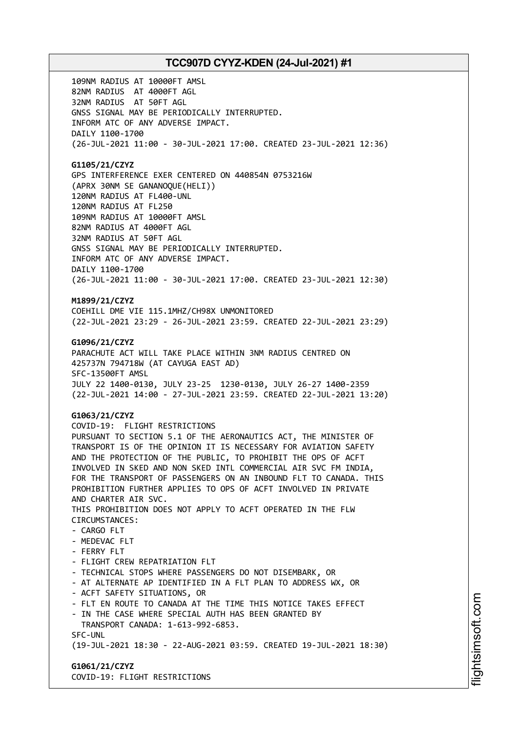109NM RADIUS AT 10000FT AMSL
82NM RADIUS AT 4000FT AGL
32NM RADIUS AT 50FT AGL
GNSS SIGNAL MAY BE PERIODICALLY INTERRUPTED.
INFORM ATC OF ANY ADVERSE IMPACT.
DAILY 1100-1700
(26-JUL-2021 11:00 - 30-JUL-2021 17:00. CREATED 23-JUL-2021 12:36)

**G1105/21/CZYZ**
GPS INTERFERENCE EXER CENTERED ON 440854N 0753216W
(APRX 30NM SE GANANOQUE(HELI))
120NM RADIUS AT FL400-UNL
120NM RADIUS AT FL250
109NM RADIUS AT 10000FT AMSL
82NM RADIUS AT 4000FT AGL
32NM RADIUS AT 50FT AGL
GNSS SIGNAL MAY BE PERIODICALLY INTERRUPTED.
INFORM ATC OF ANY ADVERSE IMPACT.
DAILY 1100-1700
(26-JUL-2021 11:00 - 30-JUL-2021 17:00. CREATED 23-JUL-2021 12:30)

**M1899/21/CZYZ**
COEHILL DME VIE 115.1MHZ/CH98X UNMONITORED
(22-JUL-2021 23:29 - 26-JUL-2021 23:59. CREATED 22-JUL-2021 23:29)

**G1096/21/CZYZ**
PARACHUTE ACT WILL TAKE PLACE WITHIN 3NM RADIUS CENTRED ON
425737N 794718W (AT CAYUGA EAST AD)
SFC-13500FT AMSL
JULY 22 1400-0130, JULY 23-25 1230-0130, JULY 26-27 1400-2359
(22-JUL-2021 14:00 - 27-JUL-2021 23:59. CREATED 22-JUL-2021 13:20)

**G1063/21/CZYZ**
COVID-19: FLIGHT RESTRICTIONS
PURSUANT TO SECTION 5.1 OF THE AERONAUTICS ACT, THE MINISTER OF
TRANSPORT IS OF THE OPINION IT IS NECESSARY FOR AVIATION SAFETY
AND THE PROTECTION OF THE PUBLIC, TO PROHIBIT THE OPS OF ACFT
INVOLVED IN SKED AND NON SKED INTL COMMERCIAL AIR SVC FM INDIA,
FOR THE TRANSPORT OF PASSENGERS ON AN INBOUND FLT TO CANADA. THIS
PROHIBITION FURTHER APPLIES TO OPS OF ACFT INVOLVED IN PRIVATE
AND CHARTER AIR SVC.
THIS PROHIBITION DOES NOT APPLY TO ACFT OPERATED IN THE FLW
CIRCUMSTANCES:
- CARGO FLT
- MEDEVAC FLT
- FERRY FLT
- FLIGHT CREW REPATRIATION FLT
- TECHNICAL STOPS WHERE PASSENGERS DO NOT DISEMBARK, OR
- AT ALTERNATE AP IDENTIFIED IN A FLT PLAN TO ADDRESS WX, OR
- ACFT SAFETY SITUATIONS, OR
- FLT EN ROUTE TO CANADA AT THE TIME THIS NOTICE TAKES EFFECT
- IN THE CASE WHERE SPECIAL AUTH HAS BEEN GRANTED BY
  TRANSPORT CANADA: 1-613-992-6853.
SFC-UNL
(19-JUL-2021 18:30 - 22-AUG-2021 03:59. CREATED 19-JUL-2021 18:30)

**G1061/21/CZYZ**
COVID-19: FLIGHT RESTRICTIONS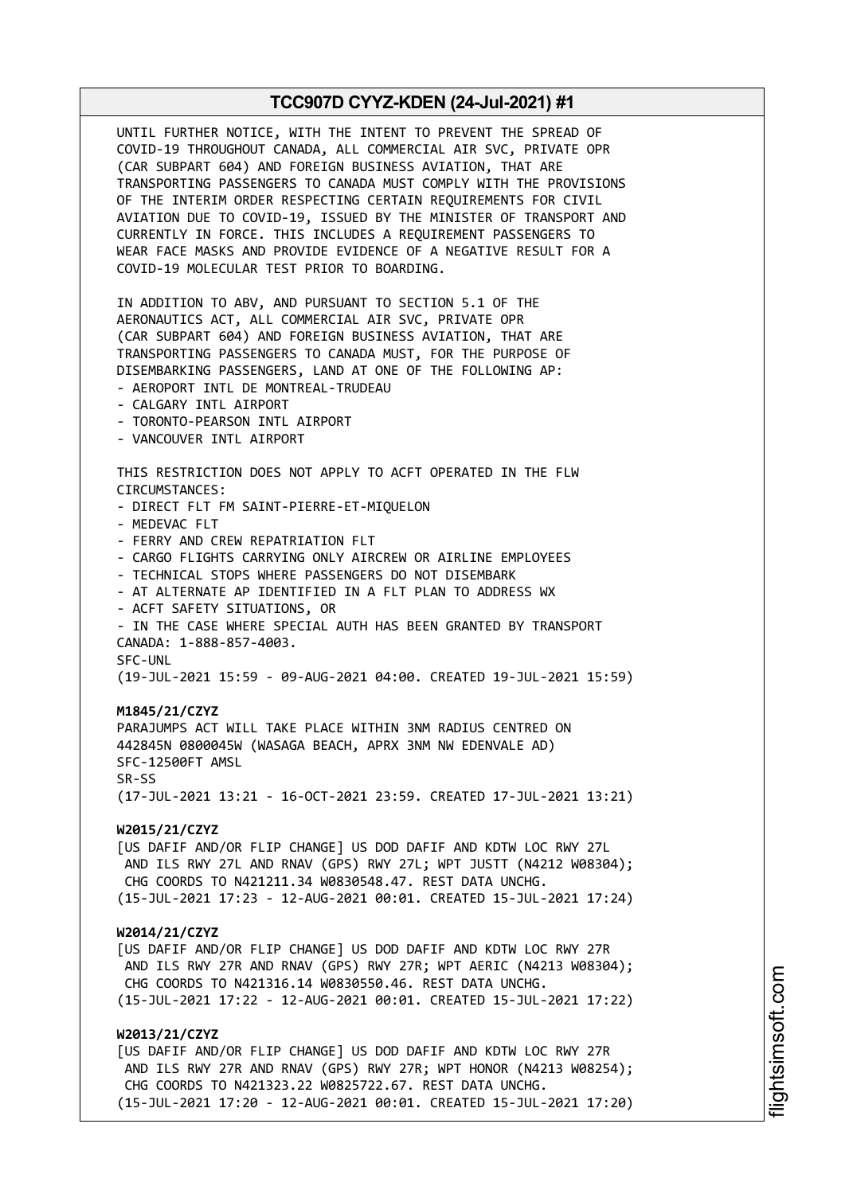UNTIL FURTHER NOTICE, WITH THE INTENT TO PREVENT THE SPREAD OF COVID-19 THROUGHOUT CANADA, ALL COMMERCIAL AIR SVC, PRIVATE OPR (CAR SUBPART 604) AND FOREIGN BUSINESS AVIATION, THAT ARE TRANSPORTING PASSENGERS TO CANADA MUST COMPLY WITH THE PROVISIONS OF THE INTERIM ORDER RESPECTING CERTAIN REQUIREMENTS FOR CIVIL AVIATION DUE TO COVID-19, ISSUED BY THE MINISTER OF TRANSPORT AND CURRENTLY IN FORCE. THIS INCLUDES A REQUIREMENT PASSENGERS TO WEAR FACE MASKS AND PROVIDE EVIDENCE OF A NEGATIVE RESULT FOR A COVID-19 MOLECULAR TEST PRIOR TO BOARDING.

IN ADDITION TO ABV, AND PURSUANT TO SECTION 5.1 OF THE AERONAUTICS ACT, ALL COMMERCIAL AIR SVC, PRIVATE OPR (CAR SUBPART 604) AND FOREIGN BUSINESS AVIATION, THAT ARE TRANSPORTING PASSENGERS TO CANADA MUST, FOR THE PURPOSE OF DISEMBARKING PASSENGERS, LAND AT ONE OF THE FOLLOWING AP:
- AEROPORT INTL DE MONTREAL-TRUDEAU
- CALGARY INTL AIRPORT
- TORONTO-PEARSON INTL AIRPORT
- VANCOUVER INTL AIRPORT

THIS RESTRICTION DOES NOT APPLY TO ACFT OPERATED IN THE FLW CIRCUMSTANCES:
- DIRECT FLT FM SAINT-PIERRE-ET-MIQUELON
- MEDEVAC FLT
- FERRY AND CREW REPATRIATION FLT
- CARGO FLIGHTS CARRYING ONLY AIRCREW OR AIRLINE EMPLOYEES
- TECHNICAL STOPS WHERE PASSENGERS DO NOT DISEMBARK
- AT ALTERNATE AP IDENTIFIED IN A FLT PLAN TO ADDRESS WX
- ACFT SAFETY SITUATIONS, OR
- IN THE CASE WHERE SPECIAL AUTH HAS BEEN GRANTED BY TRANSPORT CANADA: 1-888-857-4003.

SFC-UNL
(19-JUL-2021 15:59 - 09-AUG-2021 04:00. CREATED 19-JUL-2021 15:59)

**M1845/21/CZYZ**
PARAJUMPS ACT WILL TAKE PLACE WITHIN 3NM RADIUS CENTRED ON 442845N 0800045W (WASAGA BEACH, APRX 3NM NW EDENVALE AD)
SFC-12500FT AMSL
SR-SS
(17-JUL-2021 13:21 - 16-OCT-2021 23:59. CREATED 17-JUL-2021 13:21)

**W2015/21/CZYZ**
[US DAFIF AND/OR FLIP CHANGE] US DOD DAFIF AND KDTW LOC RWY 27L AND ILS RWY 27L AND RNAV (GPS) RWY 27L; WPT JUSTT (N4212 W08304); CHG COORDS TO N421211.34 W0830548.47. REST DATA UNCHG.
(15-JUL-2021 17:23 - 12-AUG-2021 00:01. CREATED 15-JUL-2021 17:24)

**W2014/21/CZYZ**
[US DAFIF AND/OR FLIP CHANGE] US DOD DAFIF AND KDTW LOC RWY 27R AND ILS RWY 27R AND RNAV (GPS) RWY 27R; WPT AERIC (N4213 W08304); CHG COORDS TO N421316.14 W0830550.46. REST DATA UNCHG.
(15-JUL-2021 17:22 - 12-AUG-2021 00:01. CREATED 15-JUL-2021 17:22)

**W2013/21/CZYZ**
[US DAFIF AND/OR FLIP CHANGE] US DOD DAFIF AND KDTW LOC RWY 27R AND ILS RWY 27R AND RNAV (GPS) RWY 27R; WPT HONOR (N4213 W08254); CHG COORDS TO N421323.22 W0825722.67. REST DATA UNCHG.
(15-JUL-2021 17:20 - 12-AUG-2021 00:01. CREATED 15-JUL-2021 17:20)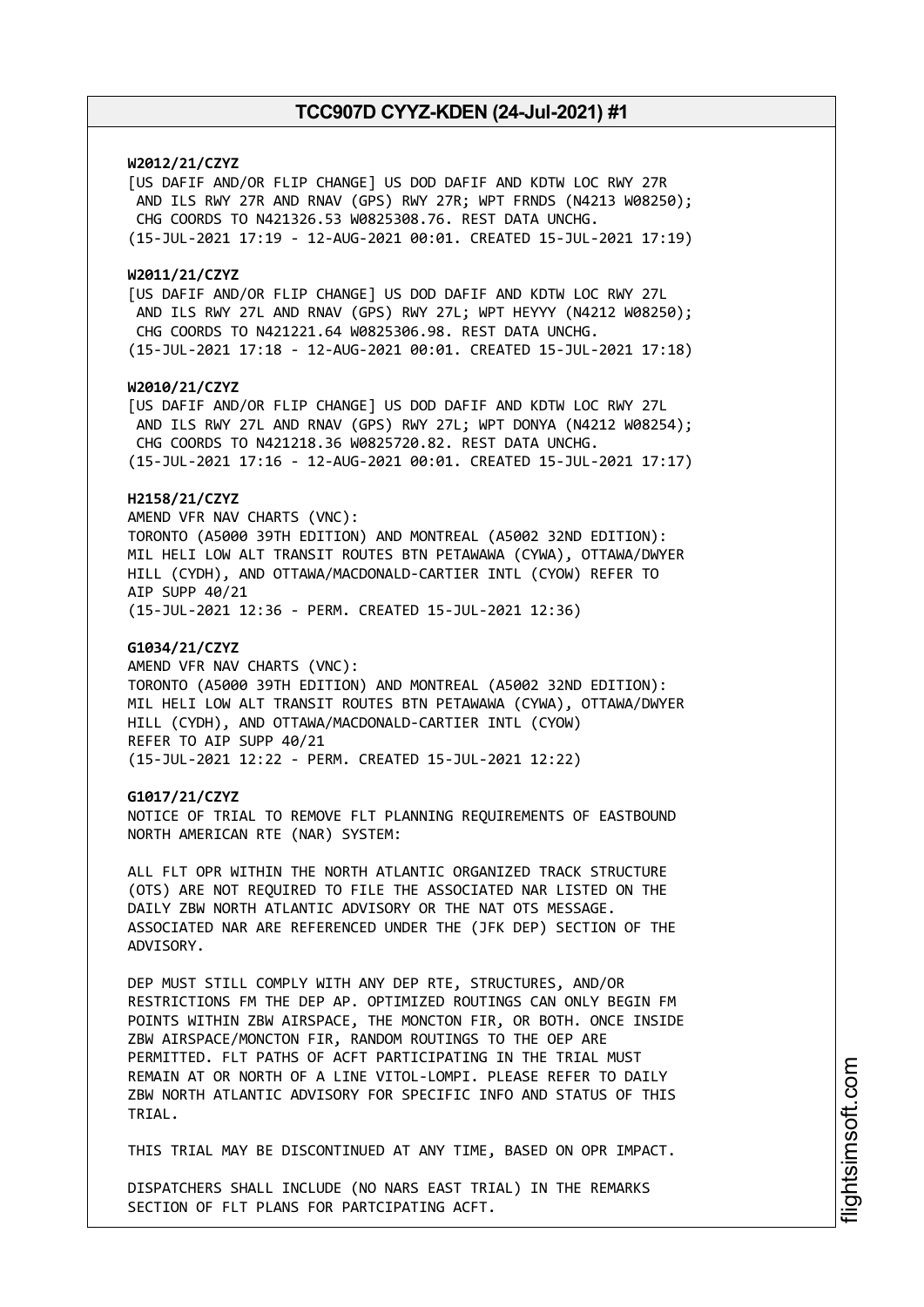**W2012/21/CZYZ**
[US DAFIF AND/OR FLIP CHANGE] US DOD DAFIF AND KDTW LOC RWY 27R AND ILS RWY 27R AND RNAV (GPS) RWY 27R; WPT FRNDS (N4213 W08250); CHG COORDS TO N421326.53 W0825308.76. REST DATA UNCHG.
(15-JUL-2021 17:19 - 12-AUG-2021 00:01. CREATED 15-JUL-2021 17:19)

**W2011/21/CZYZ**
[US DAFIF AND/OR FLIP CHANGE] US DOD DAFIF AND KDTW LOC RWY 27L AND ILS RWY 27L AND RNAV (GPS) RWY 27L; WPT HEYYY (N4212 W08250); CHG COORDS TO N421221.64 W0825306.98. REST DATA UNCHG.
(15-JUL-2021 17:18 - 12-AUG-2021 00:01. CREATED 15-JUL-2021 17:18)

**W2010/21/CZYZ**
[US DAFIF AND/OR FLIP CHANGE] US DOD DAFIF AND KDTW LOC RWY 27L AND ILS RWY 27L AND RNAV (GPS) RWY 27L; WPT DONYA (N4212 W08254); CHG COORDS TO N421218.36 W0825720.82. REST DATA UNCHG.
(15-JUL-2021 17:16 - 12-AUG-2021 00:01. CREATED 15-JUL-2021 17:17)

**H2158/21/CZYZ**
AMEND VFR NAV CHARTS (VNC):
TORONTO (A5000 39TH EDITION) AND MONTREAL (A5002 32ND EDITION):
MIL HELI LOW ALT TRANSIT ROUTES BTN PETAWAWA (CYWA), OTTAWA/DWYER HILL (CYDH), AND OTTAWA/MACDONALD-CARTIER INTL (CYOW) REFER TO AIP SUPP 40/21
(15-JUL-2021 12:36 - PERM. CREATED 15-JUL-2021 12:36)

**G1034/21/CZYZ**
AMEND VFR NAV CHARTS (VNC):
TORONTO (A5000 39TH EDITION) AND MONTREAL (A5002 32ND EDITION):
MIL HELI LOW ALT TRANSIT ROUTES BTN PETAWAWA (CYWA), OTTAWA/DWYER HILL (CYDH), AND OTTAWA/MACDONALD-CARTIER INTL (CYOW) REFER TO AIP SUPP 40/21
(15-JUL-2021 12:22 - PERM. CREATED 15-JUL-2021 12:22)

**G1017/21/CZYZ**
NOTICE OF TRIAL TO REMOVE FLT PLANNING REQUIREMENTS OF EASTBOUND NORTH AMERICAN RTE (NAR) SYSTEM:

ALL FLT OPR WITHIN THE NORTH ATLANTIC ORGANIZED TRACK STRUCTURE (OTS) ARE NOT REQUIRED TO FILE THE ASSOCIATED NAR LISTED ON THE DAILY ZBW NORTH ATLANTIC ADVISORY OR THE NAT OTS MESSAGE. ASSOCIATED NAR ARE REFERENCED UNDER THE (JFK DEP) SECTION OF THE ADVISORY.

DEP MUST STILL COMPLY WITH ANY DEP RTE, STRUCTURES, AND/OR RESTRICTIONS FM THE DEP AP. OPTIMIZED ROUTINGS CAN ONLY BEGIN FM POINTS WITHIN ZBW AIRSPACE, THE MONCTON FIR, OR BOTH. ONCE INSIDE ZBW AIRSPACE/MONCTON FIR, RANDOM ROUTINGS TO THE OEP ARE PERMITTED. FLT PATHS OF ACFT PARTICIPATING IN THE TRIAL MUST REMAIN AT OR NORTH OF A LINE VITOL-LOMPI. PLEASE REFER TO DAILY ZBW NORTH ATLANTIC ADVISORY FOR SPECIFIC INFO AND STATUS OF THIS TRIAL.

THIS TRIAL MAY BE DISCONTINUED AT ANY TIME, BASED ON OPR IMPACT.

DISPATCHERS SHALL INCLUDE (NO NARS EAST TRIAL) IN THE REMARKS SECTION OF FLT PLANS FOR PARTCIPATING ACFT.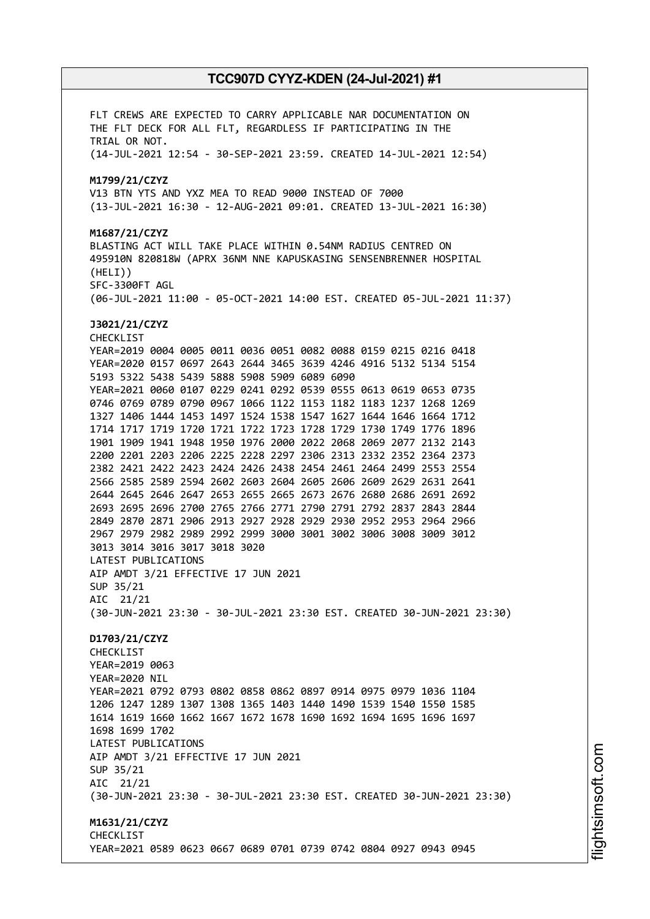FLT CREWS ARE EXPECTED TO CARRY APPLICABLE NAR DOCUMENTATION ON THE FLT DECK FOR ALL FLT, REGARDLESS IF PARTICIPATING IN THE TRIAL OR NOT.
(14-JUL-2021 12:54 - 30-SEP-2021 23:59. CREATED 14-JUL-2021 12:54)

**M1799/21/CZYZ**
V13 BTN YTS AND YXZ MEA TO READ 9000 INSTEAD OF 7000
(13-JUL-2021 16:30 - 12-AUG-2021 09:01. CREATED 13-JUL-2021 16:30)

**M1687/21/CZYZ**
BLASTING ACT WILL TAKE PLACE WITHIN 0.54NM RADIUS CENTRED ON 495910N 820818W (APRX 36NM NNE KAPUSKASING SENSENBRENNER HOSPITAL (HELI))
SFC-3300FT AGL
(06-JUL-2021 11:00 - 05-OCT-2021 14:00 EST. CREATED 05-JUL-2021 11:37)

**J3021/21/CZYZ**
CHECKLIST
YEAR=2019 0004 0005 0011 0036 0051 0082 0088 0159 0215 0216 0418
YEAR=2020 0157 0697 2643 2644 3465 3639 4246 4916 5132 5134 5154 5193 5322 5438 5439 5888 5908 5909 6089 6090
YEAR=2021 0060 0107 0229 0241 0292 0539 0555 0613 0619 0653 0735 0746 0769 0789 0790 0967 1066 1122 1153 1182 1183 1237 1268 1269 1327 1406 1444 1453 1497 1524 1538 1547 1627 1644 1646 1664 1712 1714 1717 1719 1720 1721 1722 1723 1728 1729 1730 1749 1776 1896 1901 1909 1941 1948 1950 1976 2000 2022 2068 2069 2077 2132 2143 2200 2201 2203 2206 2225 2228 2297 2306 2313 2332 2352 2364 2373 2382 2421 2422 2423 2424 2426 2438 2454 2461 2464 2499 2553 2554 2566 2585 2589 2594 2602 2603 2604 2605 2606 2609 2629 2631 2641 2644 2645 2646 2647 2653 2655 2665 2673 2676 2680 2686 2691 2692 2693 2695 2696 2700 2765 2766 2771 2790 2791 2792 2837 2843 2844 2849 2870 2871 2906 2913 2927 2928 2929 2930 2952 2953 2964 2966 2967 2979 2982 2989 2992 2999 3000 3001 3002 3006 3008 3009 3012 3013 3014 3016 3017 3018 3020
LATEST PUBLICATIONS
AIP AMDT 3/21 EFFECTIVE 17 JUN 2021
SUP 35/21
AIC 21/21
(30-JUN-2021 23:30 - 30-JUL-2021 23:30 EST. CREATED 30-JUN-2021 23:30)

**D1703/21/CZYZ**
CHECKLIST
YEAR=2019 0063
YEAR=2020 NIL
YEAR=2021 0792 0793 0802 0858 0862 0897 0914 0975 0979 1036 1104 1206 1247 1289 1307 1308 1365 1403 1440 1490 1539 1540 1550 1585 1614 1619 1660 1662 1667 1672 1678 1690 1692 1694 1695 1696 1697 1698 1699 1702
LATEST PUBLICATIONS
AIP AMDT 3/21 EFFECTIVE 17 JUN 2021
SUP 35/21
AIC 21/21
(30-JUN-2021 23:30 - 30-JUL-2021 23:30 EST. CREATED 30-JUN-2021 23:30)

**M1631/21/CZYZ**
CHECKLIST
YEAR=2021 0589 0623 0667 0689 0701 0739 0742 0804 0927 0943 0945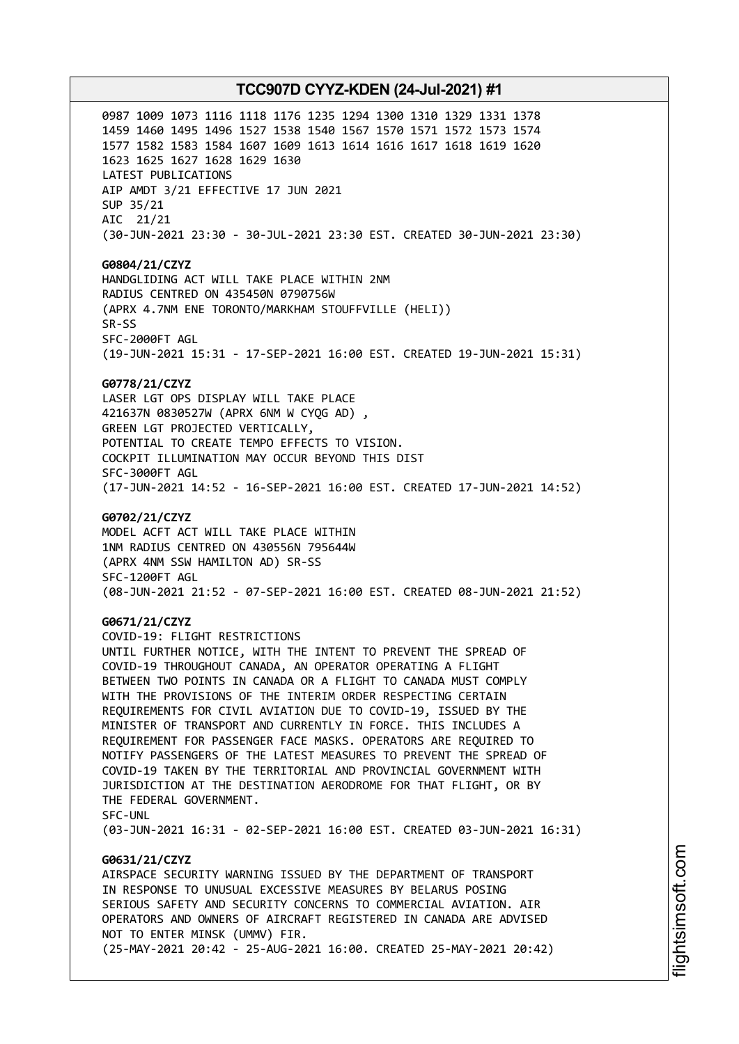0987 1009 1073 1116 1118 1176 1235 1294 1300 1310 1329 1331 1378
1459 1460 1495 1496 1527 1538 1540 1567 1570 1571 1572 1573 1574
1577 1582 1583 1584 1607 1609 1613 1614 1616 1617 1618 1619 1620
1623 1625 1627 1628 1629 1630
LATEST PUBLICATIONS
AIP AMDT 3/21 EFFECTIVE 17 JUN 2021
SUP 35/21
AIC 21/21
(30-JUN-2021 23:30 - 30-JUL-2021 23:30 EST. CREATED 30-JUN-2021 23:30)

**G0804/21/CZYZ**
HANDGLIDING ACT WILL TAKE PLACE WITHIN 2NM
RADIUS CENTRED ON 435450N 0790756W
(APRX 4.7NM ENE TORONTO/MARKHAM STOUFFVILLE (HELI))
SR-SS
SFC-2000FT AGL
(19-JUN-2021 15:31 - 17-SEP-2021 16:00 EST. CREATED 19-JUN-2021 15:31)

**G0778/21/CZYZ**
LASER LGT OPS DISPLAY WILL TAKE PLACE
421637N 0830527W (APRX 6NM W CYQG AD) ,
GREEN LGT PROJECTED VERTICALLY,
POTENTIAL TO CREATE TEMPO EFFECTS TO VISION.
COCKPIT ILLUMINATION MAY OCCUR BEYOND THIS DIST
SFC-3000FT AGL
(17-JUN-2021 14:52 - 16-SEP-2021 16:00 EST. CREATED 17-JUN-2021 14:52)

**G0702/21/CZYZ**
MODEL ACFT ACT WILL TAKE PLACE WITHIN
1NM RADIUS CENTRED ON 430556N 795644W
(APRX 4NM SSW HAMILTON AD) SR-SS
SFC-1200FT AGL
(08-JUN-2021 21:52 - 07-SEP-2021 16:00 EST. CREATED 08-JUN-2021 21:52)

**G0671/21/CZYZ**
COVID-19: FLIGHT RESTRICTIONS
UNTIL FURTHER NOTICE, WITH THE INTENT TO PREVENT THE SPREAD OF
COVID-19 THROUGHOUT CANADA, AN OPERATOR OPERATING A FLIGHT
BETWEEN TWO POINTS IN CANADA OR A FLIGHT TO CANADA MUST COMPLY
WITH THE PROVISIONS OF THE INTERIM ORDER RESPECTING CERTAIN
REQUIREMENTS FOR CIVIL AVIATION DUE TO COVID-19, ISSUED BY THE
MINISTER OF TRANSPORT AND CURRENTLY IN FORCE. THIS INCLUDES A
REQUIREMENT FOR PASSENGER FACE MASKS. OPERATORS ARE REQUIRED TO
NOTIFY PASSENGERS OF THE LATEST MEASURES TO PREVENT THE SPREAD OF
COVID-19 TAKEN BY THE TERRITORIAL AND PROVINCIAL GOVERNMENT WITH
JURISDICTION AT THE DESTINATION AERODROME FOR THAT FLIGHT, OR BY
THE FEDERAL GOVERNMENT.
SFC-UNL
(03-JUN-2021 16:31 - 02-SEP-2021 16:00 EST. CREATED 03-JUN-2021 16:31)

**G0631/21/CZYZ**
AIRSPACE SECURITY WARNING ISSUED BY THE DEPARTMENT OF TRANSPORT
IN RESPONSE TO UNUSUAL EXCESSIVE MEASURES BY BELARUS POSING
SERIOUS SAFETY AND SECURITY CONCERNS TO COMMERCIAL AVIATION. AIR
OPERATORS AND OWNERS OF AIRCRAFT REGISTERED IN CANADA ARE ADVISED
NOT TO ENTER MINSK (UMMV) FIR.
(25-MAY-2021 20:42 - 25-AUG-2021 16:00. CREATED 25-MAY-2021 20:42)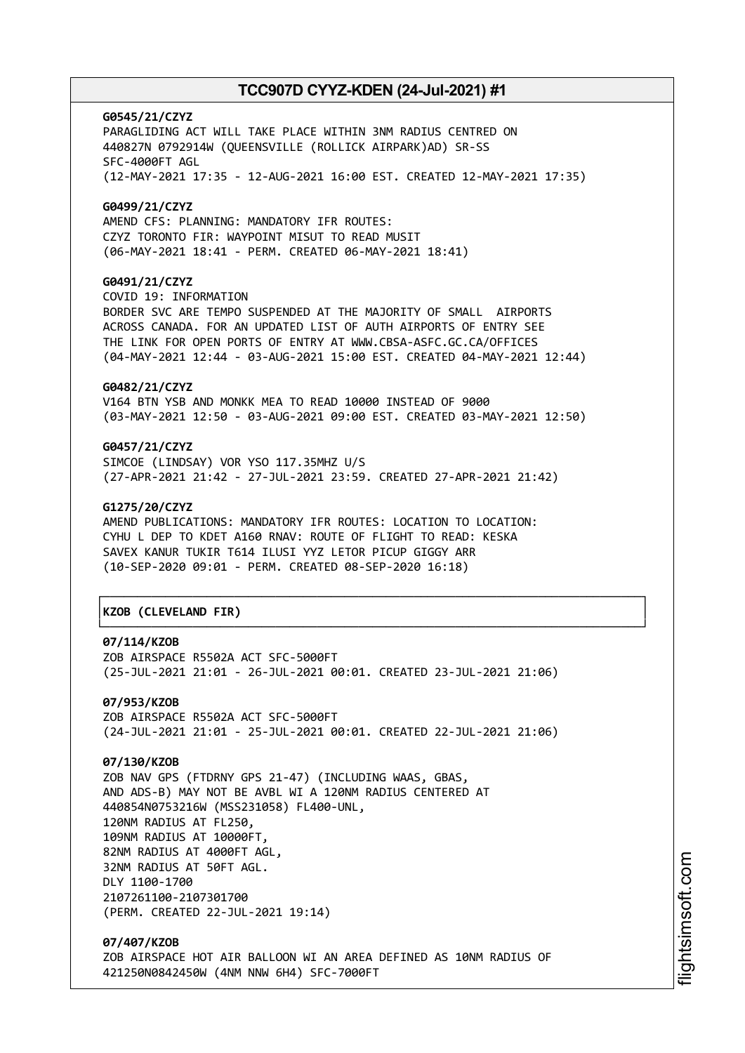**G0545/21/CZYZ**
PARAGLIDING ACT WILL TAKE PLACE WITHIN 3NM RADIUS CENTRED ON 440827N 0792914W (QUEENSVILLE (ROLLICK AIRPARK)AD) SR-SS SFC-4000FT AGL
(12-MAY-2021 17:35 - 12-AUG-2021 16:00 EST. CREATED 12-MAY-2021 17:35)

**G0499/21/CZYZ**
AMEND CFS: PLANNING: MANDATORY IFR ROUTES:
CZYZ TORONTO FIR: WAYPOINT MISUT TO READ MUSIT
(06-MAY-2021 18:41 - PERM. CREATED 06-MAY-2021 18:41)

**G0491/21/CZYZ**
COVID 19: INFORMATION
BORDER SVC ARE TEMPO SUSPENDED AT THE MAJORITY OF SMALL AIRPORTS ACROSS CANADA. FOR AN UPDATED LIST OF AUTH AIRPORTS OF ENTRY SEE THE LINK FOR OPEN PORTS OF ENTRY AT WWW.CBSA-ASFC.GC.CA/OFFICES
(04-MAY-2021 12:44 - 03-AUG-2021 15:00 EST. CREATED 04-MAY-2021 12:44)

**G0482/21/CZYZ**
V164 BTN YSB AND MONKK MEA TO READ 10000 INSTEAD OF 9000
(03-MAY-2021 12:50 - 03-AUG-2021 09:00 EST. CREATED 03-MAY-2021 12:50)

**G0457/21/CZYZ**
SIMCOE (LINDSAY) VOR YSO 117.35MHZ U/S
(27-APR-2021 21:42 - 27-JUL-2021 23:59. CREATED 27-APR-2021 21:42)

**G1275/20/CZYZ**
AMEND PUBLICATIONS: MANDATORY IFR ROUTES: LOCATION TO LOCATION:
CYHU L DEP TO KDET A160 RNAV: ROUTE OF FLIGHT TO READ: KESKA SAVEX KANUR TUKIR T614 ILUSI YYZ LETOR PICUP GIGGY ARR
(10-SEP-2020 09:01 - PERM. CREATED 08-SEP-2020 16:18)

**KZOB (CLEVELAND FIR)**

**07/114/KZOB**
ZOB AIRSPACE R5502A ACT SFC-5000FT
(25-JUL-2021 21:01 - 26-JUL-2021 00:01. CREATED 23-JUL-2021 21:06)

**07/953/KZOB**
ZOB AIRSPACE R5502A ACT SFC-5000FT
(24-JUL-2021 21:01 - 25-JUL-2021 00:01. CREATED 22-JUL-2021 21:06)

**07/130/KZOB**
ZOB NAV GPS (FTDRNY GPS 21-47) (INCLUDING WAAS, GBAS, AND ADS-B) MAY NOT BE AVBL WI A 120NM RADIUS CENTERED AT 440854N0753216W (MSS231058) FL400-UNL,
120NM RADIUS AT FL250,
109NM RADIUS AT 10000FT,
82NM RADIUS AT 4000FT AGL,
32NM RADIUS AT 50FT AGL.
DLY 1100-1700
2107261100-2107301700
(PERM. CREATED 22-JUL-2021 19:14)

**07/407/KZOB**
ZOB AIRSPACE HOT AIR BALLOON WI AN AREA DEFINED AS 10NM RADIUS OF 421250N0842450W (4NM NNW 6H4) SFC-7000FT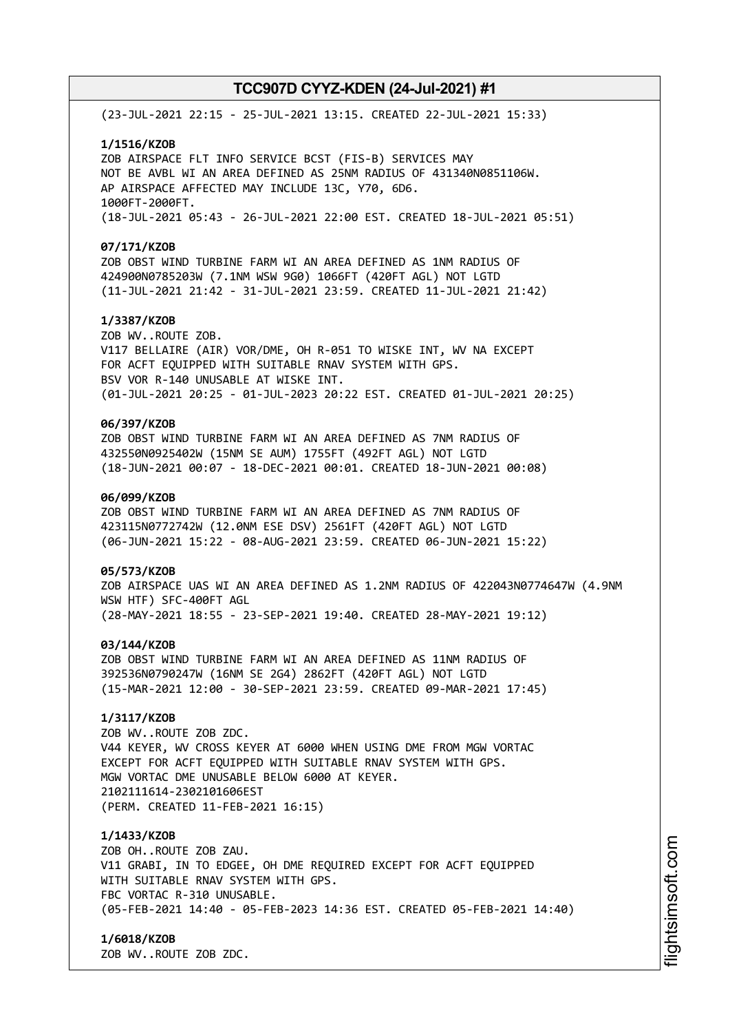(23-JUL-2021 22:15 - 25-JUL-2021 13:15. CREATED 22-JUL-2021 15:33)

**1/1516/KZOB**
ZOB AIRSPACE FLT INFO SERVICE BCST (FIS-B) SERVICES MAY
NOT BE AVBL WI AN AREA DEFINED AS 25NM RADIUS OF 431340N0851106W.
AP AIRSPACE AFFECTED MAY INCLUDE 13C, Y70, 6D6.
1000FT-2000FT.
(18-JUL-2021 05:43 - 26-JUL-2021 22:00 EST. CREATED 18-JUL-2021 05:51)

**07/171/KZOB**
ZOB OBST WIND TURBINE FARM WI AN AREA DEFINED AS 1NM RADIUS OF
424900N0785203W (7.1NM WSW 9G0) 1066FT (420FT AGL) NOT LGTD
(11-JUL-2021 21:42 - 31-JUL-2021 23:59. CREATED 11-JUL-2021 21:42)

**1/3387/KZOB**
ZOB WV..ROUTE ZOB.
V117 BELLAIRE (AIR) VOR/DME, OH R-051 TO WISKE INT, WV NA EXCEPT
FOR ACFT EQUIPPED WITH SUITABLE RNAV SYSTEM WITH GPS.
BSV VOR R-140 UNUSABLE AT WISKE INT.
(01-JUL-2021 20:25 - 01-JUL-2023 20:22 EST. CREATED 01-JUL-2021 20:25)

**06/397/KZOB**
ZOB OBST WIND TURBINE FARM WI AN AREA DEFINED AS 7NM RADIUS OF
432550N0925402W (15NM SE AUM) 1755FT (492FT AGL) NOT LGTD
(18-JUN-2021 00:07 - 18-DEC-2021 00:01. CREATED 18-JUN-2021 00:08)

**06/099/KZOB**
ZOB OBST WIND TURBINE FARM WI AN AREA DEFINED AS 7NM RADIUS OF
423115N0772742W (12.0NM ESE DSV) 2561FT (420FT AGL) NOT LGTD
(06-JUN-2021 15:22 - 08-AUG-2021 23:59. CREATED 06-JUN-2021 15:22)

**05/573/KZOB**
ZOB AIRSPACE UAS WI AN AREA DEFINED AS 1.2NM RADIUS OF 422043N0774647W (4.9NM
WSW HTF) SFC-400FT AGL
(28-MAY-2021 18:55 - 23-SEP-2021 19:40. CREATED 28-MAY-2021 19:12)

**03/144/KZOB**
ZOB OBST WIND TURBINE FARM WI AN AREA DEFINED AS 11NM RADIUS OF
392536N0790247W (16NM SE 2G4) 2862FT (420FT AGL) NOT LGTD
(15-MAR-2021 12:00 - 30-SEP-2021 23:59. CREATED 09-MAR-2021 17:45)

**1/3117/KZOB**
ZOB WV..ROUTE ZOB ZDC.
V44 KEYER, WV CROSS KEYER AT 6000 WHEN USING DME FROM MGW VORTAC
EXCEPT FOR ACFT EQUIPPED WITH SUITABLE RNAV SYSTEM WITH GPS.
MGW VORTAC DME UNUSABLE BELOW 6000 AT KEYER.
2102111614-2302101606EST
(PERM. CREATED 11-FEB-2021 16:15)

**1/1433/KZOB**
ZOB OH..ROUTE ZOB ZAU.
V11 GRABI, IN TO EDGEE, OH DME REQUIRED EXCEPT FOR ACFT EQUIPPED
WITH SUITABLE RNAV SYSTEM WITH GPS.
FBC VORTAC R-310 UNUSABLE.
(05-FEB-2021 14:40 - 05-FEB-2023 14:36 EST. CREATED 05-FEB-2021 14:40)

**1/6018/KZOB**
ZOB WV..ROUTE ZOB ZDC.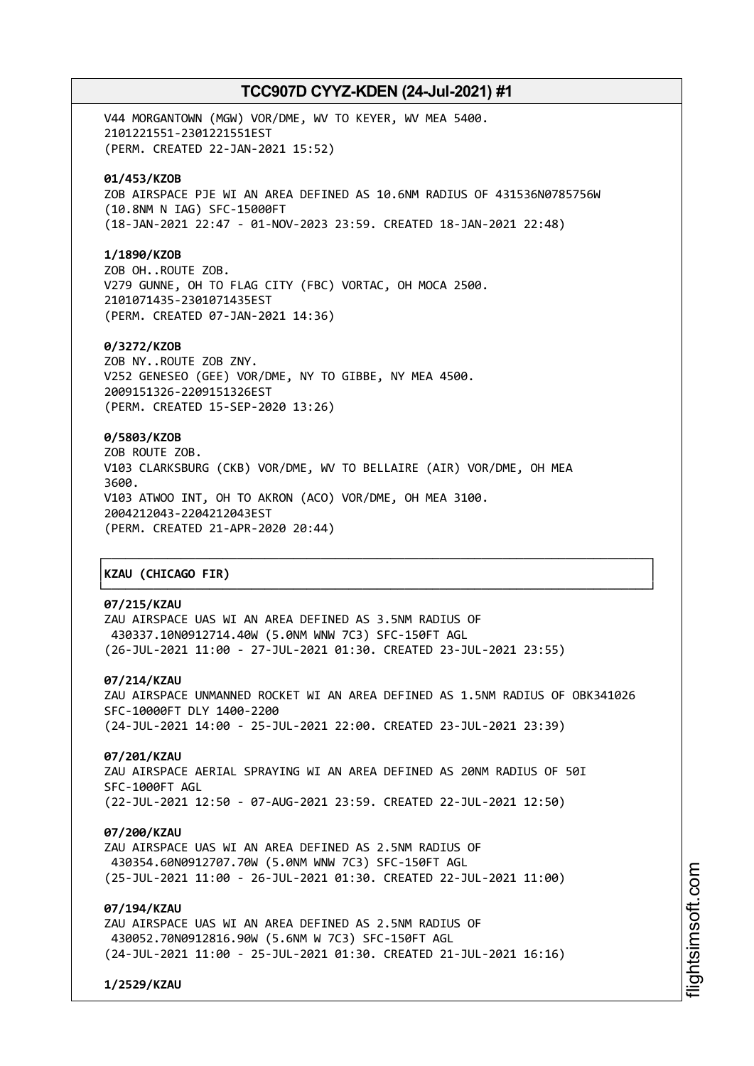V44 MORGANTOWN (MGW) VOR/DME, WV TO KEYER, WV MEA 5400.
2101221551-2301221551EST
(PERM. CREATED 22-JAN-2021 15:52)

**01/453/KZOB**
ZOB AIRSPACE PJE WI AN AREA DEFINED AS 10.6NM RADIUS OF 431536N0785756W
(10.8NM N IAG) SFC-15000FT
(18-JAN-2021 22:47 - 01-NOV-2023 23:59. CREATED 18-JAN-2021 22:48)

**1/1890/KZOB**
ZOB OH..ROUTE ZOB.
V279 GUNNE, OH TO FLAG CITY (FBC) VORTAC, OH MOCA 2500.
2101071435-2301071435EST
(PERM. CREATED 07-JAN-2021 14:36)

**0/3272/KZOB**
ZOB NY..ROUTE ZOB ZNY.
V252 GENESEO (GEE) VOR/DME, NY TO GIBBE, NY MEA 4500.
2009151326-2209151326EST
(PERM. CREATED 15-SEP-2020 13:26)

**0/5803/KZOB**
ZOB ROUTE ZOB.
V103 CLARKSBURG (CKB) VOR/DME, WV TO BELLAIRE (AIR) VOR/DME, OH MEA
3600.
V103 ATWOO INT, OH TO AKRON (ACO) VOR/DME, OH MEA 3100.
2004212043-2204212043EST
(PERM. CREATED 21-APR-2020 20:44)

## KZAU (CHICAGO FIR)

**07/215/KZAU**
ZAU AIRSPACE UAS WI AN AREA DEFINED AS 3.5NM RADIUS OF
430337.10N0912714.40W (5.0NM WNW 7C3) SFC-150FT AGL
(26-JUL-2021 11:00 - 27-JUL-2021 01:30. CREATED 23-JUL-2021 23:55)

**07/214/KZAU**
ZAU AIRSPACE UNMANNED ROCKET WI AN AREA DEFINED AS 1.5NM RADIUS OF OBK341026
SFC-10000FT DLY 1400-2200
(24-JUL-2021 14:00 - 25-JUL-2021 22:00. CREATED 23-JUL-2021 23:39)

**07/201/KZAU**
ZAU AIRSPACE AERIAL SPRAYING WI AN AREA DEFINED AS 20NM RADIUS OF 50I
SFC-1000FT AGL
(22-JUL-2021 12:50 - 07-AUG-2021 23:59. CREATED 22-JUL-2021 12:50)

**07/200/KZAU**
ZAU AIRSPACE UAS WI AN AREA DEFINED AS 2.5NM RADIUS OF
430354.60N0912707.70W (5.0NM WNW 7C3) SFC-150FT AGL
(25-JUL-2021 11:00 - 26-JUL-2021 01:30. CREATED 22-JUL-2021 11:00)

**07/194/KZAU**
ZAU AIRSPACE UAS WI AN AREA DEFINED AS 2.5NM RADIUS OF
430052.70N0912816.90W (5.6NM W 7C3) SFC-150FT AGL
(24-JUL-2021 11:00 - 25-JUL-2021 01:30. CREATED 21-JUL-2021 16:16)

**1/2529/KZAU**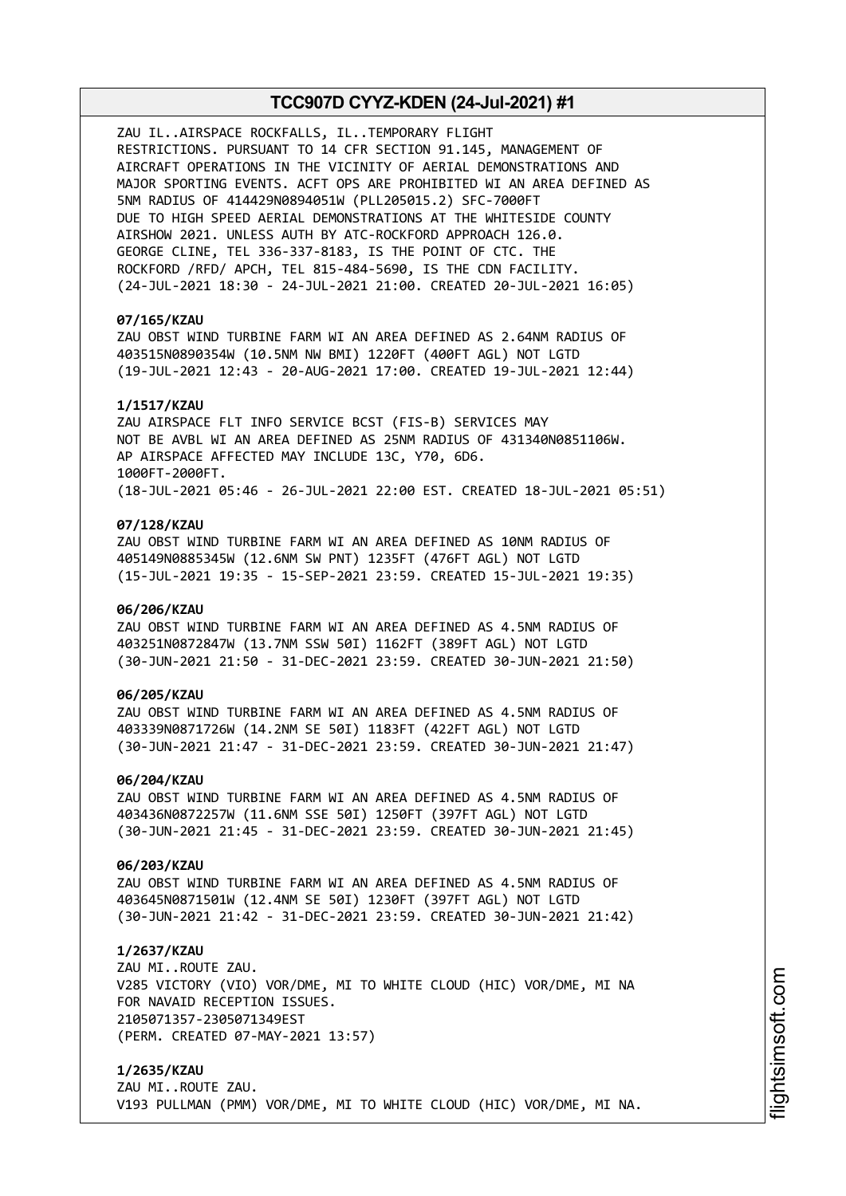ZAU IL..AIRSPACE ROCKFALLS, IL..TEMPORARY FLIGHT RESTRICTIONS. PURSUANT TO 14 CFR SECTION 91.145, MANAGEMENT OF AIRCRAFT OPERATIONS IN THE VICINITY OF AERIAL DEMONSTRATIONS AND MAJOR SPORTING EVENTS. ACFT OPS ARE PROHIBITED WI AN AREA DEFINED AS 5NM RADIUS OF 414429N0894051W (PLL205015.2) SFC-7000FT DUE TO HIGH SPEED AERIAL DEMONSTRATIONS AT THE WHITESIDE COUNTY AIRSHOW 2021. UNLESS AUTH BY ATC-ROCKFORD APPROACH 126.0. GEORGE CLINE, TEL 336-337-8183, IS THE POINT OF CTC. THE ROCKFORD /RFD/ APCH, TEL 815-484-5690, IS THE CDN FACILITY.
(24-JUL-2021 18:30 - 24-JUL-2021 21:00. CREATED 20-JUL-2021 16:05)

**07/165/KZAU**
ZAU OBST WIND TURBINE FARM WI AN AREA DEFINED AS 2.64NM RADIUS OF 403515N0890354W (10.5NM NW BMI) 1220FT (400FT AGL) NOT LGTD
(19-JUL-2021 12:43 - 20-AUG-2021 17:00. CREATED 19-JUL-2021 12:44)

**1/1517/KZAU**
ZAU AIRSPACE FLT INFO SERVICE BCST (FIS-B) SERVICES MAY NOT BE AVBL WI AN AREA DEFINED AS 25NM RADIUS OF 431340N0851106W. AP AIRSPACE AFFECTED MAY INCLUDE 13C, Y70, 6D6.
1000FT-2000FT.
(18-JUL-2021 05:46 - 26-JUL-2021 22:00 EST. CREATED 18-JUL-2021 05:51)

**07/128/KZAU**
ZAU OBST WIND TURBINE FARM WI AN AREA DEFINED AS 10NM RADIUS OF 405149N0885345W (12.6NM SW PNT) 1235FT (476FT AGL) NOT LGTD
(15-JUL-2021 19:35 - 15-SEP-2021 23:59. CREATED 15-JUL-2021 19:35)

**06/206/KZAU**
ZAU OBST WIND TURBINE FARM WI AN AREA DEFINED AS 4.5NM RADIUS OF 403251N0872847W (13.7NM SSW 50I) 1162FT (389FT AGL) NOT LGTD
(30-JUN-2021 21:50 - 31-DEC-2021 23:59. CREATED 30-JUN-2021 21:50)

**06/205/KZAU**
ZAU OBST WIND TURBINE FARM WI AN AREA DEFINED AS 4.5NM RADIUS OF 403339N0871726W (14.2NM SE 50I) 1183FT (422FT AGL) NOT LGTD
(30-JUN-2021 21:47 - 31-DEC-2021 23:59. CREATED 30-JUN-2021 21:47)

**06/204/KZAU**
ZAU OBST WIND TURBINE FARM WI AN AREA DEFINED AS 4.5NM RADIUS OF 403436N0872257W (11.6NM SSE 50I) 1250FT (397FT AGL) NOT LGTD
(30-JUN-2021 21:45 - 31-DEC-2021 23:59. CREATED 30-JUN-2021 21:45)

**06/203/KZAU**
ZAU OBST WIND TURBINE FARM WI AN AREA DEFINED AS 4.5NM RADIUS OF 403645N0871501W (12.4NM SE 50I) 1230FT (397FT AGL) NOT LGTD
(30-JUN-2021 21:42 - 31-DEC-2021 23:59. CREATED 30-JUN-2021 21:42)

**1/2637/KZAU**
ZAU MI..ROUTE ZAU.
V285 VICTORY (VIO) VOR/DME, MI TO WHITE CLOUD (HIC) VOR/DME, MI NA FOR NAVAID RECEPTION ISSUES.
2105071357-2305071349EST
(PERM. CREATED 07-MAY-2021 13:57)

**1/2635/KZAU**
ZAU MI..ROUTE ZAU.
V193 PULLMAN (PMM) VOR/DME, MI TO WHITE CLOUD (HIC) VOR/DME, MI NA.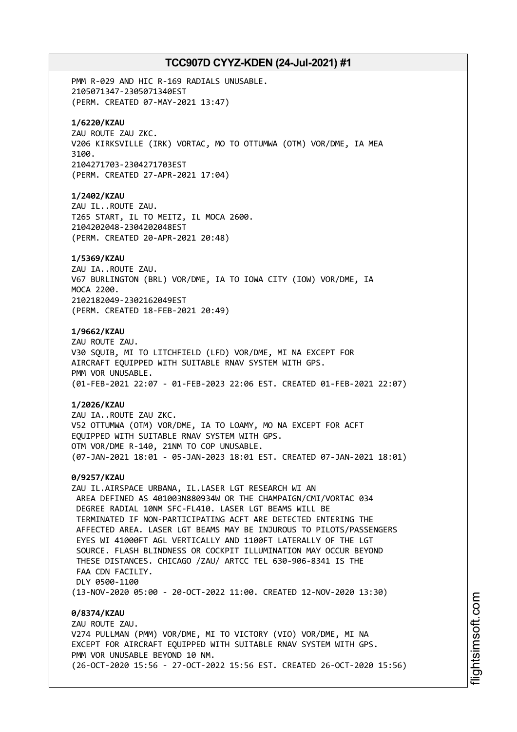PMM R-029 AND HIC R-169 RADIALS UNUSABLE.
2105071347-2305071340EST
(PERM. CREATED 07-MAY-2021 13:47)

**1/6220/KZAU**
ZAU ROUTE ZAU ZKC.
V206 KIRKSVILLE (IRK) VORTAC, MO TO OTTUMWA (OTM) VOR/DME, IA MEA
3100.
2104271703-2304271703EST
(PERM. CREATED 27-APR-2021 17:04)

**1/2402/KZAU**
ZAU IL..ROUTE ZAU.
T265 START, IL TO MEITZ, IL MOCA 2600.
2104202048-2304202048EST
(PERM. CREATED 20-APR-2021 20:48)

**1/5369/KZAU**
ZAU IA..ROUTE ZAU.
V67 BURLINGTON (BRL) VOR/DME, IA TO IOWA CITY (IOW) VOR/DME, IA
MOCA 2200.
2102182049-2302162049EST
(PERM. CREATED 18-FEB-2021 20:49)

**1/9662/KZAU**
ZAU ROUTE ZAU.
V30 SQUIB, MI TO LITCHFIELD (LFD) VOR/DME, MI NA EXCEPT FOR
AIRCRAFT EQUIPPED WITH SUITABLE RNAV SYSTEM WITH GPS.
PMM VOR UNUSABLE.
(01-FEB-2021 22:07 - 01-FEB-2023 22:06 EST. CREATED 01-FEB-2021 22:07)

**1/2026/KZAU**
ZAU IA..ROUTE ZAU ZKC.
V52 OTTUMWA (OTM) VOR/DME, IA TO LOAMY, MO NA EXCEPT FOR ACFT
EQUIPPED WITH SUITABLE RNAV SYSTEM WITH GPS.
OTM VOR/DME R-140, 21NM TO COP UNUSABLE.
(07-JAN-2021 18:01 - 05-JAN-2023 18:01 EST. CREATED 07-JAN-2021 18:01)

**0/9257/KZAU**
ZAU IL.AIRSPACE URBANA, IL.LASER LGT RESEARCH WI AN
AREA DEFINED AS 401003N880934W OR THE CHAMPAIGN/CMI/VORTAC 034
DEGREE RADIAL 10NM SFC-FL410. LASER LGT BEAMS WILL BE
TERMINATED IF NON-PARTICIPATING ACFT ARE DETECTED ENTERING THE
AFFECTED AREA. LASER LGT BEAMS MAY BE INJUROUS TO PILOTS/PASSENGERS
EYES WI 41000FT AGL VERTICALLY AND 1100FT LATERALLY OF THE LGT
SOURCE. FLASH BLINDNESS OR COCKPIT ILLUMINATION MAY OCCUR BEYOND
THESE DISTANCES. CHICAGO /ZAU/ ARTCC TEL 630-906-8341 IS THE
FAA CDN FACILIY.
DLY 0500-1100
(13-NOV-2020 05:00 - 20-OCT-2022 11:00. CREATED 12-NOV-2020 13:30)

**0/8374/KZAU**
ZAU ROUTE ZAU.
V274 PULLMAN (PMM) VOR/DME, MI TO VICTORY (VIO) VOR/DME, MI NA
EXCEPT FOR AIRCRAFT EQUIPPED WITH SUITABLE RNAV SYSTEM WITH GPS.
PMM VOR UNUSABLE BEYOND 10 NM.
(26-OCT-2020 15:56 - 27-OCT-2022 15:56 EST. CREATED 26-OCT-2020 15:56)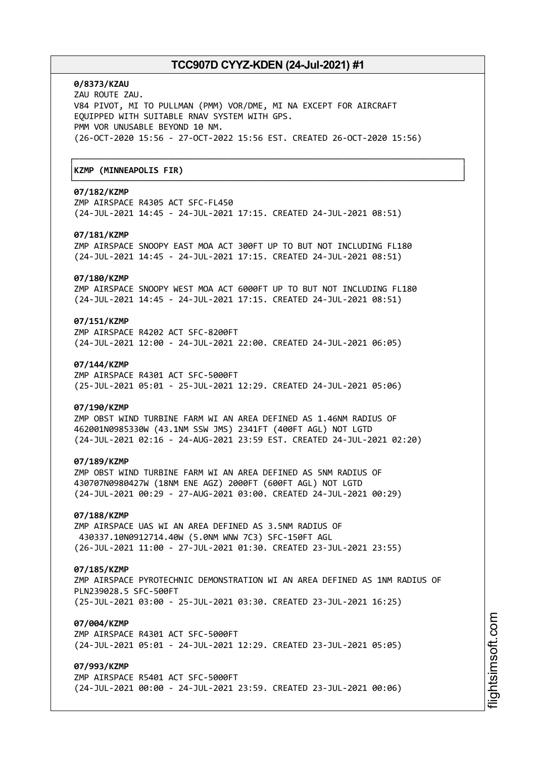**0/8373/KZAU**
ZAU ROUTE ZAU.
V84 PIVOT, MI TO PULLMAN (PMM) VOR/DME, MI NA EXCEPT FOR AIRCRAFT
EQUIPPED WITH SUITABLE RNAV SYSTEM WITH GPS.
PMM VOR UNUSABLE BEYOND 10 NM.
(26-OCT-2020 15:56 - 27-OCT-2022 15:56 EST. CREATED 26-OCT-2020 15:56)

**KZMP (MINNEAPOLIS FIR)**

**07/182/KZMP**
ZMP AIRSPACE R4305 ACT SFC-FL450
(24-JUL-2021 14:45 - 24-JUL-2021 17:15. CREATED 24-JUL-2021 08:51)

**07/181/KZMP**
ZMP AIRSPACE SNOOPY EAST MOA ACT 300FT UP TO BUT NOT INCLUDING FL180
(24-JUL-2021 14:45 - 24-JUL-2021 17:15. CREATED 24-JUL-2021 08:51)

**07/180/KZMP**
ZMP AIRSPACE SNOOPY WEST MOA ACT 6000FT UP TO BUT NOT INCLUDING FL180
(24-JUL-2021 14:45 - 24-JUL-2021 17:15. CREATED 24-JUL-2021 08:51)

**07/151/KZMP**
ZMP AIRSPACE R4202 ACT SFC-8200FT
(24-JUL-2021 12:00 - 24-JUL-2021 22:00. CREATED 24-JUL-2021 06:05)

**07/144/KZMP**
ZMP AIRSPACE R4301 ACT SFC-5000FT
(25-JUL-2021 05:01 - 25-JUL-2021 12:29. CREATED 24-JUL-2021 05:06)

**07/190/KZMP**
ZMP OBST WIND TURBINE FARM WI AN AREA DEFINED AS 1.46NM RADIUS OF
462001N0985330W (43.1NM SSW JMS) 2341FT (400FT AGL) NOT LGTD
(24-JUL-2021 02:16 - 24-AUG-2021 23:59 EST. CREATED 24-JUL-2021 02:20)

**07/189/KZMP**
ZMP OBST WIND TURBINE FARM WI AN AREA DEFINED AS 5NM RADIUS OF
430707N0980427W (18NM ENE AGZ) 2000FT (600FT AGL) NOT LGTD
(24-JUL-2021 00:29 - 27-AUG-2021 03:00. CREATED 24-JUL-2021 00:29)

**07/188/KZMP**
ZMP AIRSPACE UAS WI AN AREA DEFINED AS 3.5NM RADIUS OF
430337.10N0912714.40W (5.0NM WNW 7C3) SFC-150FT AGL
(26-JUL-2021 11:00 - 27-JUL-2021 01:30. CREATED 23-JUL-2021 23:55)

**07/185/KZMP**
ZMP AIRSPACE PYROTECHNIC DEMONSTRATION WI AN AREA DEFINED AS 1NM RADIUS OF
PLN239028.5 SFC-500FT
(25-JUL-2021 03:00 - 25-JUL-2021 03:30. CREATED 23-JUL-2021 16:25)

**07/004/KZMP**
ZMP AIRSPACE R4301 ACT SFC-5000FT
(24-JUL-2021 05:01 - 24-JUL-2021 12:29. CREATED 23-JUL-2021 05:05)

**07/993/KZMP**
ZMP AIRSPACE R5401 ACT SFC-5000FT
(24-JUL-2021 00:00 - 24-JUL-2021 23:59. CREATED 23-JUL-2021 00:06)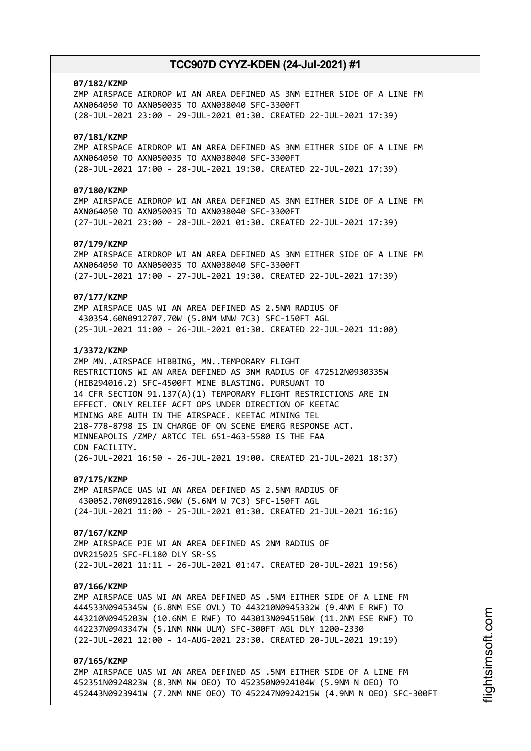**07/182/KZMP**
ZMP AIRSPACE AIRDROP WI AN AREA DEFINED AS 3NM EITHER SIDE OF A LINE FM AXN064050 TO AXN050035 TO AXN038040 SFC-3300FT
(28-JUL-2021 23:00 - 29-JUL-2021 01:30. CREATED 22-JUL-2021 17:39)

**07/181/KZMP**
ZMP AIRSPACE AIRDROP WI AN AREA DEFINED AS 3NM EITHER SIDE OF A LINE FM AXN064050 TO AXN050035 TO AXN038040 SFC-3300FT
(28-JUL-2021 17:00 - 28-JUL-2021 19:30. CREATED 22-JUL-2021 17:39)

**07/180/KZMP**
ZMP AIRSPACE AIRDROP WI AN AREA DEFINED AS 3NM EITHER SIDE OF A LINE FM AXN064050 TO AXN050035 TO AXN038040 SFC-3300FT
(27-JUL-2021 23:00 - 28-JUL-2021 01:30. CREATED 22-JUL-2021 17:39)

**07/179/KZMP**
ZMP AIRSPACE AIRDROP WI AN AREA DEFINED AS 3NM EITHER SIDE OF A LINE FM AXN064050 TO AXN050035 TO AXN038040 SFC-3300FT
(27-JUL-2021 17:00 - 27-JUL-2021 19:30. CREATED 22-JUL-2021 17:39)

**07/177/KZMP**
ZMP AIRSPACE UAS WI AN AREA DEFINED AS 2.5NM RADIUS OF 430354.60N0912707.70W (5.0NM WNW 7C3) SFC-150FT AGL
(25-JUL-2021 11:00 - 26-JUL-2021 01:30. CREATED 22-JUL-2021 11:00)

**1/3372/KZMP**
ZMP MN..AIRSPACE HIBBING, MN..TEMPORARY FLIGHT RESTRICTIONS WI AN AREA DEFINED AS 3NM RADIUS OF 472512N0930335W (HIB294016.2) SFC-4500FT MINE BLASTING. PURSUANT TO 14 CFR SECTION 91.137(A)(1) TEMPORARY FLIGHT RESTRICTIONS ARE IN EFFECT. ONLY RELIEF ACFT OPS UNDER DIRECTION OF KEETAC MINING ARE AUTH IN THE AIRSPACE. KEETAC MINING TEL 218-778-8798 IS IN CHARGE OF ON SCENE EMERG RESPONSE ACT. MINNEAPOLIS /ZMP/ ARTCC TEL 651-463-5580 IS THE FAA CDN FACILITY.
(26-JUL-2021 16:50 - 26-JUL-2021 19:00. CREATED 21-JUL-2021 18:37)

**07/175/KZMP**
ZMP AIRSPACE UAS WI AN AREA DEFINED AS 2.5NM RADIUS OF 430052.70N0912816.90W (5.6NM W 7C3) SFC-150FT AGL
(24-JUL-2021 11:00 - 25-JUL-2021 01:30. CREATED 21-JUL-2021 16:16)

**07/167/KZMP**
ZMP AIRSPACE PJE WI AN AREA DEFINED AS 2NM RADIUS OF OVR215025 SFC-FL180 DLY SR-SS
(22-JUL-2021 11:11 - 26-JUL-2021 01:47. CREATED 20-JUL-2021 19:56)

**07/166/KZMP**
ZMP AIRSPACE UAS WI AN AREA DEFINED AS .5NM EITHER SIDE OF A LINE FM 444533N0945345W (6.8NM ESE OVL) TO 443210N0945332W (9.4NM E RWF) TO 443210N0945203W (10.6NM E RWF) TO 443013N0945150W (11.2NM ESE RWF) TO 442237N0943347W (5.1NM NNW ULM) SFC-300FT AGL DLY 1200-2330
(22-JUL-2021 12:00 - 14-AUG-2021 23:30. CREATED 20-JUL-2021 19:19)

**07/165/KZMP**
ZMP AIRSPACE UAS WI AN AREA DEFINED AS .5NM EITHER SIDE OF A LINE FM 452351N0924823W (8.3NM NW OEO) TO 452350N0924104W (5.9NM N OEO) TO 452443N0923941W (7.2NM NNE OEO) TO 452247N0924215W (4.9NM N OEO) SFC-300FT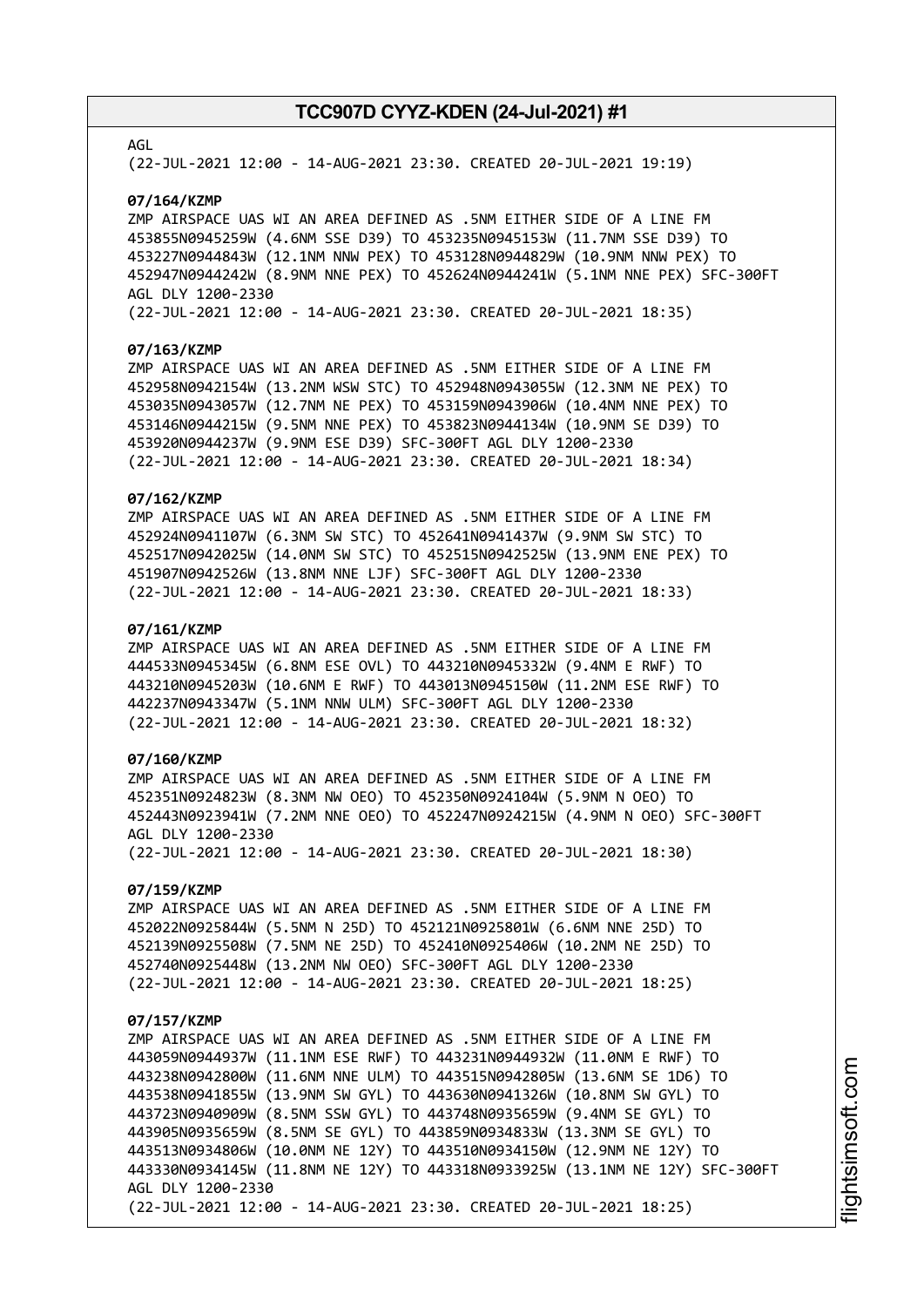AGL
(22-JUL-2021 12:00 - 14-AUG-2021 23:30. CREATED 20-JUL-2021 19:19)

**07/164/KZMP**
ZMP AIRSPACE UAS WI AN AREA DEFINED AS .5NM EITHER SIDE OF A LINE FM 453855N0945259W (4.6NM SSE D39) TO 453235N0945153W (11.7NM SSE D39) TO 453227N0944843W (12.1NM NNW PEX) TO 453128N0944829W (10.9NM NNW PEX) TO 452947N0944242W (8.9NM NNE PEX) TO 452624N0944241W (5.1NM NNE PEX) SFC-300FT AGL DLY 1200-2330
(22-JUL-2021 12:00 - 14-AUG-2021 23:30. CREATED 20-JUL-2021 18:35)

**07/163/KZMP**
ZMP AIRSPACE UAS WI AN AREA DEFINED AS .5NM EITHER SIDE OF A LINE FM 452958N0942154W (13.2NM WSW STC) TO 452948N0943055W (12.3NM NE PEX) TO 453035N0943057W (12.7NM NE PEX) TO 453159N0943906W (10.4NM NNE PEX) TO 453146N0944215W (9.5NM NNE PEX) TO 453823N0944134W (10.9NM SE D39) TO 453920N0944237W (9.9NM ESE D39) SFC-300FT AGL DLY 1200-2330
(22-JUL-2021 12:00 - 14-AUG-2021 23:30. CREATED 20-JUL-2021 18:34)

**07/162/KZMP**
ZMP AIRSPACE UAS WI AN AREA DEFINED AS .5NM EITHER SIDE OF A LINE FM 452924N0941107W (6.3NM SW STC) TO 452641N0941437W (9.9NM SW STC) TO 452517N0942025W (14.0NM SW STC) TO 452515N0942525W (13.9NM ENE PEX) TO 451907N0942526W (13.8NM NNE LJF) SFC-300FT AGL DLY 1200-2330
(22-JUL-2021 12:00 - 14-AUG-2021 23:30. CREATED 20-JUL-2021 18:33)

**07/161/KZMP**
ZMP AIRSPACE UAS WI AN AREA DEFINED AS .5NM EITHER SIDE OF A LINE FM 444533N0945345W (6.8NM ESE OVL) TO 443210N0945332W (9.4NM E RWF) TO 443210N0945203W (10.6NM E RWF) TO 443013N0945150W (11.2NM ESE RWF) TO 442237N0943347W (5.1NM NNW ULM) SFC-300FT AGL DLY 1200-2330
(22-JUL-2021 12:00 - 14-AUG-2021 23:30. CREATED 20-JUL-2021 18:32)

**07/160/KZMP**
ZMP AIRSPACE UAS WI AN AREA DEFINED AS .5NM EITHER SIDE OF A LINE FM 452351N0924823W (8.3NM NW OEO) TO 452350N0924104W (5.9NM N OEO) TO 452443N0923941W (7.2NM NNE OEO) TO 452247N0924215W (4.9NM N OEO) SFC-300FT AGL DLY 1200-2330
(22-JUL-2021 12:00 - 14-AUG-2021 23:30. CREATED 20-JUL-2021 18:30)

**07/159/KZMP**
ZMP AIRSPACE UAS WI AN AREA DEFINED AS .5NM EITHER SIDE OF A LINE FM 452022N0925844W (5.5NM N 25D) TO 452121N0925801W (6.6NM NNE 25D) TO 452139N0925508W (7.5NM NE 25D) TO 452410N0925406W (10.2NM NE 25D) TO 452740N0925448W (13.2NM NW OEO) SFC-300FT AGL DLY 1200-2330
(22-JUL-2021 12:00 - 14-AUG-2021 23:30. CREATED 20-JUL-2021 18:25)

**07/157/KZMP**
ZMP AIRSPACE UAS WI AN AREA DEFINED AS .5NM EITHER SIDE OF A LINE FM 443059N0944937W (11.1NM ESE RWF) TO 443231N0944932W (11.0NM E RWF) TO 443238N0942800W (11.6NM NNE ULM) TO 443515N0942805W (13.6NM SE 1D6) TO 443538N0941855W (13.9NM SW GYL) TO 443630N0941326W (10.8NM SW GYL) TO 443723N0940909W (8.5NM SSW GYL) TO 443748N0935659W (9.4NM SE GYL) TO 443905N0935659W (8.5NM SE GYL) TO 443859N0934833W (13.3NM SE GYL) TO 443513N0934806W (10.0NM NE 12Y) TO 443510N0934150W (12.9NM NE 12Y) TO 443330N0934145W (11.8NM NE 12Y) TO 443318N0933925W (13.1NM NE 12Y) SFC-300FT AGL DLY 1200-2330
(22-JUL-2021 12:00 - 14-AUG-2021 23:30. CREATED 20-JUL-2021 18:25)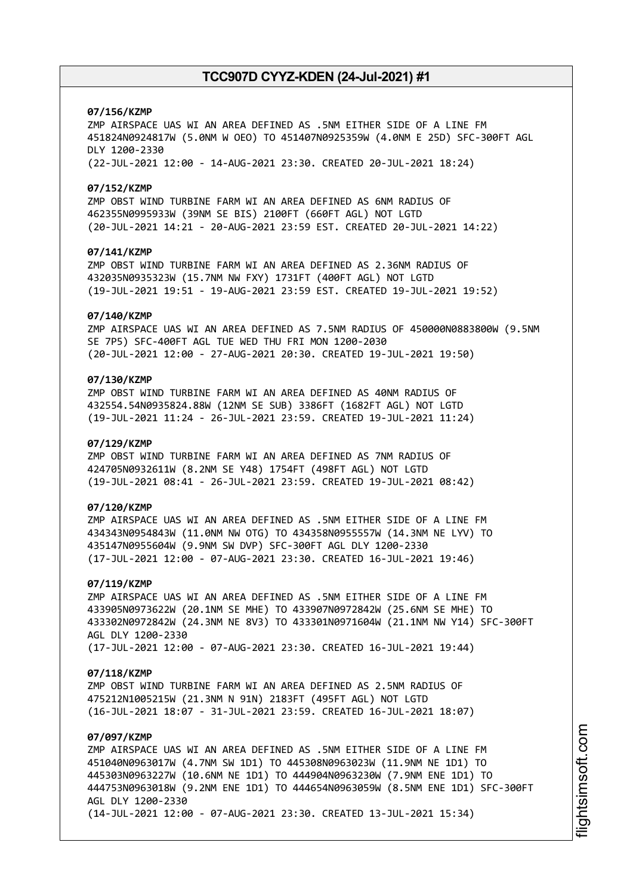**07/156/KZMP**
ZMP AIRSPACE UAS WI AN AREA DEFINED AS .5NM EITHER SIDE OF A LINE FM 451824N0924817W (5.0NM W OEO) TO 451407N0925359W (4.0NM E 25D) SFC-300FT AGL DLY 1200-2330
(22-JUL-2021 12:00 - 14-AUG-2021 23:30. CREATED 20-JUL-2021 18:24)

**07/152/KZMP**
ZMP OBST WIND TURBINE FARM WI AN AREA DEFINED AS 6NM RADIUS OF 462355N0995933W (39NM SE BIS) 2100FT (660FT AGL) NOT LGTD
(20-JUL-2021 14:21 - 20-AUG-2021 23:59 EST. CREATED 20-JUL-2021 14:22)

**07/141/KZMP**
ZMP OBST WIND TURBINE FARM WI AN AREA DEFINED AS 2.36NM RADIUS OF 432035N0935323W (15.7NM NW FXY) 1731FT (400FT AGL) NOT LGTD
(19-JUL-2021 19:51 - 19-AUG-2021 23:59 EST. CREATED 19-JUL-2021 19:52)

**07/140/KZMP**
ZMP AIRSPACE UAS WI AN AREA DEFINED AS 7.5NM RADIUS OF 450000N0883800W (9.5NM SE 7P5) SFC-400FT AGL TUE WED THU FRI MON 1200-2030
(20-JUL-2021 12:00 - 27-AUG-2021 20:30. CREATED 19-JUL-2021 19:50)

**07/130/KZMP**
ZMP OBST WIND TURBINE FARM WI AN AREA DEFINED AS 40NM RADIUS OF 432554.54N0935824.88W (12NM SE SUB) 3386FT (1682FT AGL) NOT LGTD
(19-JUL-2021 11:24 - 26-JUL-2021 23:59. CREATED 19-JUL-2021 11:24)

**07/129/KZMP**
ZMP OBST WIND TURBINE FARM WI AN AREA DEFINED AS 7NM RADIUS OF 424705N0932611W (8.2NM SE Y48) 1754FT (498FT AGL) NOT LGTD
(19-JUL-2021 08:41 - 26-JUL-2021 23:59. CREATED 19-JUL-2021 08:42)

**07/120/KZMP**
ZMP AIRSPACE UAS WI AN AREA DEFINED AS .5NM EITHER SIDE OF A LINE FM 434343N0954843W (11.0NM NW OTG) TO 434358N0955557W (14.3NM NE LYV) TO 435147N0955604W (9.9NM SW DVP) SFC-300FT AGL DLY 1200-2330
(17-JUL-2021 12:00 - 07-AUG-2021 23:30. CREATED 16-JUL-2021 19:46)

**07/119/KZMP**
ZMP AIRSPACE UAS WI AN AREA DEFINED AS .5NM EITHER SIDE OF A LINE FM 433905N0973622W (20.1NM SE MHE) TO 433907N0972842W (25.6NM SE MHE) TO 433302N0972842W (24.3NM NE 8V3) TO 433301N0971604W (21.1NM NW Y14) SFC-300FT AGL DLY 1200-2330
(17-JUL-2021 12:00 - 07-AUG-2021 23:30. CREATED 16-JUL-2021 19:44)

**07/118/KZMP**
ZMP OBST WIND TURBINE FARM WI AN AREA DEFINED AS 2.5NM RADIUS OF 475212N1005215W (21.3NM N 91N) 2183FT (495FT AGL) NOT LGTD
(16-JUL-2021 18:07 - 31-JUL-2021 23:59. CREATED 16-JUL-2021 18:07)

**07/097/KZMP**
ZMP AIRSPACE UAS WI AN AREA DEFINED AS .5NM EITHER SIDE OF A LINE FM 451040N0963017W (4.7NM SW 1D1) TO 445308N0963023W (11.9NM NE 1D1) TO 445303N0963227W (10.6NM NE 1D1) TO 444904N0963230W (7.9NM ENE 1D1) TO 444753N0963018W (9.2NM ENE 1D1) TO 444654N0963059W (8.5NM ENE 1D1) SFC-300FT AGL DLY 1200-2330
(14-JUL-2021 12:00 - 07-AUG-2021 23:30. CREATED 13-JUL-2021 15:34)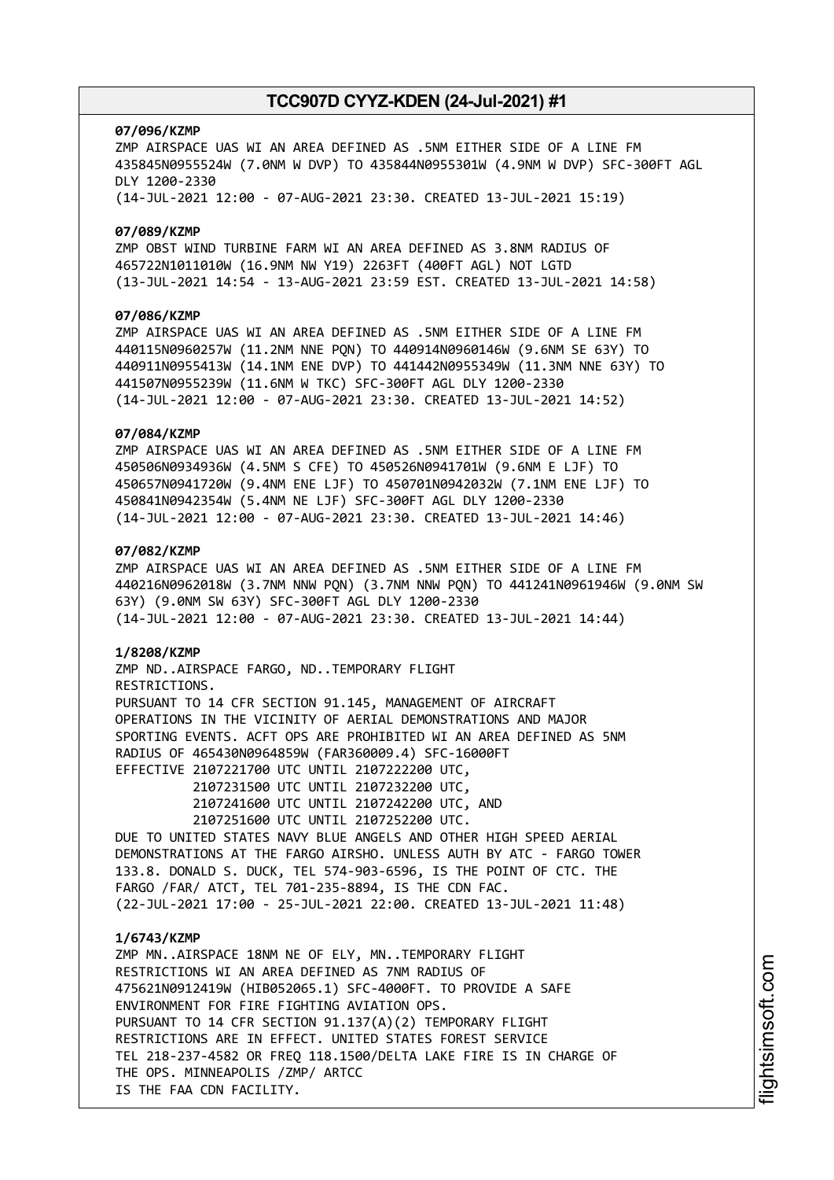**07/096/KZMP**
ZMP AIRSPACE UAS WI AN AREA DEFINED AS .5NM EITHER SIDE OF A LINE FM 435845N0955524W (7.0NM W DVP) TO 435844N0955301W (4.9NM W DVP) SFC-300FT AGL DLY 1200-2330
(14-JUL-2021 12:00 - 07-AUG-2021 23:30. CREATED 13-JUL-2021 15:19)

**07/089/KZMP**
ZMP OBST WIND TURBINE FARM WI AN AREA DEFINED AS 3.8NM RADIUS OF 465722N1011010W (16.9NM NW Y19) 2263FT (400FT AGL) NOT LGTD
(13-JUL-2021 14:54 - 13-AUG-2021 23:59 EST. CREATED 13-JUL-2021 14:58)

**07/086/KZMP**
ZMP AIRSPACE UAS WI AN AREA DEFINED AS .5NM EITHER SIDE OF A LINE FM 440115N0960257W (11.2NM NNE PQN) TO 440914N0960146W (9.6NM SE 63Y) TO 440911N0955413W (14.1NM ENE DVP) TO 441442N0955349W (11.3NM NNE 63Y) TO 441507N0955239W (11.6NM W TKC) SFC-300FT AGL DLY 1200-2330
(14-JUL-2021 12:00 - 07-AUG-2021 23:30. CREATED 13-JUL-2021 14:52)

**07/084/KZMP**
ZMP AIRSPACE UAS WI AN AREA DEFINED AS .5NM EITHER SIDE OF A LINE FM 450506N0934936W (4.5NM S CFE) TO 450526N0941701W (9.6NM E LJF) TO 450657N0941720W (9.4NM ENE LJF) TO 450701N0942032W (7.1NM ENE LJF) TO 450841N0942354W (5.4NM NE LJF) SFC-300FT AGL DLY 1200-2330
(14-JUL-2021 12:00 - 07-AUG-2021 23:30. CREATED 13-JUL-2021 14:46)

**07/082/KZMP**
ZMP AIRSPACE UAS WI AN AREA DEFINED AS .5NM EITHER SIDE OF A LINE FM 440216N0962018W (3.7NM NNW PQN) (3.7NM NNW PQN) TO 441241N0961946W (9.0NM SW 63Y) (9.0NM SW 63Y) SFC-300FT AGL DLY 1200-2330
(14-JUL-2021 12:00 - 07-AUG-2021 23:30. CREATED 13-JUL-2021 14:44)

**1/8208/KZMP**
ZMP ND..AIRSPACE FARGO, ND..TEMPORARY FLIGHT RESTRICTIONS.
PURSUANT TO 14 CFR SECTION 91.145, MANAGEMENT OF AIRCRAFT OPERATIONS IN THE VICINITY OF AERIAL DEMONSTRATIONS AND MAJOR SPORTING EVENTS. ACFT OPS ARE PROHIBITED WI AN AREA DEFINED AS 5NM RADIUS OF 465430N0964859W (FAR360009.4) SFC-16000FT
EFFECTIVE 2107221700 UTC UNTIL 2107222200 UTC,
2107231500 UTC UNTIL 2107232200 UTC,
2107241600 UTC UNTIL 2107242200 UTC, AND
2107251600 UTC UNTIL 2107252200 UTC.
DUE TO UNITED STATES NAVY BLUE ANGELS AND OTHER HIGH SPEED AERIAL DEMONSTRATIONS AT THE FARGO AIRSHO. UNLESS AUTH BY ATC - FARGO TOWER 133.8. DONALD S. DUCK, TEL 574-903-6596, IS THE POINT OF CTC. THE FARGO /FAR/ ATCT, TEL 701-235-8894, IS THE CDN FAC.
(22-JUL-2021 17:00 - 25-JUL-2021 22:00. CREATED 13-JUL-2021 11:48)

**1/6743/KZMP**
ZMP MN..AIRSPACE 18NM NE OF ELY, MN..TEMPORARY FLIGHT RESTRICTIONS WI AN AREA DEFINED AS 7NM RADIUS OF 475621N0912419W (HIB052065.1) SFC-4000FT. TO PROVIDE A SAFE ENVIRONMENT FOR FIRE FIGHTING AVIATION OPS.
PURSUANT TO 14 CFR SECTION 91.137(A)(2) TEMPORARY FLIGHT RESTRICTIONS ARE IN EFFECT. UNITED STATES FOREST SERVICE TEL 218-237-4582 OR FREQ 118.1500/DELTA LAKE FIRE IS IN CHARGE OF THE OPS. MINNEAPOLIS /ZMP/ ARTCC
IS THE FAA CDN FACILITY.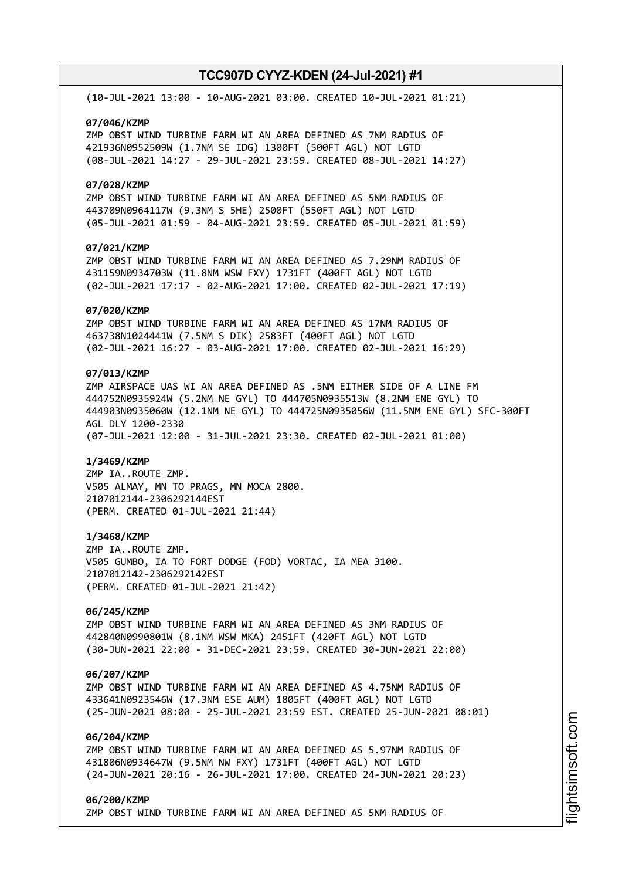(10-JUL-2021 13:00 - 10-AUG-2021 03:00. CREATED 10-JUL-2021 01:21)

**07/046/KZMP**
ZMP OBST WIND TURBINE FARM WI AN AREA DEFINED AS 7NM RADIUS OF 421936N0952509W (1.7NM SE IDG) 1300FT (500FT AGL) NOT LGTD
(08-JUL-2021 14:27 - 29-JUL-2021 23:59. CREATED 08-JUL-2021 14:27)

**07/028/KZMP**
ZMP OBST WIND TURBINE FARM WI AN AREA DEFINED AS 5NM RADIUS OF 443709N0964117W (9.3NM S 5HE) 2500FT (550FT AGL) NOT LGTD
(05-JUL-2021 01:59 - 04-AUG-2021 23:59. CREATED 05-JUL-2021 01:59)

**07/021/KZMP**
ZMP OBST WIND TURBINE FARM WI AN AREA DEFINED AS 7.29NM RADIUS OF 431159N0934703W (11.8NM WSW FXY) 1731FT (400FT AGL) NOT LGTD
(02-JUL-2021 17:17 - 02-AUG-2021 17:00. CREATED 02-JUL-2021 17:19)

**07/020/KZMP**
ZMP OBST WIND TURBINE FARM WI AN AREA DEFINED AS 17NM RADIUS OF 463738N1024441W (7.5NM S DIK) 2583FT (400FT AGL) NOT LGTD
(02-JUL-2021 16:27 - 03-AUG-2021 17:00. CREATED 02-JUL-2021 16:29)

**07/013/KZMP**
ZMP AIRSPACE UAS WI AN AREA DEFINED AS .5NM EITHER SIDE OF A LINE FM 444752N0935924W (5.2NM NE GYL) TO 444705N0935513W (8.2NM ENE GYL) TO 444903N0935060W (12.1NM NE GYL) TO 444725N0935056W (11.5NM ENE GYL) SFC-300FT AGL DLY 1200-2330
(07-JUL-2021 12:00 - 31-JUL-2021 23:30. CREATED 02-JUL-2021 01:00)

**1/3469/KZMP**
ZMP IA..ROUTE ZMP.
V505 ALMAY, MN TO PRAGS, MN MOCA 2800.
2107012144-2306292144EST
(PERM. CREATED 01-JUL-2021 21:44)

**1/3468/KZMP**
ZMP IA..ROUTE ZMP.
V505 GUMBO, IA TO FORT DODGE (FOD) VORTAC, IA MEA 3100.
2107012142-2306292142EST
(PERM. CREATED 01-JUL-2021 21:42)

**06/245/KZMP**
ZMP OBST WIND TURBINE FARM WI AN AREA DEFINED AS 3NM RADIUS OF 442840N0990801W (8.1NM WSW MKA) 2451FT (420FT AGL) NOT LGTD
(30-JUN-2021 22:00 - 31-DEC-2021 23:59. CREATED 30-JUN-2021 22:00)

**06/207/KZMP**
ZMP OBST WIND TURBINE FARM WI AN AREA DEFINED AS 4.75NM RADIUS OF 433641N0923546W (17.3NM ESE AUM) 1805FT (400FT AGL) NOT LGTD
(25-JUN-2021 08:00 - 25-JUL-2021 23:59 EST. CREATED 25-JUN-2021 08:01)

**06/204/KZMP**
ZMP OBST WIND TURBINE FARM WI AN AREA DEFINED AS 5.97NM RADIUS OF 431806N0934647W (9.5NM NW FXY) 1731FT (400FT AGL) NOT LGTD
(24-JUN-2021 20:16 - 26-JUL-2021 17:00. CREATED 24-JUN-2021 20:23)

**06/200/KZMP**
ZMP OBST WIND TURBINE FARM WI AN AREA DEFINED AS 5NM RADIUS OF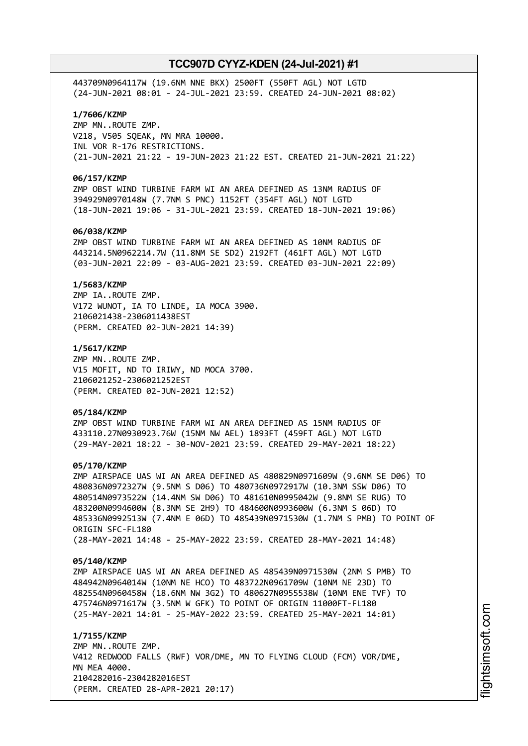443709N0964117W (19.6NM NNE BKX) 2500FT (550FT AGL) NOT LGTD
(24-JUN-2021 08:01 - 24-JUL-2021 23:59. CREATED 24-JUN-2021 08:02)

**1/7606/KZMP**
ZMP MN..ROUTE ZMP.
V218, V505 SQEAK, MN MRA 10000.
INL VOR R-176 RESTRICTIONS.
(21-JUN-2021 21:22 - 19-JUN-2023 21:22 EST. CREATED 21-JUN-2021 21:22)

**06/157/KZMP**
ZMP OBST WIND TURBINE FARM WI AN AREA DEFINED AS 13NM RADIUS OF
394929N0970148W (7.7NM S PNC) 1152FT (354FT AGL) NOT LGTD
(18-JUN-2021 19:06 - 31-JUL-2021 23:59. CREATED 18-JUN-2021 19:06)

**06/038/KZMP**
ZMP OBST WIND TURBINE FARM WI AN AREA DEFINED AS 10NM RADIUS OF
443214.5N0962214.7W (11.8NM SE SD2) 2192FT (461FT AGL) NOT LGTD
(03-JUN-2021 22:09 - 03-AUG-2021 23:59. CREATED 03-JUN-2021 22:09)

**1/5683/KZMP**
ZMP IA..ROUTE ZMP.
V172 WUNOT, IA TO LINDE, IA MOCA 3900.
2106021438-2306011438EST
(PERM. CREATED 02-JUN-2021 14:39)

**1/5617/KZMP**
ZMP MN..ROUTE ZMP.
V15 MOFIT, ND TO IRIWY, ND MOCA 3700.
2106021252-2306021252EST
(PERM. CREATED 02-JUN-2021 12:52)

**05/184/KZMP**
ZMP OBST WIND TURBINE FARM WI AN AREA DEFINED AS 15NM RADIUS OF
433110.27N0930923.76W (15NM NW AEL) 1893FT (459FT AGL) NOT LGTD
(29-MAY-2021 18:22 - 30-NOV-2021 23:59. CREATED 29-MAY-2021 18:22)

**05/170/KZMP**
ZMP AIRSPACE UAS WI AN AREA DEFINED AS 480829N0971609W (9.6NM SE D06) TO
480836N0972327W (9.5NM S D06) TO 480736N0972917W (10.3NM SSW D06) TO
480514N0973522W (14.4NM SW D06) TO 481610N0995042W (9.8NM SE RUG) TO
483200N0994600W (8.3NM SE 2H9) TO 484600N0993600W (6.3NM S 06D) TO
485336N0992513W (7.4NM E 06D) TO 485439N0971530W (1.7NM S PMB) TO POINT OF
ORIGIN SFC-FL180
(28-MAY-2021 14:48 - 25-MAY-2022 23:59. CREATED 28-MAY-2021 14:48)

**05/140/KZMP**
ZMP AIRSPACE UAS WI AN AREA DEFINED AS 485439N0971530W (2NM S PMB) TO
484942N0964014W (10NM NE HCO) TO 483722N0961709W (10NM NE 23D) TO
482554N0960458W (18.6NM NW 3G2) TO 480627N0955538W (10NM ENE TVF) TO
475746N0971617W (3.5NM W GFK) TO POINT OF ORIGIN 11000FT-FL180
(25-MAY-2021 14:01 - 25-MAY-2022 23:59. CREATED 25-MAY-2021 14:01)

**1/7155/KZMP**
ZMP MN..ROUTE ZMP.
V412 REDWOOD FALLS (RWF) VOR/DME, MN TO FLYING CLOUD (FCM) VOR/DME,
MN MEA 4000.
2104282016-2304282016EST
(PERM. CREATED 28-APR-2021 20:17)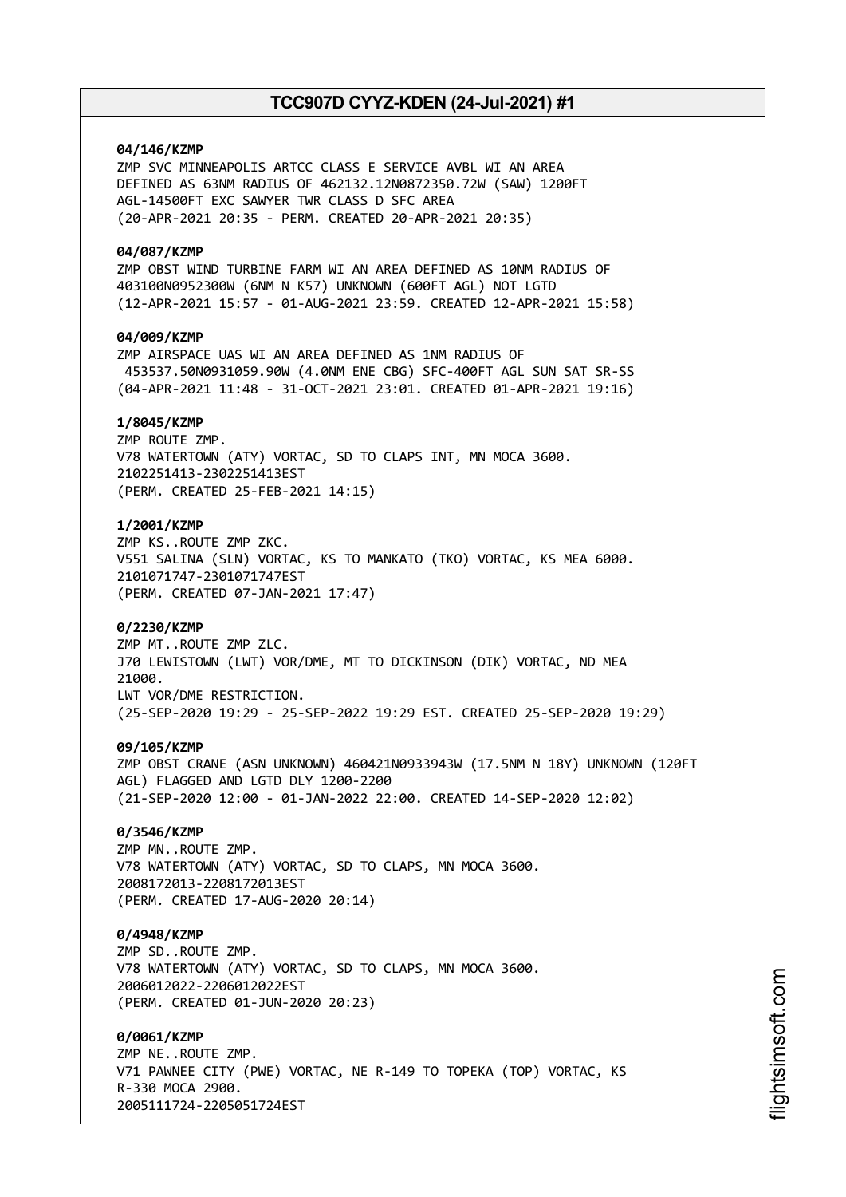**04/146/KZMP**
ZMP SVC MINNEAPOLIS ARTCC CLASS E SERVICE AVBL WI AN AREA DEFINED AS 63NM RADIUS OF 462132.12N0872350.72W (SAW) 1200FT AGL-14500FT EXC SAWYER TWR CLASS D SFC AREA
(20-APR-2021 20:35 - PERM. CREATED 20-APR-2021 20:35)

**04/087/KZMP**
ZMP OBST WIND TURBINE FARM WI AN AREA DEFINED AS 10NM RADIUS OF 403100N0952300W (6NM N K57) UNKNOWN (600FT AGL) NOT LGTD
(12-APR-2021 15:57 - 01-AUG-2021 23:59. CREATED 12-APR-2021 15:58)

**04/009/KZMP**
ZMP AIRSPACE UAS WI AN AREA DEFINED AS 1NM RADIUS OF 453537.50N0931059.90W (4.0NM ENE CBG) SFC-400FT AGL SUN SAT SR-SS
(04-APR-2021 11:48 - 31-OCT-2021 23:01. CREATED 01-APR-2021 19:16)

**1/8045/KZMP**
ZMP ROUTE ZMP.
V78 WATERTOWN (ATY) VORTAC, SD TO CLAPS INT, MN MOCA 3600.
2102251413-2302251413EST
(PERM. CREATED 25-FEB-2021 14:15)

**1/2001/KZMP**
ZMP KS..ROUTE ZMP ZKC.
V551 SALINA (SLN) VORTAC, KS TO MANKATO (TKO) VORTAC, KS MEA 6000.
2101071747-2301071747EST
(PERM. CREATED 07-JAN-2021 17:47)

**0/2230/KZMP**
ZMP MT..ROUTE ZMP ZLC.
J70 LEWISTOWN (LWT) VOR/DME, MT TO DICKINSON (DIK) VORTAC, ND MEA 21000.
LWT VOR/DME RESTRICTION.
(25-SEP-2020 19:29 - 25-SEP-2022 19:29 EST. CREATED 25-SEP-2020 19:29)

**09/105/KZMP**
ZMP OBST CRANE (ASN UNKNOWN) 460421N0933943W (17.5NM N 18Y) UNKNOWN (120FT AGL) FLAGGED AND LGTD DLY 1200-2200
(21-SEP-2020 12:00 - 01-JAN-2022 22:00. CREATED 14-SEP-2020 12:02)

**0/3546/KZMP**
ZMP MN..ROUTE ZMP.
V78 WATERTOWN (ATY) VORTAC, SD TO CLAPS, MN MOCA 3600.
2008172013-2208172013EST
(PERM. CREATED 17-AUG-2020 20:14)

**0/4948/KZMP**
ZMP SD..ROUTE ZMP.
V78 WATERTOWN (ATY) VORTAC, SD TO CLAPS, MN MOCA 3600.
2006012022-2206012022EST
(PERM. CREATED 01-JUN-2020 20:23)

**0/0061/KZMP**
ZMP NE..ROUTE ZMP.
V71 PAWNEE CITY (PWE) VORTAC, NE R-149 TO TOPEKA (TOP) VORTAC, KS R-330 MOCA 2900.
2005111724-2205051724EST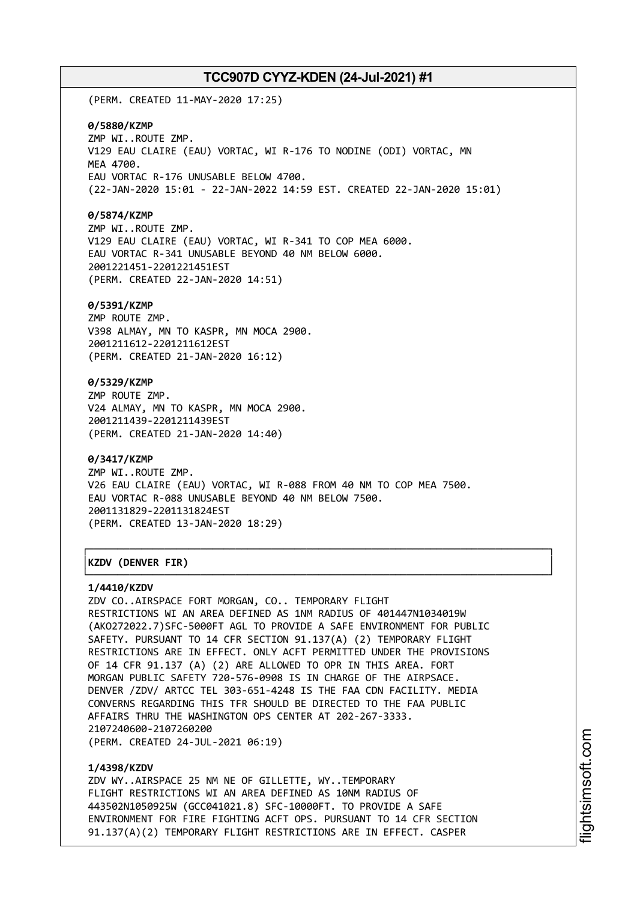(PERM. CREATED 11-MAY-2020 17:25)

**0/5880/KZMP**
ZMP WI..ROUTE ZMP.
V129 EAU CLAIRE (EAU) VORTAC, WI R-176 TO NODINE (ODI) VORTAC, MN
MEA 4700.
EAU VORTAC R-176 UNUSABLE BELOW 4700.
(22-JAN-2020 15:01 - 22-JAN-2022 14:59 EST. CREATED 22-JAN-2020 15:01)

**0/5874/KZMP**
ZMP WI..ROUTE ZMP.
V129 EAU CLAIRE (EAU) VORTAC, WI R-341 TO COP MEA 6000.
EAU VORTAC R-341 UNUSABLE BEYOND 40 NM BELOW 6000.
2001221451-2201221451EST
(PERM. CREATED 22-JAN-2020 14:51)

**0/5391/KZMP**
ZMP ROUTE ZMP.
V398 ALMAY, MN TO KASPR, MN MOCA 2900.
2001211612-2201211612EST
(PERM. CREATED 21-JAN-2020 16:12)

**0/5329/KZMP**
ZMP ROUTE ZMP.
V24 ALMAY, MN TO KASPR, MN MOCA 2900.
2001211439-2201211439EST
(PERM. CREATED 21-JAN-2020 14:40)

**0/3417/KZMP**
ZMP WI..ROUTE ZMP.
V26 EAU CLAIRE (EAU) VORTAC, WI R-088 FROM 40 NM TO COP MEA 7500.
EAU VORTAC R-088 UNUSABLE BEYOND 40 NM BELOW 7500.
2001131829-2201131824EST
(PERM. CREATED 13-JAN-2020 18:29)

**KZDV (DENVER FIR)**

**1/4410/KZDV**
ZDV CO..AIRSPACE FORT MORGAN, CO.. TEMPORARY FLIGHT
RESTRICTIONS WI AN AREA DEFINED AS 1NM RADIUS OF 401447N1034019W
(AKO272022.7)SFC-5000FT AGL TO PROVIDE A SAFE ENVIRONMENT FOR PUBLIC
SAFETY. PURSUANT TO 14 CFR SECTION 91.137(A) (2) TEMPORARY FLIGHT
RESTRICTIONS ARE IN EFFECT. ONLY ACFT PERMITTED UNDER THE PROVISIONS
OF 14 CFR 91.137 (A) (2) ARE ALLOWED TO OPR IN THIS AREA. FORT
MORGAN PUBLIC SAFETY 720-576-0908 IS IN CHARGE OF THE AIRPSACE.
DENVER /ZDV/ ARTCC TEL 303-651-4248 IS THE FAA CDN FACILITY. MEDIA
CONVERNS REGARDING THIS TFR SHOULD BE DIRECTED TO THE FAA PUBLIC
AFFAIRS THRU THE WASHINGTON OPS CENTER AT 202-267-3333.
2107240600-2107260200
(PERM. CREATED 24-JUL-2021 06:19)

**1/4398/KZDV**
ZDV WY..AIRSPACE 25 NM NE OF GILLETTE, WY..TEMPORARY
FLIGHT RESTRICTIONS WI AN AREA DEFINED AS 10NM RADIUS OF
443502N1050925W (GCC041021.8) SFC-10000FT. TO PROVIDE A SAFE
ENVIRONMENT FOR FIRE FIGHTING ACFT OPS. PURSUANT TO 14 CFR SECTION
91.137(A)(2) TEMPORARY FLIGHT RESTRICTIONS ARE IN EFFECT. CASPER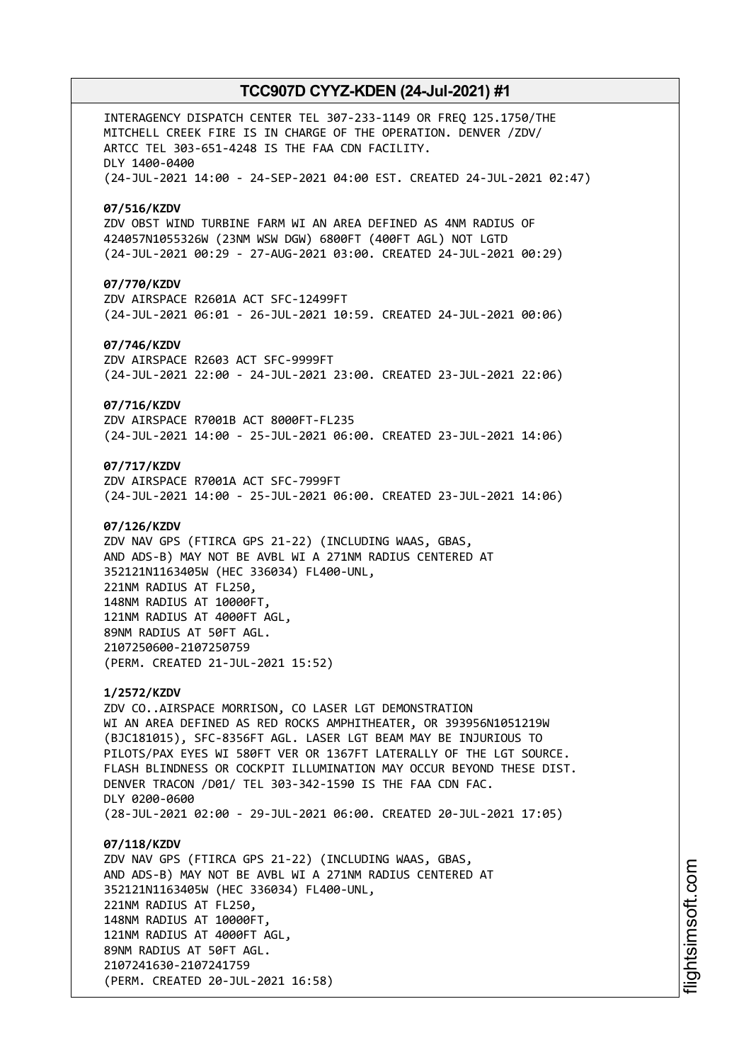INTERAGENCY DISPATCH CENTER TEL 307-233-1149 OR FREQ 125.1750/THE MITCHELL CREEK FIRE IS IN CHARGE OF THE OPERATION. DENVER /ZDV/ ARTCC TEL 303-651-4248 IS THE FAA CDN FACILITY.
DLY 1400-0400
(24-JUL-2021 14:00 - 24-SEP-2021 04:00 EST. CREATED 24-JUL-2021 02:47)

**07/516/KZDV**
ZDV OBST WIND TURBINE FARM WI AN AREA DEFINED AS 4NM RADIUS OF 424057N1055326W (23NM WSW DGW) 6800FT (400FT AGL) NOT LGTD
(24-JUL-2021 00:29 - 27-AUG-2021 03:00. CREATED 24-JUL-2021 00:29)

**07/770/KZDV**
ZDV AIRSPACE R2601A ACT SFC-12499FT
(24-JUL-2021 06:01 - 26-JUL-2021 10:59. CREATED 24-JUL-2021 00:06)

**07/746/KZDV**
ZDV AIRSPACE R2603 ACT SFC-9999FT
(24-JUL-2021 22:00 - 24-JUL-2021 23:00. CREATED 23-JUL-2021 22:06)

**07/716/KZDV**
ZDV AIRSPACE R7001B ACT 8000FT-FL235
(24-JUL-2021 14:00 - 25-JUL-2021 06:00. CREATED 23-JUL-2021 14:06)

**07/717/KZDV**
ZDV AIRSPACE R7001A ACT SFC-7999FT
(24-JUL-2021 14:00 - 25-JUL-2021 06:00. CREATED 23-JUL-2021 14:06)

**07/126/KZDV**
ZDV NAV GPS (FTIRCA GPS 21-22) (INCLUDING WAAS, GBAS, AND ADS-B) MAY NOT BE AVBL WI A 271NM RADIUS CENTERED AT 352121N1163405W (HEC 336034) FL400-UNL,
221NM RADIUS AT FL250,
148NM RADIUS AT 10000FT,
121NM RADIUS AT 4000FT AGL,
89NM RADIUS AT 50FT AGL.
2107250600-2107250759
(PERM. CREATED 21-JUL-2021 15:52)

**1/2572/KZDV**
ZDV CO..AIRSPACE MORRISON, CO LASER LGT DEMONSTRATION WI AN AREA DEFINED AS RED ROCKS AMPHITHEATER, OR 393956N1051219W (BJC181015), SFC-8356FT AGL. LASER LGT BEAM MAY BE INJURIOUS TO PILOTS/PAX EYES WI 580FT VER OR 1367FT LATERALLY OF THE LGT SOURCE. FLASH BLINDNESS OR COCKPIT ILLUMINATION MAY OCCUR BEYOND THESE DIST. DENVER TRACON /D01/ TEL 303-342-1590 IS THE FAA CDN FAC.
DLY 0200-0600
(28-JUL-2021 02:00 - 29-JUL-2021 06:00. CREATED 20-JUL-2021 17:05)

**07/118/KZDV**
ZDV NAV GPS (FTIRCA GPS 21-22) (INCLUDING WAAS, GBAS, AND ADS-B) MAY NOT BE AVBL WI A 271NM RADIUS CENTERED AT 352121N1163405W (HEC 336034) FL400-UNL,
221NM RADIUS AT FL250,
148NM RADIUS AT 10000FT,
121NM RADIUS AT 4000FT AGL,
89NM RADIUS AT 50FT AGL.
2107241630-2107241759
(PERM. CREATED 20-JUL-2021 16:58)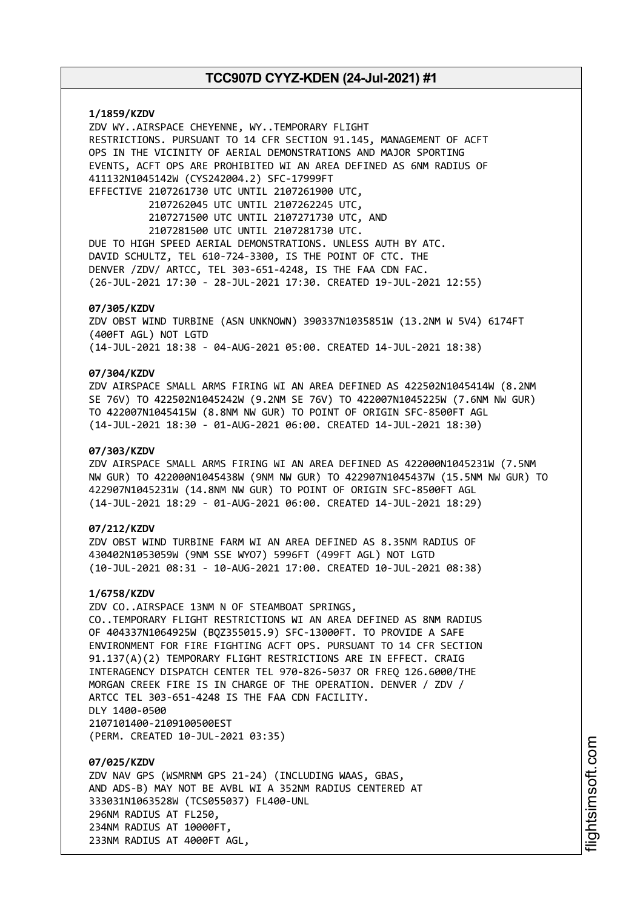**1/1859/KZDV**

ZDV WY..AIRSPACE CHEYENNE, WY..TEMPORARY FLIGHT
RESTRICTIONS. PURSUANT TO 14 CFR SECTION 91.145, MANAGEMENT OF ACFT
OPS IN THE VICINITY OF AERIAL DEMONSTRATIONS AND MAJOR SPORTING
EVENTS, ACFT OPS ARE PROHIBITED WI AN AREA DEFINED AS 6NM RADIUS OF
411132N1045142W (CYS242004.2) SFC-17999FT
EFFECTIVE 2107261730 UTC UNTIL 2107261900 UTC,
2107262045 UTC UNTIL 2107262245 UTC,
2107271500 UTC UNTIL 2107271730 UTC, AND
2107281500 UTC UNTIL 2107281730 UTC.
DUE TO HIGH SPEED AERIAL DEMONSTRATIONS. UNLESS AUTH BY ATC.
DAVID SCHULTZ, TEL 610-724-3300, IS THE POINT OF CTC. THE
DENVER /ZDV/ ARTCC, TEL 303-651-4248, IS THE FAA CDN FAC.
(26-JUL-2021 17:30 - 28-JUL-2021 17:30. CREATED 19-JUL-2021 12:55)

**07/305/KZDV**

ZDV OBST WIND TURBINE (ASN UNKNOWN) 390337N1035851W (13.2NM W 5V4) 6174FT
(400FT AGL) NOT LGTD
(14-JUL-2021 18:38 - 04-AUG-2021 05:00. CREATED 14-JUL-2021 18:38)

**07/304/KZDV**

ZDV AIRSPACE SMALL ARMS FIRING WI AN AREA DEFINED AS 422502N1045414W (8.2NM
SE 76V) TO 422502N1045242W (9.2NM SE 76V) TO 422007N1045225W (7.6NM NW GUR)
TO 422007N1045415W (8.8NM NW GUR) TO POINT OF ORIGIN SFC-8500FT AGL
(14-JUL-2021 18:30 - 01-AUG-2021 06:00. CREATED 14-JUL-2021 18:30)

**07/303/KZDV**

ZDV AIRSPACE SMALL ARMS FIRING WI AN AREA DEFINED AS 422000N1045231W (7.5NM
NW GUR) TO 422000N1045438W (9NM NW GUR) TO 422907N1045437W (15.5NM NW GUR) TO
422907N1045231W (14.8NM NW GUR) TO POINT OF ORIGIN SFC-8500FT AGL
(14-JUL-2021 18:29 - 01-AUG-2021 06:00. CREATED 14-JUL-2021 18:29)

**07/212/KZDV**

ZDV OBST WIND TURBINE FARM WI AN AREA DEFINED AS 8.35NM RADIUS OF
430402N1053059W (9NM SSE WYO7) 5996FT (499FT AGL) NOT LGTD
(10-JUL-2021 08:31 - 10-AUG-2021 17:00. CREATED 10-JUL-2021 08:38)

**1/6758/KZDV**

ZDV CO..AIRSPACE 13NM N OF STEAMBOAT SPRINGS,
CO..TEMPORARY FLIGHT RESTRICTIONS WI AN AREA DEFINED AS 8NM RADIUS
OF 404337N1064925W (BQZ355015.9) SFC-13000FT. TO PROVIDE A SAFE
ENVIRONMENT FOR FIRE FIGHTING ACFT OPS. PURSUANT TO 14 CFR SECTION
91.137(A)(2) TEMPORARY FLIGHT RESTRICTIONS ARE IN EFFECT. CRAIG
INTERAGENCY DISPATCH CENTER TEL 970-826-5037 OR FREQ 126.6000/THE
MORGAN CREEK FIRE IS IN CHARGE OF THE OPERATION. DENVER / ZDV /
ARTCC TEL 303-651-4248 IS THE FAA CDN FACILITY.
DLY 1400-0500
2107101400-2109100500EST
(PERM. CREATED 10-JUL-2021 03:35)

**07/025/KZDV**

ZDV NAV GPS (WSMRNM GPS 21-24) (INCLUDING WAAS, GBAS,
AND ADS-B) MAY NOT BE AVBL WI A 352NM RADIUS CENTERED AT
333031N1063528W (TCS055037) FL400-UNL
296NM RADIUS AT FL250,
234NM RADIUS AT 10000FT,
233NM RADIUS AT 4000FT AGL,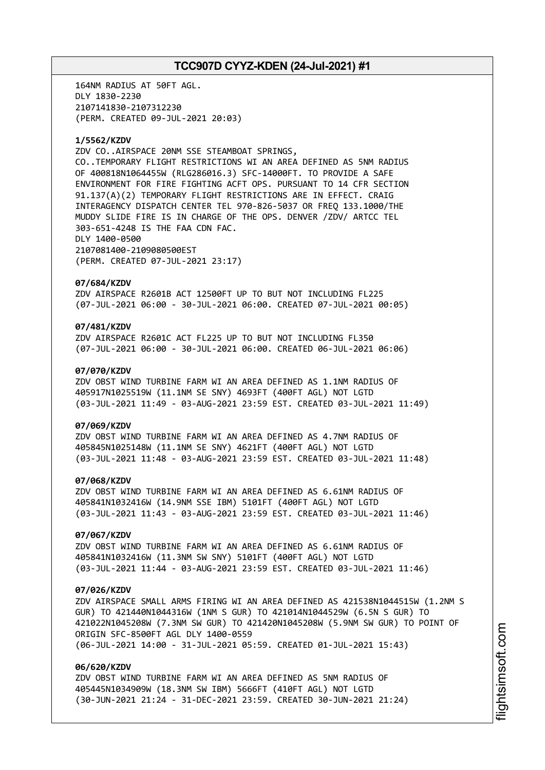164NM RADIUS AT 50FT AGL.
DLY 1830-2230
2107141830-2107312230
(PERM. CREATED 09-JUL-2021 20:03)

**1/5562/KZDV**
ZDV CO..AIRSPACE 20NM SSE STEAMBOAT SPRINGS,
CO..TEMPORARY FLIGHT RESTRICTIONS WI AN AREA DEFINED AS 5NM RADIUS
OF 400818N1064455W (RLG286016.3) SFC-14000FT. TO PROVIDE A SAFE
ENVIRONMENT FOR FIRE FIGHTING ACFT OPS. PURSUANT TO 14 CFR SECTION
91.137(A)(2) TEMPORARY FLIGHT RESTRICTIONS ARE IN EFFECT. CRAIG
INTERAGENCY DISPATCH CENTER TEL 970-826-5037 OR FREQ 133.1000/THE
MUDDY SLIDE FIRE IS IN CHARGE OF THE OPS. DENVER /ZDV/ ARTCC TEL
303-651-4248 IS THE FAA CDN FAC.
DLY 1400-0500
2107081400-2109080500EST
(PERM. CREATED 07-JUL-2021 23:17)

**07/684/KZDV**
ZDV AIRSPACE R2601B ACT 12500FT UP TO BUT NOT INCLUDING FL225
(07-JUL-2021 06:00 - 30-JUL-2021 06:00. CREATED 07-JUL-2021 00:05)

**07/481/KZDV**
ZDV AIRSPACE R2601C ACT FL225 UP TO BUT NOT INCLUDING FL350
(07-JUL-2021 06:00 - 30-JUL-2021 06:00. CREATED 06-JUL-2021 06:06)

**07/070/KZDV**
ZDV OBST WIND TURBINE FARM WI AN AREA DEFINED AS 1.1NM RADIUS OF
405917N1025519W (11.1NM SE SNY) 4693FT (400FT AGL) NOT LGTD
(03-JUL-2021 11:49 - 03-AUG-2021 23:59 EST. CREATED 03-JUL-2021 11:49)

**07/069/KZDV**
ZDV OBST WIND TURBINE FARM WI AN AREA DEFINED AS 4.7NM RADIUS OF
405845N1025148W (11.1NM SE SNY) 4621FT (400FT AGL) NOT LGTD
(03-JUL-2021 11:48 - 03-AUG-2021 23:59 EST. CREATED 03-JUL-2021 11:48)

**07/068/KZDV**
ZDV OBST WIND TURBINE FARM WI AN AREA DEFINED AS 6.61NM RADIUS OF
405841N1032416W (14.9NM SSE IBM) 5101FT (400FT AGL) NOT LGTD
(03-JUL-2021 11:43 - 03-AUG-2021 23:59 EST. CREATED 03-JUL-2021 11:46)

**07/067/KZDV**
ZDV OBST WIND TURBINE FARM WI AN AREA DEFINED AS 6.61NM RADIUS OF
405841N1032416W (11.3NM SW SNY) 5101FT (400FT AGL) NOT LGTD
(03-JUL-2021 11:44 - 03-AUG-2021 23:59 EST. CREATED 03-JUL-2021 11:46)

**07/026/KZDV**
ZDV AIRSPACE SMALL ARMS FIRING WI AN AREA DEFINED AS 421538N1044515W (1.2NM S
GUR) TO 421440N1044316W (1NM S GUR) TO 421014N1044529W (6.5N S GUR) TO
421022N1045208W (7.3NM SW GUR) TO 421420N1045208W (5.9NM SW GUR) TO POINT OF
ORIGIN SFC-8500FT AGL DLY 1400-0559
(06-JUL-2021 14:00 - 31-JUL-2021 05:59. CREATED 01-JUL-2021 15:43)

**06/620/KZDV**
ZDV OBST WIND TURBINE FARM WI AN AREA DEFINED AS 5NM RADIUS OF
405445N1034909W (18.3NM SW IBM) 5666FT (410FT AGL) NOT LGTD
(30-JUN-2021 21:24 - 31-DEC-2021 23:59. CREATED 30-JUN-2021 21:24)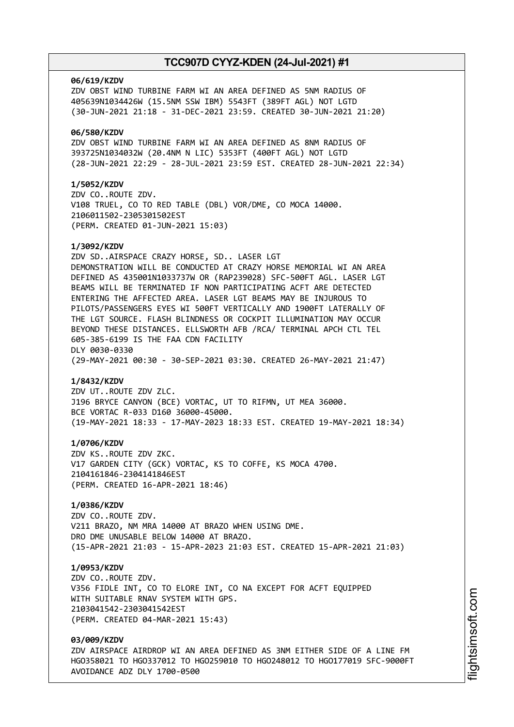**06/619/KZDV**
ZDV OBST WIND TURBINE FARM WI AN AREA DEFINED AS 5NM RADIUS OF 405639N1034426W (15.5NM SSW IBM) 5543FT (389FT AGL) NOT LGTD
(30-JUN-2021 21:18 - 31-DEC-2021 23:59. CREATED 30-JUN-2021 21:20)

**06/580/KZDV**
ZDV OBST WIND TURBINE FARM WI AN AREA DEFINED AS 8NM RADIUS OF 393725N1034032W (20.4NM N LIC) 5353FT (400FT AGL) NOT LGTD
(28-JUN-2021 22:29 - 28-JUL-2021 23:59 EST. CREATED 28-JUN-2021 22:34)

**1/5052/KZDV**
ZDV CO..ROUTE ZDV.
V108 TRUEL, CO TO RED TABLE (DBL) VOR/DME, CO MOCA 14000.
2106011502-2305301502EST
(PERM. CREATED 01-JUN-2021 15:03)

**1/3092/KZDV**
ZDV SD..AIRSPACE CRAZY HORSE, SD.. LASER LGT DEMONSTRATION WILL BE CONDUCTED AT CRAZY HORSE MEMORIAL WI AN AREA DEFINED AS 435001N1033737W OR (RAP239028) SFC-500FT AGL. LASER LGT BEAMS WILL BE TERMINATED IF NON PARTICIPATING ACFT ARE DETECTED ENTERING THE AFFECTED AREA. LASER LGT BEAMS MAY BE INJUROUS TO PILOTS/PASSENGERS EYES WI 500FT VERTICALLY AND 1900FT LATERALLY OF THE LGT SOURCE. FLASH BLINDNESS OR COCKPIT ILLUMINATION MAY OCCUR BEYOND THESE DISTANCES. ELLSWORTH AFB /RCA/ TERMINAL APCH CTL TEL 605-385-6199 IS THE FAA CDN FACILITY
DLY 0030-0330
(29-MAY-2021 00:30 - 30-SEP-2021 03:30. CREATED 26-MAY-2021 21:47)

**1/8432/KZDV**
ZDV UT..ROUTE ZDV ZLC.
J196 BRYCE CANYON (BCE) VORTAC, UT TO RIFMN, UT MEA 36000.
BCE VORTAC R-033 D160 36000-45000.
(19-MAY-2021 18:33 - 17-MAY-2023 18:33 EST. CREATED 19-MAY-2021 18:34)

**1/0706/KZDV**
ZDV KS..ROUTE ZDV ZKC.
V17 GARDEN CITY (GCK) VORTAC, KS TO COFFE, KS MOCA 4700.
2104161846-2304141846EST
(PERM. CREATED 16-APR-2021 18:46)

**1/0386/KZDV**
ZDV CO..ROUTE ZDV.
V211 BRAZO, NM MRA 14000 AT BRAZO WHEN USING DME.
DRO DME UNUSABLE BELOW 14000 AT BRAZO.
(15-APR-2021 21:03 - 15-APR-2023 21:03 EST. CREATED 15-APR-2021 21:03)

**1/0953/KZDV**
ZDV CO..ROUTE ZDV.
V356 FIDLE INT, CO TO ELORE INT, CO NA EXCEPT FOR ACFT EQUIPPED WITH SUITABLE RNAV SYSTEM WITH GPS.
2103041542-2303041542EST
(PERM. CREATED 04-MAR-2021 15:43)

**03/009/KZDV**
ZDV AIRSPACE AIRDROP WI AN AREA DEFINED AS 3NM EITHER SIDE OF A LINE FM HGO358021 TO HGO337012 TO HGO259010 TO HGO248012 TO HGO177019 SFC-9000FT AVOIDANCE ADZ DLY 1700-0500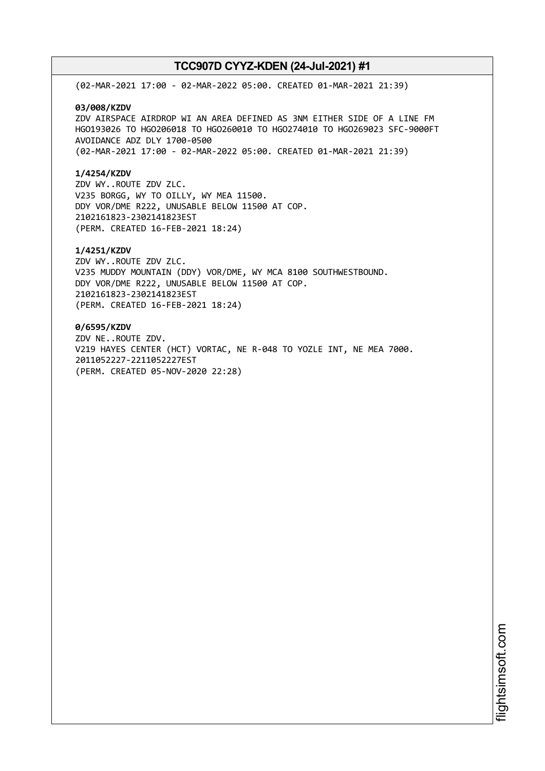(02-MAR-2021 17:00 - 02-MAR-2022 05:00. CREATED 01-MAR-2021 21:39)

**03/008/KZDV**
ZDV AIRSPACE AIRDROP WI AN AREA DEFINED AS 3NM EITHER SIDE OF A LINE FM HGO193026 TO HGO206018 TO HGO260010 TO HGO274010 TO HGO269023 SFC-9000FT AVOIDANCE ADZ DLY 1700-0500
(02-MAR-2021 17:00 - 02-MAR-2022 05:00. CREATED 01-MAR-2021 21:39)

**1/4254/KZDV**
ZDV WY..ROUTE ZDV ZLC.
V235 BORGG, WY TO OILLY, WY MEA 11500.
DDY VOR/DME R222, UNUSABLE BELOW 11500 AT COP.
2102161823-2302141823EST
(PERM. CREATED 16-FEB-2021 18:24)

**1/4251/KZDV**
ZDV WY..ROUTE ZDV ZLC.
V235 MUDDY MOUNTAIN (DDY) VOR/DME, WY MCA 8100 SOUTHWESTBOUND.
DDY VOR/DME R222, UNUSABLE BELOW 11500 AT COP.
2102161823-2302141823EST
(PERM. CREATED 16-FEB-2021 18:24)

**0/6595/KZDV**
ZDV NE..ROUTE ZDV.
V219 HAYES CENTER (HCT) VORTAC, NE R-048 TO YOZLE INT, NE MEA 7000.
2011052227-2211052227EST
(PERM. CREATED 05-NOV-2020 22:28)